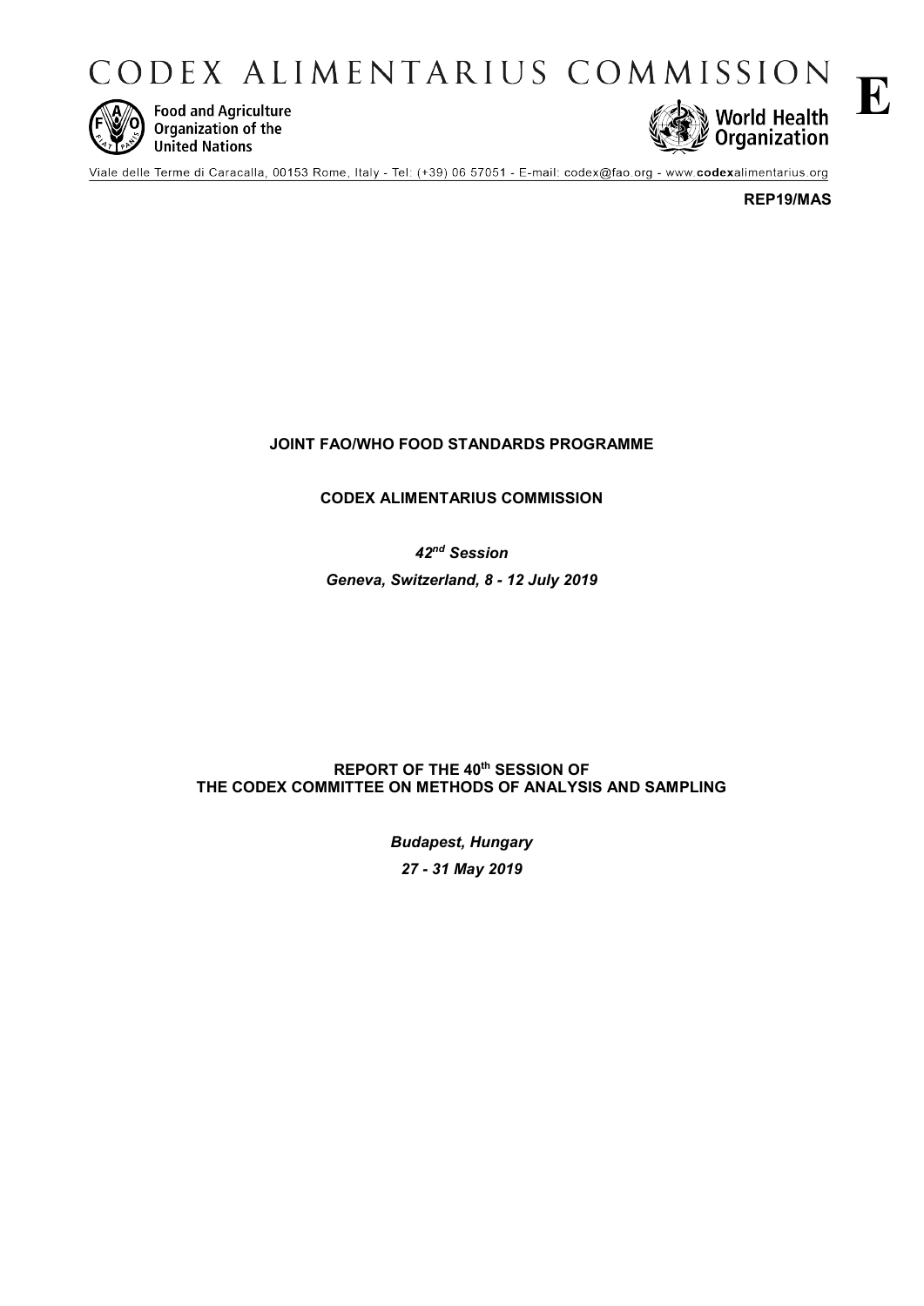# CODEX ALIMENTARIUS COMMISSION

**E**

Food and Agriculture Organization of the United Nations

World Health Organization

Viale delle Terme di Caracalla, 00153 Rome, Italy - Tel: (+39) 06 57051 - E-mail: codex@fao.org - www.codexalimentarius.org

**REP19/MAS**

**JOINT FAO/WHO FOOD STANDARDS PROGRAMME**

**CODEX ALIMENTARIUS COMMISSION**

***42nd Session***

***Geneva, Switzerland, 8 - 12 July 2019***

**REPORT OF THE 40th SESSION OF**
**THE CODEX COMMITTEE ON METHODS OF ANALYSIS AND SAMPLING**

***Budapest, Hungary***

***27 - 31 May 2019***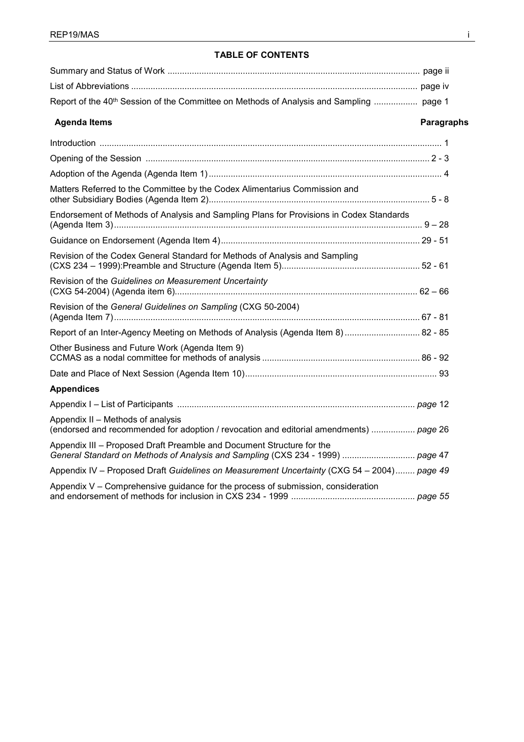## TABLE OF CONTENTS

| | |
|---|---|
| Summary and Status of Work | page ii |
| List of Abbreviations | page iv |
| Report of the 40th Session of the Committee on Methods of Analysis and Sampling | page 1 |

| **Agenda Items** | **Paragraphs** |
|---|---|
| Introduction | 1 |
| Opening of the Session | 2 - 3 |
| Adoption of the Agenda (Agenda Item 1) | 4 |
| Matters Referred to the Committee by the Codex Alimentarius Commission and other Subsidiary Bodies (Agenda Item 2) | 5 - 8 |
| Endorsement of Methods of Analysis and Sampling Plans for Provisions in Codex Standards (Agenda Item 3) | 9 – 28 |
| Guidance on Endorsement (Agenda Item 4) | 29 - 51 |
| Revision of the Codex General Standard for Methods of Analysis and Sampling (CXS 234 – 1999):Preamble and Structure (Agenda Item 5) | 52 - 61 |
| Revision of the *Guidelines on Measurement Uncertainty* (CXG 54-2004) (Agenda item 6) | 62 – 66 |
| Revision of the *General Guidelines on Sampling* (CXG 50-2004) (Agenda Item 7) | 67 - 81 |
| Report of an Inter-Agency Meeting on Methods of Analysis (Agenda Item 8) | 82 - 85 |
| Other Business and Future Work (Agenda Item 9) CCMAS as a nodal committee for methods of analysis | 86 - 92 |
| Date and Place of Next Session (Agenda Item 10) | 93 |

**Appendices**

| | |
|---|---|
| Appendix I – List of Participants | *page* 12 |
| Appendix II – Methods of analysis (endorsed and recommended for adoption / revocation and editorial amendments) | *page* 26 |
| Appendix III – Proposed Draft Preamble and Document Structure for the *General Standard on Methods of Analysis and Sampling* (CXS 234 - 1999) | *page* 47 |
| Appendix IV – Proposed Draft *Guidelines on Measurement Uncertainty* (CXG 54 – 2004) | *page 49* |
| Appendix V – Comprehensive guidance for the process of submission, consideration and endorsement of methods for inclusion in CXS 234 - 1999 | *page 55* |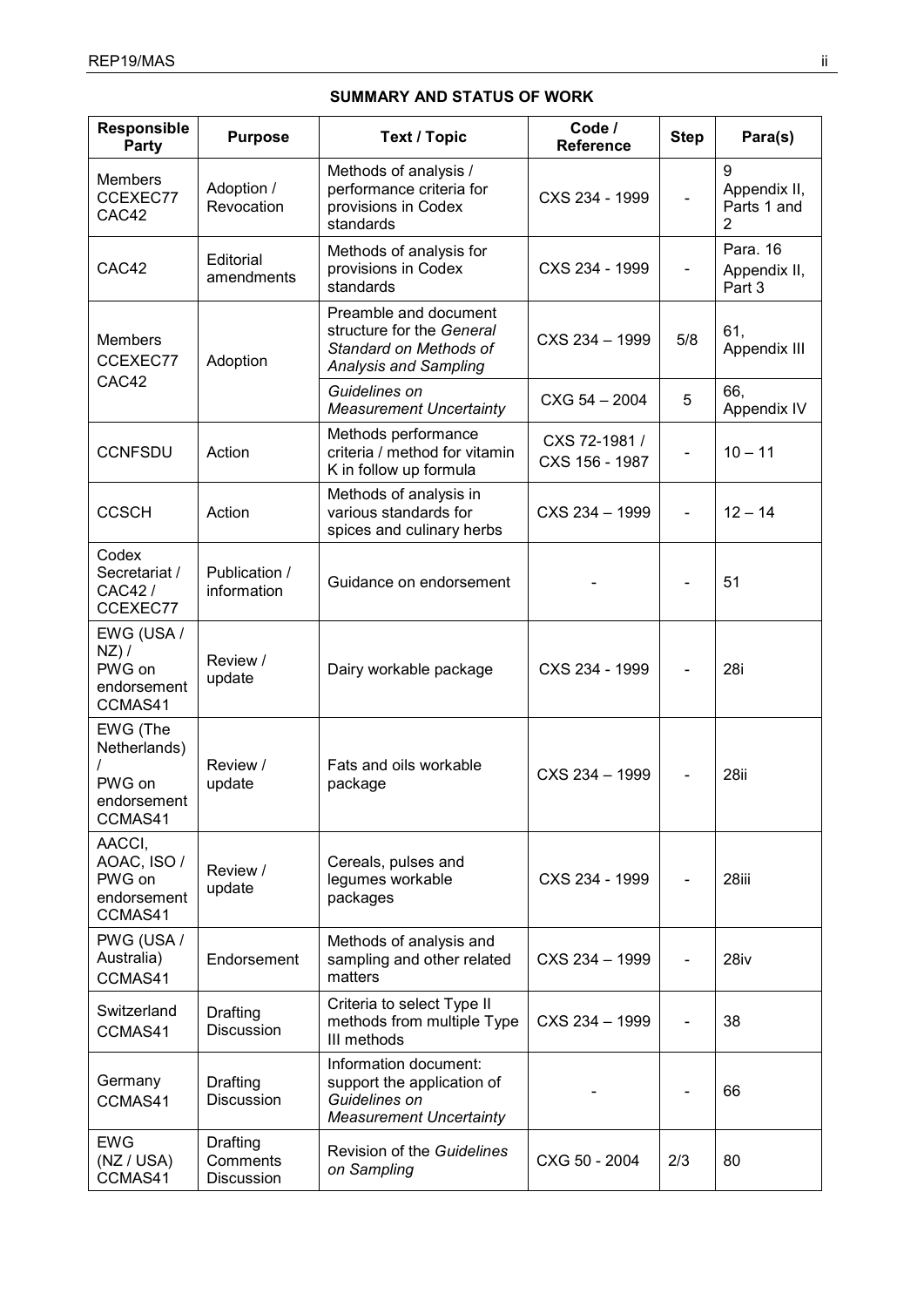**SUMMARY AND STATUS OF WORK**

| Responsible Party | Purpose | Text / Topic | Code / Reference | Step | Para(s) |
|---|---|---|---|---|---|
| Members CCEXEC77 CAC42 | Adoption / Revocation | Methods of analysis / performance criteria for provisions in Codex standards | CXS 234 - 1999 | - | 9 Appendix II, Parts 1 and 2 |
| CAC42 | Editorial amendments | Methods of analysis for provisions in Codex standards | CXS 234 - 1999 | - | Para. 16 Appendix II, Part 3 |
| Members CCEXEC77 CAC42 | Adoption | Preamble and document structure for the *General Standard on Methods of Analysis and Sampling* | CXS 234 – 1999 | 5/8 | 61, Appendix III |
| | | *Guidelines on Measurement Uncertainty* | CXG 54 – 2004 | 5 | 66, Appendix IV |
| CCNFSDU | Action | Methods performance criteria / method for vitamin K in follow up formula | CXS 72-1981 / CXS 156 - 1987 | - | 10 – 11 |
| CCSCH | Action | Methods of analysis in various standards for spices and culinary herbs | CXS 234 – 1999 | - | 12 – 14 |
| Codex Secretariat / CAC42 / CCEXEC77 | Publication / information | Guidance on endorsement | - | - | 51 |
| EWG (USA / NZ) / PWG on endorsement CCMAS41 | Review / update | Dairy workable package | CXS 234 - 1999 | - | 28i |
| EWG (The Netherlands) / PWG on endorsement CCMAS41 | Review / update | Fats and oils workable package | CXS 234 – 1999 | - | 28ii |
| AACCI, AOAC, ISO / PWG on endorsement CCMAS41 | Review / update | Cereals, pulses and legumes workable packages | CXS 234 - 1999 | - | 28iii |
| PWG (USA / Australia) CCMAS41 | Endorsement | Methods of analysis and sampling and other related matters | CXS 234 – 1999 | - | 28iv |
| Switzerland CCMAS41 | Drafting Discussion | Criteria to select Type II methods from multiple Type III methods | CXS 234 – 1999 | - | 38 |
| Germany CCMAS41 | Drafting Discussion | Information document: support the application of *Guidelines on Measurement Uncertainty* | - | - | 66 |
| EWG (NZ / USA) CCMAS41 | Drafting Comments Discussion | Revision of the *Guidelines on Sampling* | CXG 50 - 2004 | 2/3 | 80 |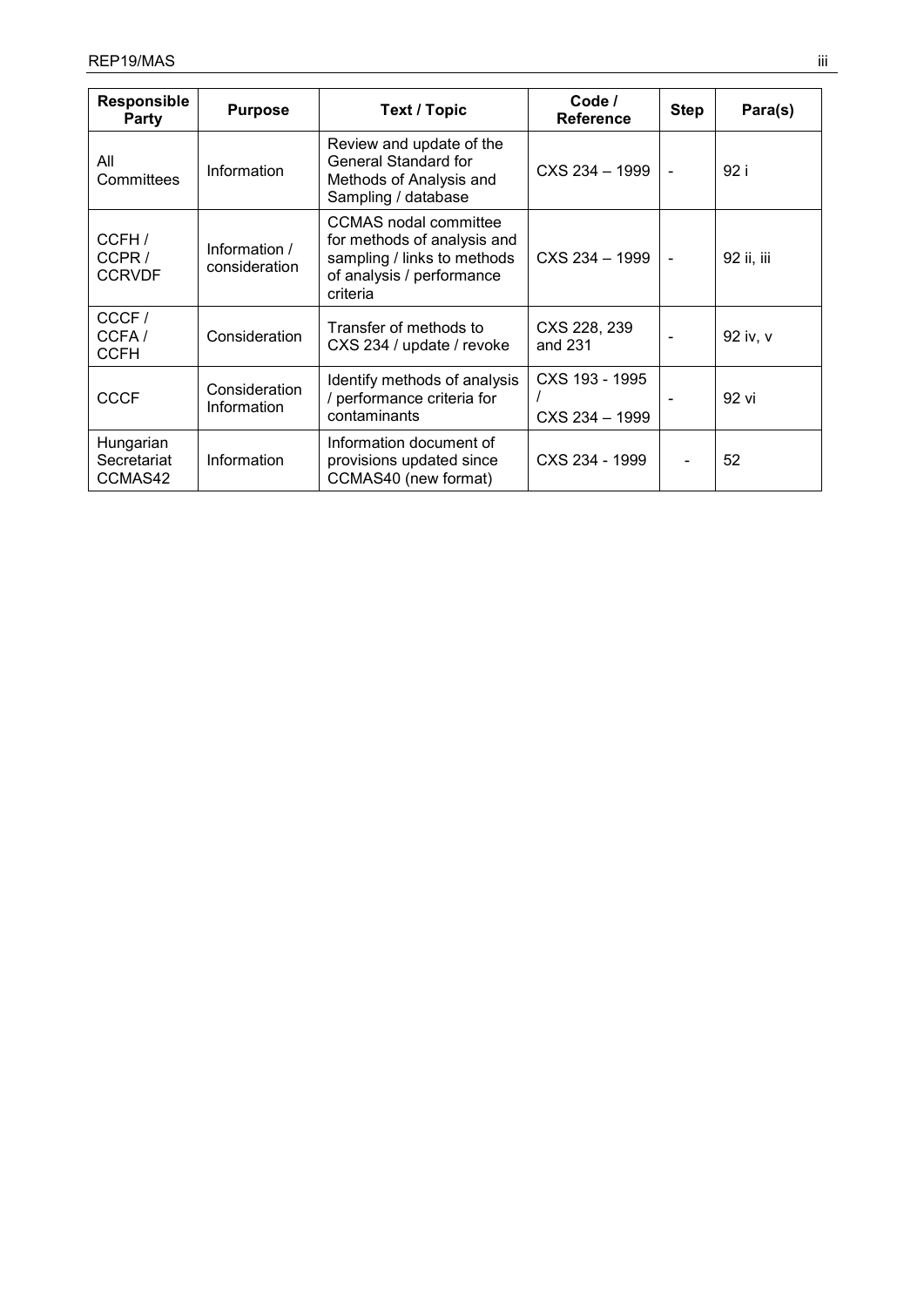| Responsible Party | Purpose | Text / Topic | Code / Reference | Step | Para(s) |
|---|---|---|---|---|---|
| All Committees | Information | Review and update of the General Standard for Methods of Analysis and Sampling / database | CXS 234 – 1999 | - | 92 i |
| CCFH / CCPR / CCRVDF | Information / consideration | CCMAS nodal committee for methods of analysis and sampling / links to methods of analysis / performance criteria | CXS 234 – 1999 | - | 92 ii, iii |
| CCCF / CCFA / CCFH | Consideration | Transfer of methods to CXS 234 / update / revoke | CXS 228, 239 and 231 | - | 92 iv, v |
| CCCF | Consideration Information | Identify methods of analysis / performance criteria for contaminants | CXS 193 - 1995 / CXS 234 – 1999 | - | 92 vi |
| Hungarian Secretariat CCMAS42 | Information | Information document of provisions updated since CCMAS40 (new format) | CXS 234 - 1999 | - | 52 |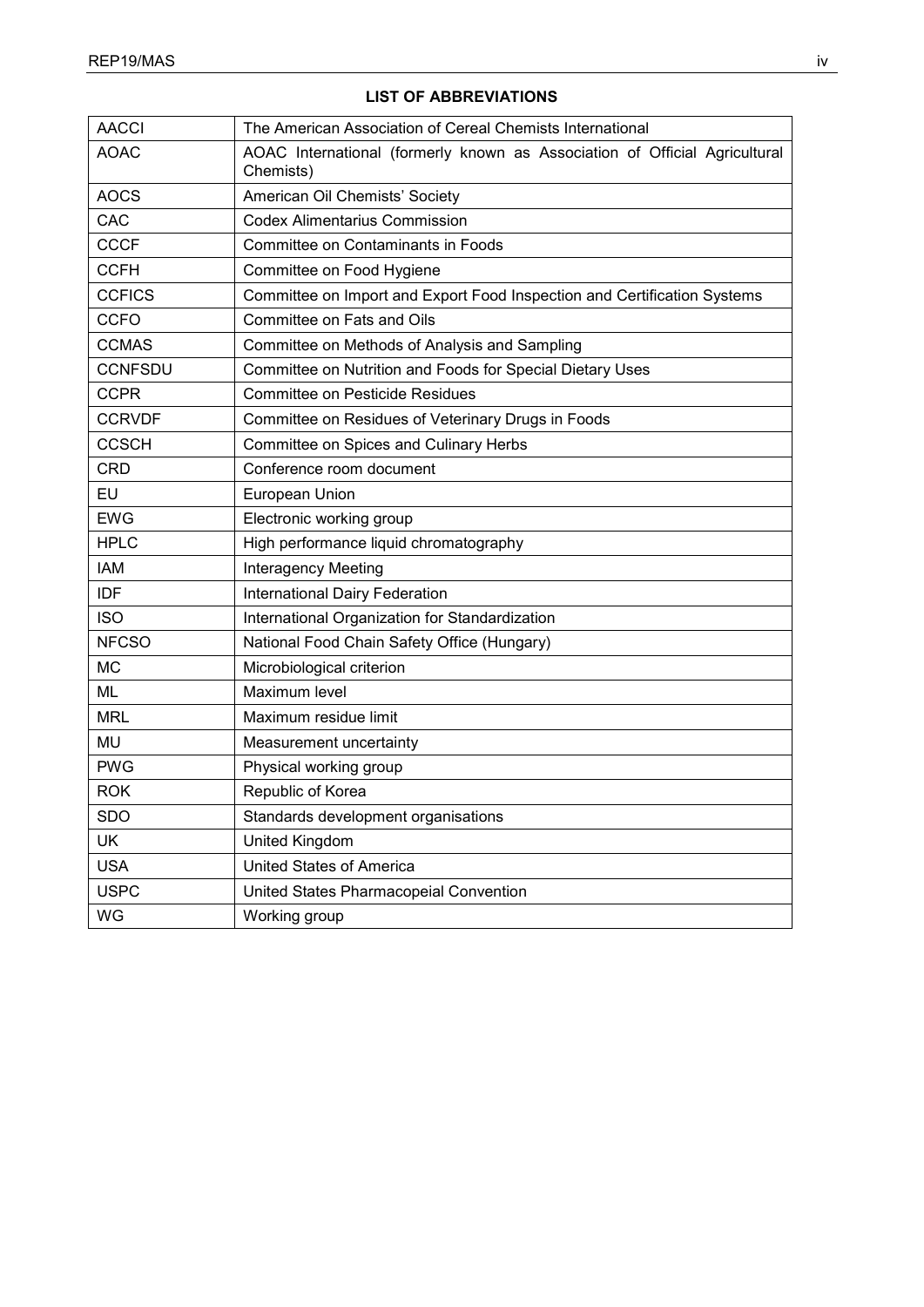## LIST OF ABBREVIATIONS

| | |
|---|---|
| AACCI | The American Association of Cereal Chemists International |
| AOAC | AOAC International (formerly known as Association of Official Agricultural Chemists) |
| AOCS | American Oil Chemists' Society |
| CAC | Codex Alimentarius Commission |
| CCCF | Committee on Contaminants in Foods |
| CCFH | Committee on Food Hygiene |
| CCFICS | Committee on Import and Export Food Inspection and Certification Systems |
| CCFO | Committee on Fats and Oils |
| CCMAS | Committee on Methods of Analysis and Sampling |
| CCNFSDU | Committee on Nutrition and Foods for Special Dietary Uses |
| CCPR | Committee on Pesticide Residues |
| CCRVDF | Committee on Residues of Veterinary Drugs in Foods |
| CCSCH | Committee on Spices and Culinary Herbs |
| CRD | Conference room document |
| EU | European Union |
| EWG | Electronic working group |
| HPLC | High performance liquid chromatography |
| IAM | Interagency Meeting |
| IDF | International Dairy Federation |
| ISO | International Organization for Standardization |
| NFCSO | National Food Chain Safety Office (Hungary) |
| MC | Microbiological criterion |
| ML | Maximum level |
| MRL | Maximum residue limit |
| MU | Measurement uncertainty |
| PWG | Physical working group |
| ROK | Republic of Korea |
| SDO | Standards development organisations |
| UK | United Kingdom |
| USA | United States of America |
| USPC | United States Pharmacopeial Convention |
| WG | Working group |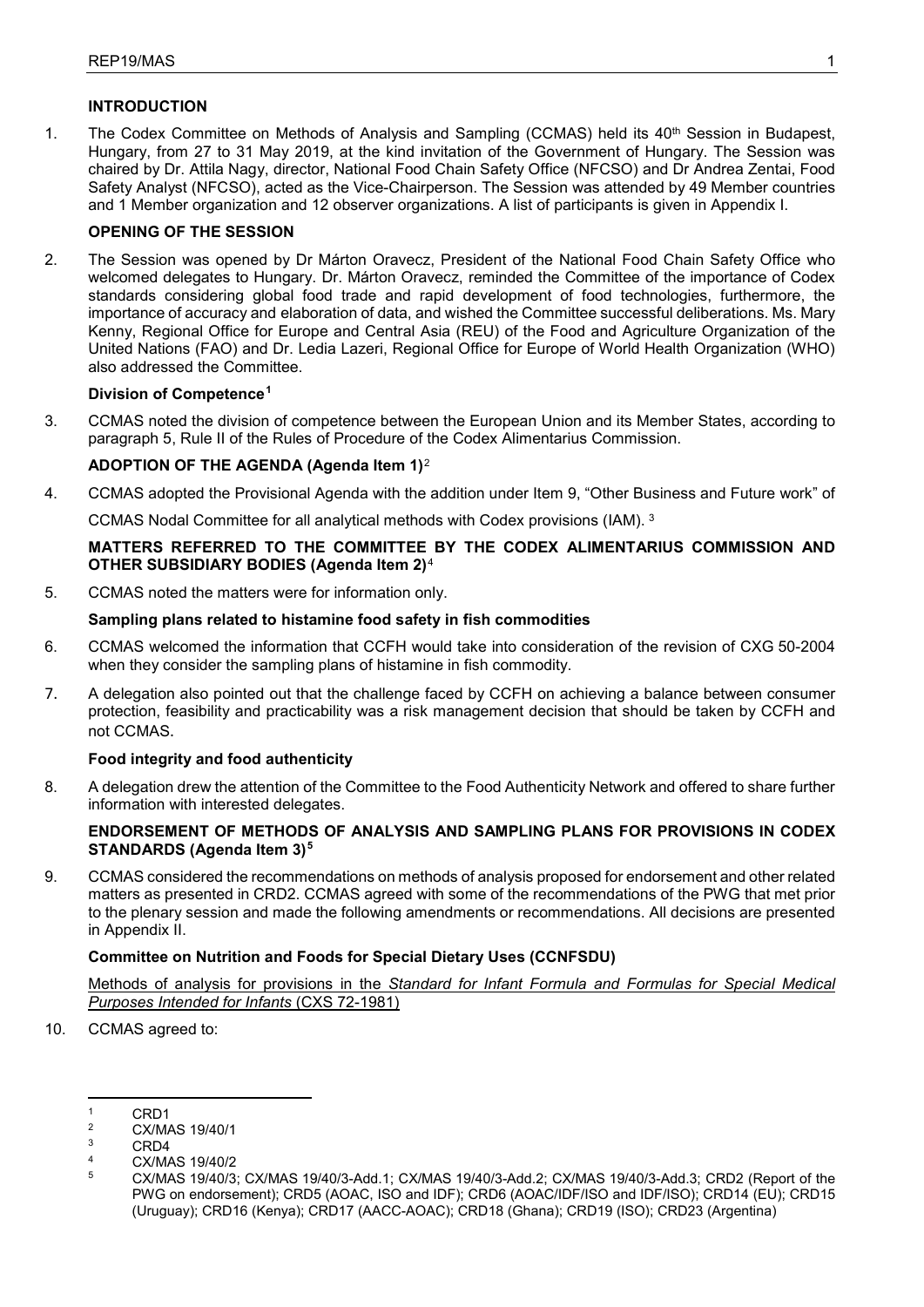## INTRODUCTION

1. The Codex Committee on Methods of Analysis and Sampling (CCMAS) held its 40th Session in Budapest, Hungary, from 27 to 31 May 2019, at the kind invitation of the Government of Hungary. The Session was chaired by Dr. Attila Nagy, director, National Food Chain Safety Office (NFCSO) and Dr Andrea Zentai, Food Safety Analyst (NFCSO), acted as the Vice-Chairperson. The Session was attended by 49 Member countries and 1 Member organization and 12 observer organizations. A list of participants is given in Appendix I.

## OPENING OF THE SESSION

2. The Session was opened by Dr Márton Oravecz, President of the National Food Chain Safety Office who welcomed delegates to Hungary. Dr. Márton Oravecz, reminded the Committee of the importance of Codex standards considering global food trade and rapid development of food technologies, furthermore, the importance of accuracy and elaboration of data, and wished the Committee successful deliberations. Ms. Mary Kenny, Regional Office for Europe and Central Asia (REU) of the Food and Agriculture Organization of the United Nations (FAO) and Dr. Ledia Lazeri, Regional Office for Europe of World Health Organization (WHO) also addressed the Committee.

### Division of Competence[1]

3. CCMAS noted the division of competence between the European Union and its Member States, according to paragraph 5, Rule II of the Rules of Procedure of the Codex Alimentarius Commission.

## ADOPTION OF THE AGENDA (Agenda Item 1)[2]

4. CCMAS adopted the Provisional Agenda with the addition under Item 9, "Other Business and Future work" of

   CCMAS Nodal Committee for all analytical methods with Codex provisions (IAM). [3]

## MATTERS REFERRED TO THE COMMITTEE BY THE CODEX ALIMENTARIUS COMMISSION AND OTHER SUBSIDIARY BODIES (Agenda Item 2)[4]

5. CCMAS noted the matters were for information only.

### Sampling plans related to histamine food safety in fish commodities

6. CCMAS welcomed the information that CCFH would take into consideration of the revision of CXG 50-2004 when they consider the sampling plans of histamine in fish commodity.

7. A delegation also pointed out that the challenge faced by CCFH on achieving a balance between consumer protection, feasibility and practicability was a risk management decision that should be taken by CCFH and not CCMAS.

### Food integrity and food authenticity

8. A delegation drew the attention of the Committee to the Food Authenticity Network and offered to share further information with interested delegates.

## ENDORSEMENT OF METHODS OF ANALYSIS AND SAMPLING PLANS FOR PROVISIONS IN CODEX STANDARDS (Agenda Item 3)[5]

9. CCMAS considered the recommendations on methods of analysis proposed for endorsement and other related matters as presented in CRD2. CCMAS agreed with some of the recommendations of the PWG that met prior to the plenary session and made the following amendments or recommendations. All decisions are presented in Appendix II.

### Committee on Nutrition and Foods for Special Dietary Uses (CCNFSDU)

Methods of analysis for provisions in the *Standard for Infant Formula and Formulas for Special Medical Purposes Intended for Infants* (CXS 72-1981)

10. CCMAS agreed to:

---

[1] CRD1

[2] CX/MAS 19/40/1

[3] CRD4

[4] CX/MAS 19/40/2

[5] CX/MAS 19/40/3; CX/MAS 19/40/3-Add.1; CX/MAS 19/40/3-Add.2; CX/MAS 19/40/3-Add.3; CRD2 (Report of the PWG on endorsement); CRD5 (AOAC, ISO and IDF); CRD6 (AOAC/IDF/ISO and IDF/ISO); CRD14 (EU); CRD15 (Uruguay); CRD16 (Kenya); CRD17 (AACC-AOAC); CRD18 (Ghana); CRD19 (ISO); CRD23 (Argentina)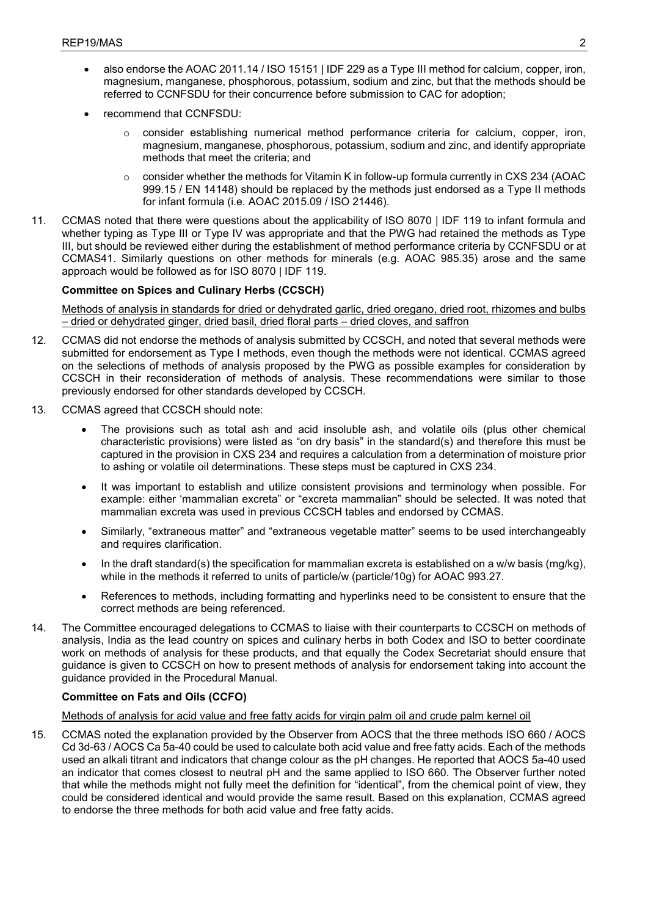- also endorse the AOAC 2011.14 / ISO 15151 | IDF 229 as a Type III method for calcium, copper, iron, magnesium, manganese, phosphorous, potassium, sodium and zinc, but that the methods should be referred to CCNFSDU for their concurrence before submission to CAC for adoption;
- recommend that CCNFSDU:
    - consider establishing numerical method performance criteria for calcium, copper, iron, magnesium, manganese, phosphorous, potassium, sodium and zinc, and identify appropriate methods that meet the criteria; and
    - consider whether the methods for Vitamin K in follow-up formula currently in CXS 234 (AOAC 999.15 / EN 14148) should be replaced by the methods just endorsed as a Type II methods for infant formula (i.e. AOAC 2015.09 / ISO 21446).

11. CCMAS noted that there were questions about the applicability of ISO 8070 | IDF 119 to infant formula and whether typing as Type III or Type IV was appropriate and that the PWG had retained the methods as Type III, but should be reviewed either during the establishment of method performance criteria by CCNFSDU or at CCMAS41. Similarly questions on other methods for minerals (e.g. AOAC 985.35) arose and the same approach would be followed as for ISO 8070 | IDF 119.

**Committee on Spices and Culinary Herbs (CCSCH)**

Methods of analysis in standards for dried or dehydrated garlic, dried oregano, dried root, rhizomes and bulbs – dried or dehydrated ginger, dried basil, dried floral parts – dried cloves, and saffron

12. CCMAS did not endorse the methods of analysis submitted by CCSCH, and noted that several methods were submitted for endorsement as Type I methods, even though the methods were not identical. CCMAS agreed on the selections of methods of analysis proposed by the PWG as possible examples for consideration by CCSCH in their reconsideration of methods of analysis. These recommendations were similar to those previously endorsed for other standards developed by CCSCH.

13. CCMAS agreed that CCSCH should note:
    - The provisions such as total ash and acid insoluble ash, and volatile oils (plus other chemical characteristic provisions) were listed as "on dry basis" in the standard(s) and therefore this must be captured in the provision in CXS 234 and requires a calculation from a determination of moisture prior to ashing or volatile oil determinations. These steps must be captured in CXS 234.
    - It was important to establish and utilize consistent provisions and terminology when possible. For example: either 'mammalian excreta" or "excreta mammalian" should be selected. It was noted that mammalian excreta was used in previous CCSCH tables and endorsed by CCMAS.
    - Similarly, "extraneous matter" and "extraneous vegetable matter" seems to be used interchangeably and requires clarification.
    - In the draft standard(s) the specification for mammalian excreta is established on a w/w basis (mg/kg), while in the methods it referred to units of particle/w (particle/10g) for AOAC 993.27.
    - References to methods, including formatting and hyperlinks need to be consistent to ensure that the correct methods are being referenced.

14. The Committee encouraged delegations to CCMAS to liaise with their counterparts to CCSCH on methods of analysis, India as the lead country on spices and culinary herbs in both Codex and ISO to better coordinate work on methods of analysis for these products, and that equally the Codex Secretariat should ensure that guidance is given to CCSCH on how to present methods of analysis for endorsement taking into account the guidance provided in the Procedural Manual.

**Committee on Fats and Oils (CCFO)**

Methods of analysis for acid value and free fatty acids for virgin palm oil and crude palm kernel oil

15. CCMAS noted the explanation provided by the Observer from AOCS that the three methods ISO 660 / AOCS Cd 3d-63 / AOCS Ca 5a-40 could be used to calculate both acid value and free fatty acids. Each of the methods used an alkali titrant and indicators that change colour as the pH changes. He reported that AOCS 5a-40 used an indicator that comes closest to neutral pH and the same applied to ISO 660. The Observer further noted that while the methods might not fully meet the definition for "identical", from the chemical point of view, they could be considered identical and would provide the same result. Based on this explanation, CCMAS agreed to endorse the three methods for both acid value and free fatty acids.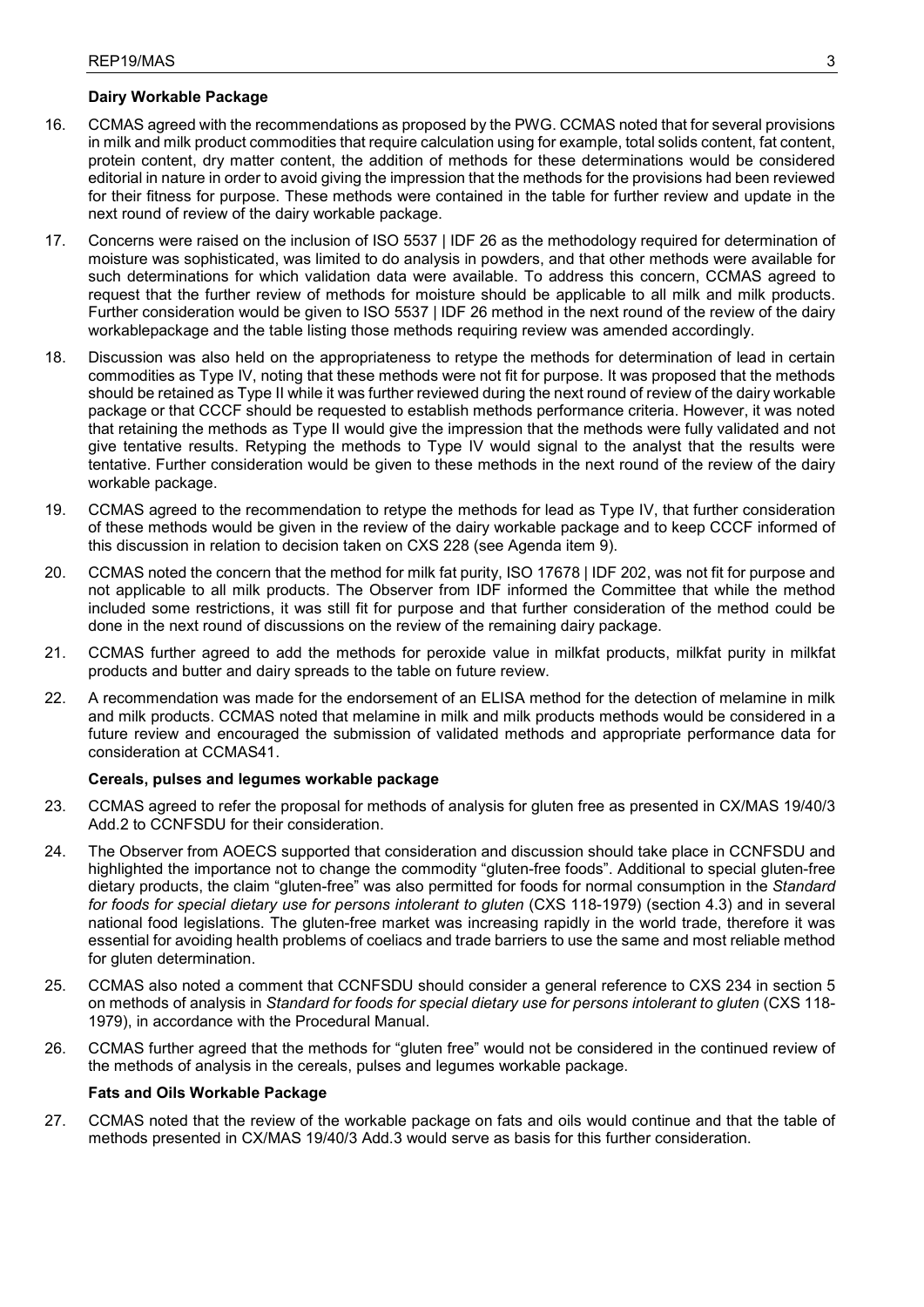### Dairy Workable Package

16. CCMAS agreed with the recommendations as proposed by the PWG. CCMAS noted that for several provisions in milk and milk product commodities that require calculation using for example, total solids content, fat content, protein content, dry matter content, the addition of methods for these determinations would be considered editorial in nature in order to avoid giving the impression that the methods for the provisions had been reviewed for their fitness for purpose. These methods were contained in the table for further review and update in the next round of review of the dairy workable package.

17. Concerns were raised on the inclusion of ISO 5537 | IDF 26 as the methodology required for determination of moisture was sophisticated, was limited to do analysis in powders, and that other methods were available for such determinations for which validation data were available. To address this concern, CCMAS agreed to request that the further review of methods for moisture should be applicable to all milk and milk products. Further consideration would be given to ISO 5537 | IDF 26 method in the next round of the review of the dairy workablepackage and the table listing those methods requiring review was amended accordingly.

18. Discussion was also held on the appropriateness to retype the methods for determination of lead in certain commodities as Type IV, noting that these methods were not fit for purpose. It was proposed that the methods should be retained as Type II while it was further reviewed during the next round of review of the dairy workable package or that CCCF should be requested to establish methods performance criteria. However, it was noted that retaining the methods as Type II would give the impression that the methods were fully validated and not give tentative results. Retyping the methods to Type IV would signal to the analyst that the results were tentative. Further consideration would be given to these methods in the next round of the review of the dairy workable package.

19. CCMAS agreed to the recommendation to retype the methods for lead as Type IV, that further consideration of these methods would be given in the review of the dairy workable package and to keep CCCF informed of this discussion in relation to decision taken on CXS 228 (see Agenda item 9).

20. CCMAS noted the concern that the method for milk fat purity, ISO 17678 | IDF 202, was not fit for purpose and not applicable to all milk products. The Observer from IDF informed the Committee that while the method included some restrictions, it was still fit for purpose and that further consideration of the method could be done in the next round of discussions on the review of the remaining dairy package.

21. CCMAS further agreed to add the methods for peroxide value in milkfat products, milkfat purity in milkfat products and butter and dairy spreads to the table on future review.

22. A recommendation was made for the endorsement of an ELISA method for the detection of melamine in milk and milk products. CCMAS noted that melamine in milk and milk products methods would be considered in a future review and encouraged the submission of validated methods and appropriate performance data for consideration at CCMAS41.

### Cereals, pulses and legumes workable package

23. CCMAS agreed to refer the proposal for methods of analysis for gluten free as presented in CX/MAS 19/40/3 Add.2 to CCNFSDU for their consideration.

24. The Observer from AOECS supported that consideration and discussion should take place in CCNFSDU and highlighted the importance not to change the commodity "gluten-free foods". Additional to special gluten-free dietary products, the claim "gluten-free" was also permitted for foods for normal consumption in the *Standard for foods for special dietary use for persons intolerant to gluten* (CXS 118-1979) (section 4.3) and in several national food legislations. The gluten-free market was increasing rapidly in the world trade, therefore it was essential for avoiding health problems of coeliacs and trade barriers to use the same and most reliable method for gluten determination.

25. CCMAS also noted a comment that CCNFSDU should consider a general reference to CXS 234 in section 5 on methods of analysis in *Standard for foods for special dietary use for persons intolerant to gluten* (CXS 118-1979), in accordance with the Procedural Manual.

26. CCMAS further agreed that the methods for "gluten free" would not be considered in the continued review of the methods of analysis in the cereals, pulses and legumes workable package.

### Fats and Oils Workable Package

27. CCMAS noted that the review of the workable package on fats and oils would continue and that the table of methods presented in CX/MAS 19/40/3 Add.3 would serve as basis for this further consideration.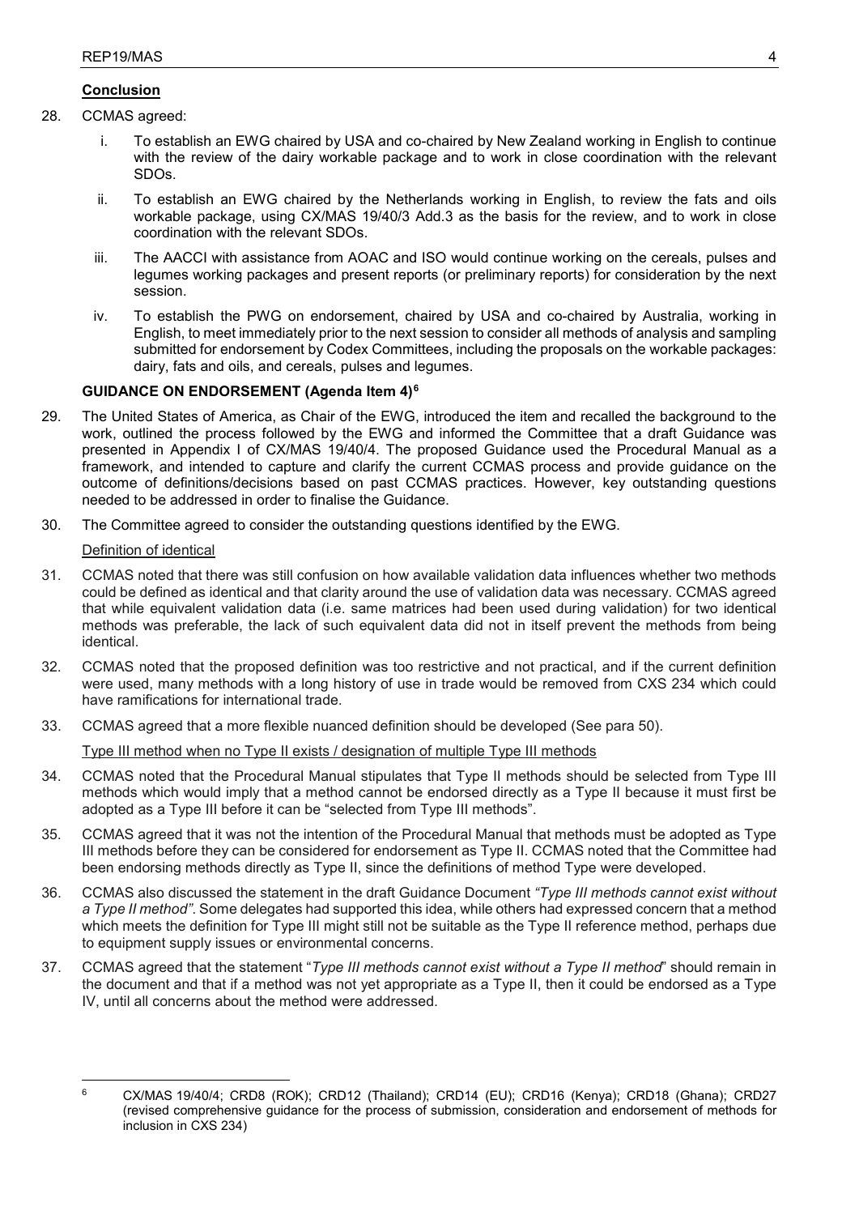**Conclusion**

28. CCMAS agreed:

    i. To establish an EWG chaired by USA and co-chaired by New Zealand working in English to continue with the review of the dairy workable package and to work in close coordination with the relevant SDOs.

    ii. To establish an EWG chaired by the Netherlands working in English, to review the fats and oils workable package, using CX/MAS 19/40/3 Add.3 as the basis for the review, and to work in close coordination with the relevant SDOs.

    iii. The AACCI with assistance from AOAC and ISO would continue working on the cereals, pulses and legumes working packages and present reports (or preliminary reports) for consideration by the next session.

    iv. To establish the PWG on endorsement, chaired by USA and co-chaired by Australia, working in English, to meet immediately prior to the next session to consider all methods of analysis and sampling submitted for endorsement by Codex Committees, including the proposals on the workable packages: dairy, fats and oils, and cereals, pulses and legumes.

## GUIDANCE ON ENDORSEMENT (Agenda Item 4)[6]

29. The United States of America, as Chair of the EWG, introduced the item and recalled the background to the work, outlined the process followed by the EWG and informed the Committee that a draft Guidance was presented in Appendix I of CX/MAS 19/40/4. The proposed Guidance used the Procedural Manual as a framework, and intended to capture and clarify the current CCMAS process and provide guidance on the outcome of definitions/decisions based on past CCMAS practices. However, key outstanding questions needed to be addressed in order to finalise the Guidance.

30. The Committee agreed to consider the outstanding questions identified by the EWG.

Definition of identical

31. CCMAS noted that there was still confusion on how available validation data influences whether two methods could be defined as identical and that clarity around the use of validation data was necessary. CCMAS agreed that while equivalent validation data (i.e. same matrices had been used during validation) for two identical methods was preferable, the lack of such equivalent data did not in itself prevent the methods from being identical.

32. CCMAS noted that the proposed definition was too restrictive and not practical, and if the current definition were used, many methods with a long history of use in trade would be removed from CXS 234 which could have ramifications for international trade.

33. CCMAS agreed that a more flexible nuanced definition should be developed (See para 50).

Type III method when no Type II exists / designation of multiple Type III methods

34. CCMAS noted that the Procedural Manual stipulates that Type II methods should be selected from Type III methods which would imply that a method cannot be endorsed directly as a Type II because it must first be adopted as a Type III before it can be "selected from Type III methods".

35. CCMAS agreed that it was not the intention of the Procedural Manual that methods must be adopted as Type III methods before they can be considered for endorsement as Type II. CCMAS noted that the Committee had been endorsing methods directly as Type II, since the definitions of method Type were developed.

36. CCMAS also discussed the statement in the draft Guidance Document *"Type III methods cannot exist without a Type II method"*. Some delegates had supported this idea, while others had expressed concern that a method which meets the definition for Type III might still not be suitable as the Type II reference method, perhaps due to equipment supply issues or environmental concerns.

37. CCMAS agreed that the statement "*Type III methods cannot exist without a Type II method*" should remain in the document and that if a method was not yet appropriate as a Type II, then it could be endorsed as a Type IV, until all concerns about the method were addressed.

---

[6] CX/MAS 19/40/4; CRD8 (ROK); CRD12 (Thailand); CRD14 (EU); CRD16 (Kenya); CRD18 (Ghana); CRD27 (revised comprehensive guidance for the process of submission, consideration and endorsement of methods for inclusion in CXS 234)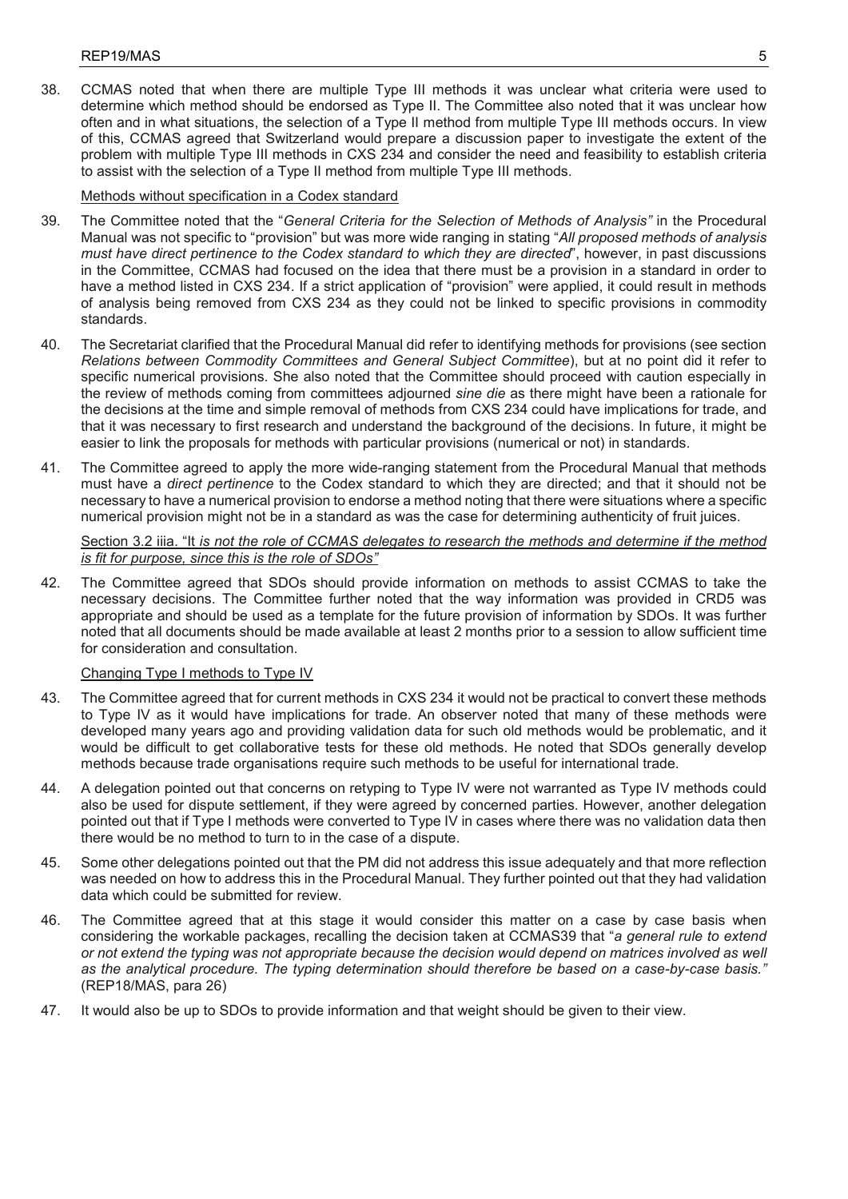38. CCMAS noted that when there are multiple Type III methods it was unclear what criteria were used to determine which method should be endorsed as Type II. The Committee also noted that it was unclear how often and in what situations, the selection of a Type II method from multiple Type III methods occurs. In view of this, CCMAS agreed that Switzerland would prepare a discussion paper to investigate the extent of the problem with multiple Type III methods in CXS 234 and consider the need and feasibility to establish criteria to assist with the selection of a Type II method from multiple Type III methods.

Methods without specification in a Codex standard

39. The Committee noted that the "*General Criteria for the Selection of Methods of Analysis"* in the Procedural Manual was not specific to "provision" but was more wide ranging in stating "*All proposed methods of analysis must have direct pertinence to the Codex standard to which they are directed*", however, in past discussions in the Committee, CCMAS had focused on the idea that there must be a provision in a standard in order to have a method listed in CXS 234. If a strict application of "provision" were applied, it could result in methods of analysis being removed from CXS 234 as they could not be linked to specific provisions in commodity standards.

40. The Secretariat clarified that the Procedural Manual did refer to identifying methods for provisions (see section *Relations between Commodity Committees and General Subject Committee*), but at no point did it refer to specific numerical provisions. She also noted that the Committee should proceed with caution especially in the review of methods coming from committees adjourned *sine die* as there might have been a rationale for the decisions at the time and simple removal of methods from CXS 234 could have implications for trade, and that it was necessary to first research and understand the background of the decisions. In future, it might be easier to link the proposals for methods with particular provisions (numerical or not) in standards.

41. The Committee agreed to apply the more wide-ranging statement from the Procedural Manual that methods must have a *direct pertinence* to the Codex standard to which they are directed; and that it should not be necessary to have a numerical provision to endorse a method noting that there were situations where a specific numerical provision might not be in a standard as was the case for determining authenticity of fruit juices.

Section 3.2 iiia. "It *is not the role of CCMAS delegates to research the methods and determine if the method is fit for purpose, since this is the role of SDOs"*

42. The Committee agreed that SDOs should provide information on methods to assist CCMAS to take the necessary decisions. The Committee further noted that the way information was provided in CRD5 was appropriate and should be used as a template for the future provision of information by SDOs. It was further noted that all documents should be made available at least 2 months prior to a session to allow sufficient time for consideration and consultation.

Changing Type I methods to Type IV

43. The Committee agreed that for current methods in CXS 234 it would not be practical to convert these methods to Type IV as it would have implications for trade. An observer noted that many of these methods were developed many years ago and providing validation data for such old methods would be problematic, and it would be difficult to get collaborative tests for these old methods. He noted that SDOs generally develop methods because trade organisations require such methods to be useful for international trade.

44. A delegation pointed out that concerns on retyping to Type IV were not warranted as Type IV methods could also be used for dispute settlement, if they were agreed by concerned parties. However, another delegation pointed out that if Type I methods were converted to Type IV in cases where there was no validation data then there would be no method to turn to in the case of a dispute.

45. Some other delegations pointed out that the PM did not address this issue adequately and that more reflection was needed on how to address this in the Procedural Manual. They further pointed out that they had validation data which could be submitted for review.

46. The Committee agreed that at this stage it would consider this matter on a case by case basis when considering the workable packages, recalling the decision taken at CCMAS39 that "*a general rule to extend or not extend the typing was not appropriate because the decision would depend on matrices involved as well as the analytical procedure. The typing determination should therefore be based on a case-by-case basis."* (REP18/MAS, para 26)

47. It would also be up to SDOs to provide information and that weight should be given to their view.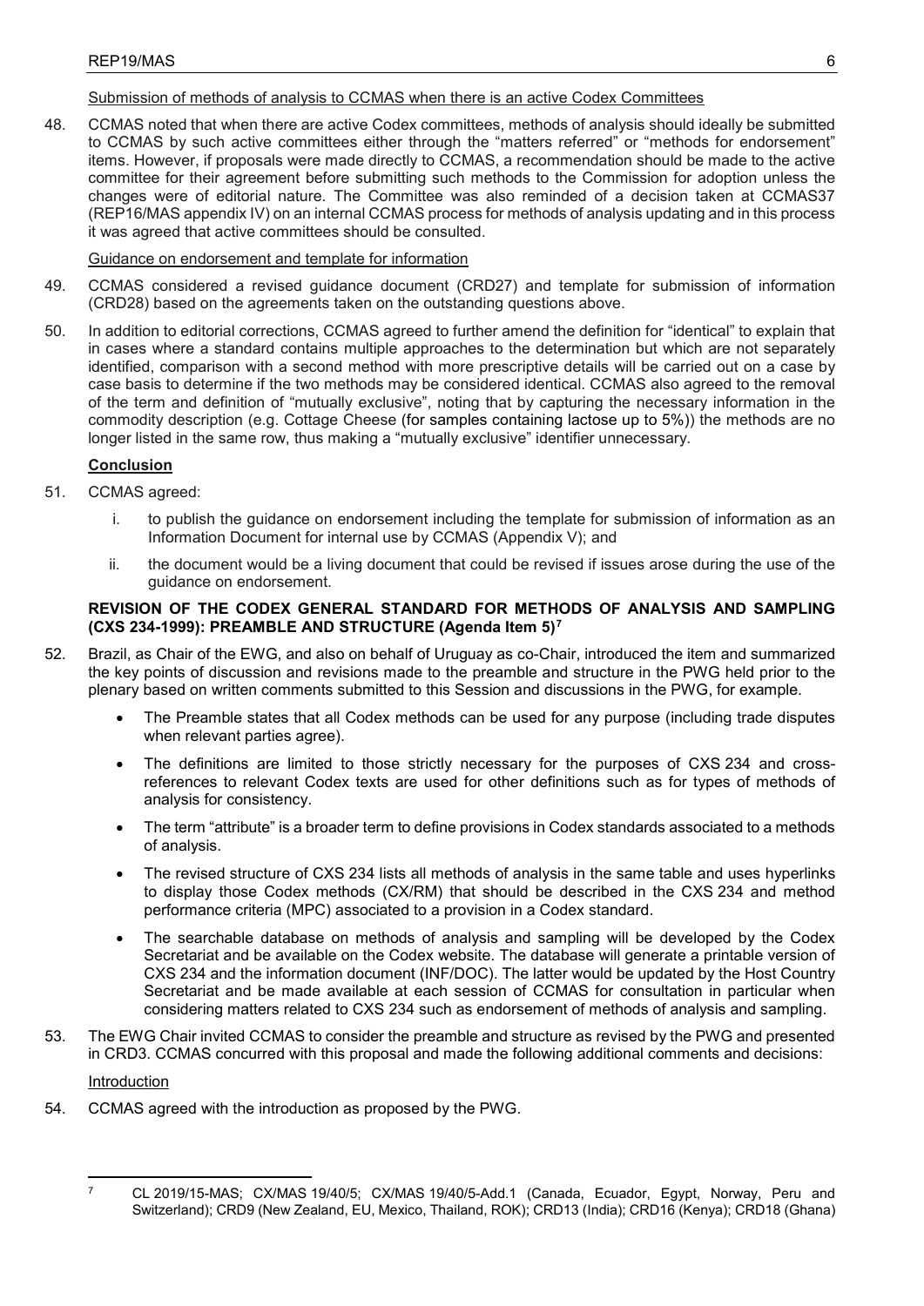Submission of methods of analysis to CCMAS when there is an active Codex Committees

48. CCMAS noted that when there are active Codex committees, methods of analysis should ideally be submitted to CCMAS by such active committees either through the "matters referred" or "methods for endorsement" items. However, if proposals were made directly to CCMAS, a recommendation should be made to the active committee for their agreement before submitting such methods to the Commission for adoption unless the changes were of editorial nature. The Committee was also reminded of a decision taken at CCMAS37 (REP16/MAS appendix IV) on an internal CCMAS process for methods of analysis updating and in this process it was agreed that active committees should be consulted.

Guidance on endorsement and template for information

49. CCMAS considered a revised guidance document (CRD27) and template for submission of information (CRD28) based on the agreements taken on the outstanding questions above.

50. In addition to editorial corrections, CCMAS agreed to further amend the definition for "identical" to explain that in cases where a standard contains multiple approaches to the determination but which are not separately identified, comparison with a second method with more prescriptive details will be carried out on a case by case basis to determine if the two methods may be considered identical. CCMAS also agreed to the removal of the term and definition of "mutually exclusive", noting that by capturing the necessary information in the commodity description (e.g. Cottage Cheese (for samples containing lactose up to 5%)) the methods are no longer listed in the same row, thus making a "mutually exclusive" identifier unnecessary.

**Conclusion**

51. CCMAS agreed:

    i. to publish the guidance on endorsement including the template for submission of information as an Information Document for internal use by CCMAS (Appendix V); and

    ii. the document would be a living document that could be revised if issues arose during the use of the guidance on endorsement.

**REVISION OF THE CODEX GENERAL STANDARD FOR METHODS OF ANALYSIS AND SAMPLING (CXS 234-1999): PREAMBLE AND STRUCTURE (Agenda Item 5)[7]**

52. Brazil, as Chair of the EWG, and also on behalf of Uruguay as co-Chair, introduced the item and summarized the key points of discussion and revisions made to the preamble and structure in the PWG held prior to the plenary based on written comments submitted to this Session and discussions in the PWG, for example.

    - The Preamble states that all Codex methods can be used for any purpose (including trade disputes when relevant parties agree).
    - The definitions are limited to those strictly necessary for the purposes of CXS 234 and cross-references to relevant Codex texts are used for other definitions such as for types of methods of analysis for consistency.
    - The term "attribute" is a broader term to define provisions in Codex standards associated to a methods of analysis.
    - The revised structure of CXS 234 lists all methods of analysis in the same table and uses hyperlinks to display those Codex methods (CX/RM) that should be described in the CXS 234 and method performance criteria (MPC) associated to a provision in a Codex standard.
    - The searchable database on methods of analysis and sampling will be developed by the Codex Secretariat and be available on the Codex website. The database will generate a printable version of CXS 234 and the information document (INF/DOC). The latter would be updated by the Host Country Secretariat and be made available at each session of CCMAS for consultation in particular when considering matters related to CXS 234 such as endorsement of methods of analysis and sampling.

53. The EWG Chair invited CCMAS to consider the preamble and structure as revised by the PWG and presented in CRD3. CCMAS concurred with this proposal and made the following additional comments and decisions:

Introduction

54. CCMAS agreed with the introduction as proposed by the PWG.

---

[7] CL 2019/15-MAS; CX/MAS 19/40/5; CX/MAS 19/40/5-Add.1 (Canada, Ecuador, Egypt, Norway, Peru and Switzerland); CRD9 (New Zealand, EU, Mexico, Thailand, ROK); CRD13 (India); CRD16 (Kenya); CRD18 (Ghana)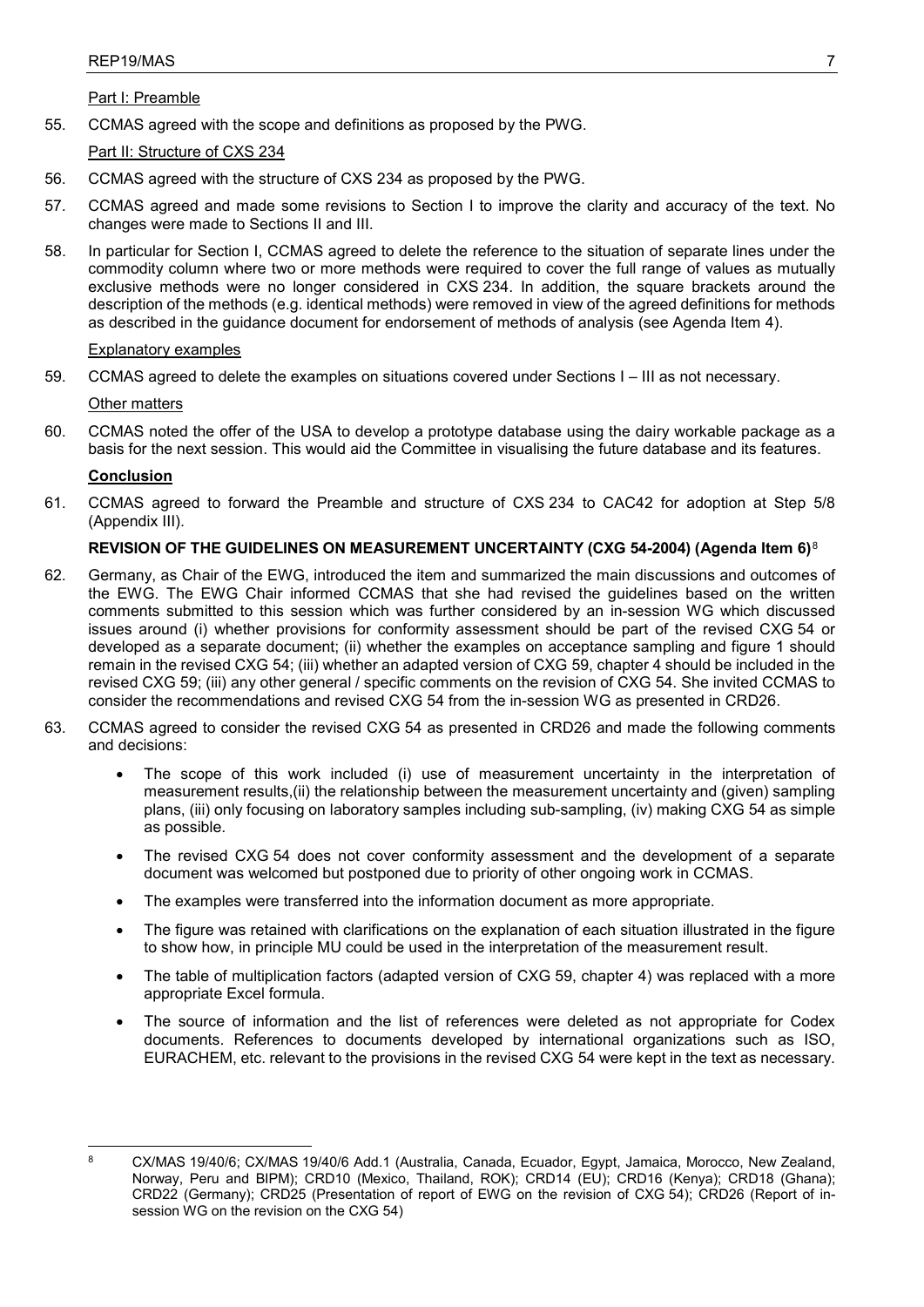Part I: Preamble

55. CCMAS agreed with the scope and definitions as proposed by the PWG.

Part II: Structure of CXS 234

56. CCMAS agreed with the structure of CXS 234 as proposed by the PWG.

57. CCMAS agreed and made some revisions to Section I to improve the clarity and accuracy of the text. No changes were made to Sections II and III.

58. In particular for Section I, CCMAS agreed to delete the reference to the situation of separate lines under the commodity column where two or more methods were required to cover the full range of values as mutually exclusive methods were no longer considered in CXS 234. In addition, the square brackets around the description of the methods (e.g. identical methods) were removed in view of the agreed definitions for methods as described in the guidance document for endorsement of methods of analysis (see Agenda Item 4).

Explanatory examples

59. CCMAS agreed to delete the examples on situations covered under Sections I – III as not necessary.

Other matters

60. CCMAS noted the offer of the USA to develop a prototype database using the dairy workable package as a basis for the next session. This would aid the Committee in visualising the future database and its features.

**Conclusion**

61. CCMAS agreed to forward the Preamble and structure of CXS 234 to CAC42 for adoption at Step 5/8 (Appendix III).

**REVISION OF THE GUIDELINES ON MEASUREMENT UNCERTAINTY (CXG 54-2004) (Agenda Item 6)**[8]

62. Germany, as Chair of the EWG, introduced the item and summarized the main discussions and outcomes of the EWG. The EWG Chair informed CCMAS that she had revised the guidelines based on the written comments submitted to this session which was further considered by an in-session WG which discussed issues around (i) whether provisions for conformity assessment should be part of the revised CXG 54 or developed as a separate document; (ii) whether the examples on acceptance sampling and figure 1 should remain in the revised CXG 54; (iii) whether an adapted version of CXG 59, chapter 4 should be included in the revised CXG 59; (iii) any other general / specific comments on the revision of CXG 54. She invited CCMAS to consider the recommendations and revised CXG 54 from the in-session WG as presented in CRD26.

63. CCMAS agreed to consider the revised CXG 54 as presented in CRD26 and made the following comments and decisions:

   - The scope of this work included (i) use of measurement uncertainty in the interpretation of measurement results,(ii) the relationship between the measurement uncertainty and (given) sampling plans, (iii) only focusing on laboratory samples including sub-sampling, (iv) making CXG 54 as simple as possible.
   - The revised CXG 54 does not cover conformity assessment and the development of a separate document was welcomed but postponed due to priority of other ongoing work in CCMAS.
   - The examples were transferred into the information document as more appropriate.
   - The figure was retained with clarifications on the explanation of each situation illustrated in the figure to show how, in principle MU could be used in the interpretation of the measurement result.
   - The table of multiplication factors (adapted version of CXG 59, chapter 4) was replaced with a more appropriate Excel formula.
   - The source of information and the list of references were deleted as not appropriate for Codex documents. References to documents developed by international organizations such as ISO, EURACHEM, etc. relevant to the provisions in the revised CXG 54 were kept in the text as necessary.

---

[8] CX/MAS 19/40/6; CX/MAS 19/40/6 Add.1 (Australia, Canada, Ecuador, Egypt, Jamaica, Morocco, New Zealand, Norway, Peru and BIPM); CRD10 (Mexico, Thailand, ROK); CRD14 (EU); CRD16 (Kenya); CRD18 (Ghana); CRD22 (Germany); CRD25 (Presentation of report of EWG on the revision of CXG 54); CRD26 (Report of in-session WG on the revision on the CXG 54)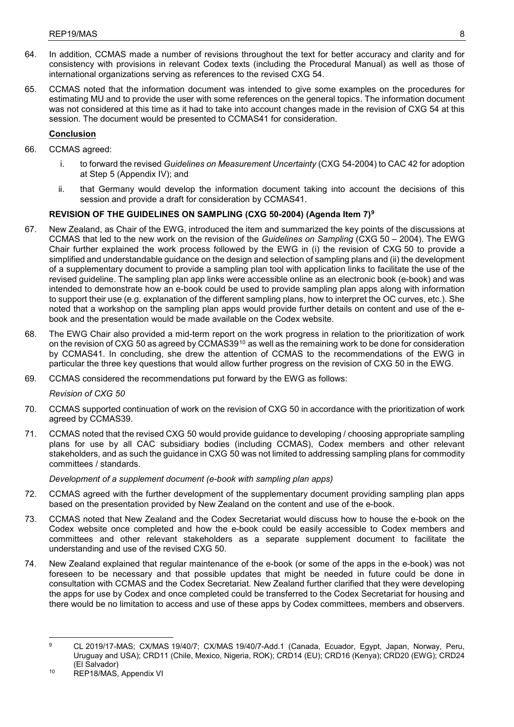64. In addition, CCMAS made a number of revisions throughout the text for better accuracy and clarity and for consistency with provisions in relevant Codex texts (including the Procedural Manual) as well as those of international organizations serving as references to the revised CXG 54.

65. CCMAS noted that the information document was intended to give some examples on the procedures for estimating MU and to provide the user with some references on the general topics. The information document was not considered at this time as it had to take into account changes made in the revision of CXG 54 at this session. The document would be presented to CCMAS41 for consideration.

**Conclusion**

66. CCMAS agreed:

    i. to forward the revised *Guidelines on Measurement Uncertainty* (CXG 54-2004) to CAC 42 for adoption at Step 5 (Appendix IV); and

    ii. that Germany would develop the information document taking into account the decisions of this session and provide a draft for consideration by CCMAS41.

### REVISION OF THE GUIDELINES ON SAMPLING (CXG 50-2004) (Agenda Item 7)[9]

67. New Zealand, as Chair of the EWG, introduced the item and summarized the key points of the discussions at CCMAS that led to the new work on the revision of the *Guidelines on Sampling* (CXG 50 – 2004). The EWG Chair further explained the work process followed by the EWG in (i) the revision of CXG 50 to provide a simplified and understandable guidance on the design and selection of sampling plans and (ii) the development of a supplementary document to provide a sampling plan tool with application links to facilitate the use of the revised guideline. The sampling plan app links were accessible online as an electronic book (e-book) and was intended to demonstrate how an e-book could be used to provide sampling plan apps along with information to support their use (e.g. explanation of the different sampling plans, how to interpret the OC curves, etc.). She noted that a workshop on the sampling plan apps would provide further details on content and use of the e-book and the presentation would be made available on the Codex website.

68. The EWG Chair also provided a mid-term report on the work progress in relation to the prioritization of work on the revision of CXG 50 as agreed by CCMAS39[10] as well as the remaining work to be done for consideration by CCMAS41. In concluding, she drew the attention of CCMAS to the recommendations of the EWG in particular the three key questions that would allow further progress on the revision of CXG 50 in the EWG.

69. CCMAS considered the recommendations put forward by the EWG as follows:

*Revision of CXG 50*

70. CCMAS supported continuation of work on the revision of CXG 50 in accordance with the prioritization of work agreed by CCMAS39.

71. CCMAS noted that the revised CXG 50 would provide guidance to developing / choosing appropriate sampling plans for use by all CAC subsidiary bodies (including CCMAS), Codex members and other relevant stakeholders, and as such the guidance in CXG 50 was not limited to addressing sampling plans for commodity committees / standards.

*Development of a supplement document (e-book with sampling plan apps)*

72. CCMAS agreed with the further development of the supplementary document providing sampling plan apps based on the presentation provided by New Zealand on the content and use of the e-book.

73. CCMAS noted that New Zealand and the Codex Secretariat would discuss how to house the e-book on the Codex website once completed and how the e-book could be easily accessible to Codex members and committees and other relevant stakeholders as a separate supplement document to facilitate the understanding and use of the revised CXG 50.

74. New Zealand explained that regular maintenance of the e-book (or some of the apps in the e-book) was not foreseen to be necessary and that possible updates that might be needed in future could be done in consultation with CCMAS and the Codex Secretariat. New Zealand further clarified that they were developing the apps for use by Codex and once completed could be transferred to the Codex Secretariat for housing and there would be no limitation to access and use of these apps by Codex committees, members and observers.

---

[9] CL 2019/17-MAS; CX/MAS 19/40/7; CX/MAS 19/40/7-Add.1 (Canada, Ecuador, Egypt, Japan, Norway, Peru, Uruguay and USA); CRD11 (Chile, Mexico, Nigeria, ROK); CRD14 (EU); CRD16 (Kenya); CRD20 (EWG); CRD24 (El Salvador)

[10] REP18/MAS, Appendix VI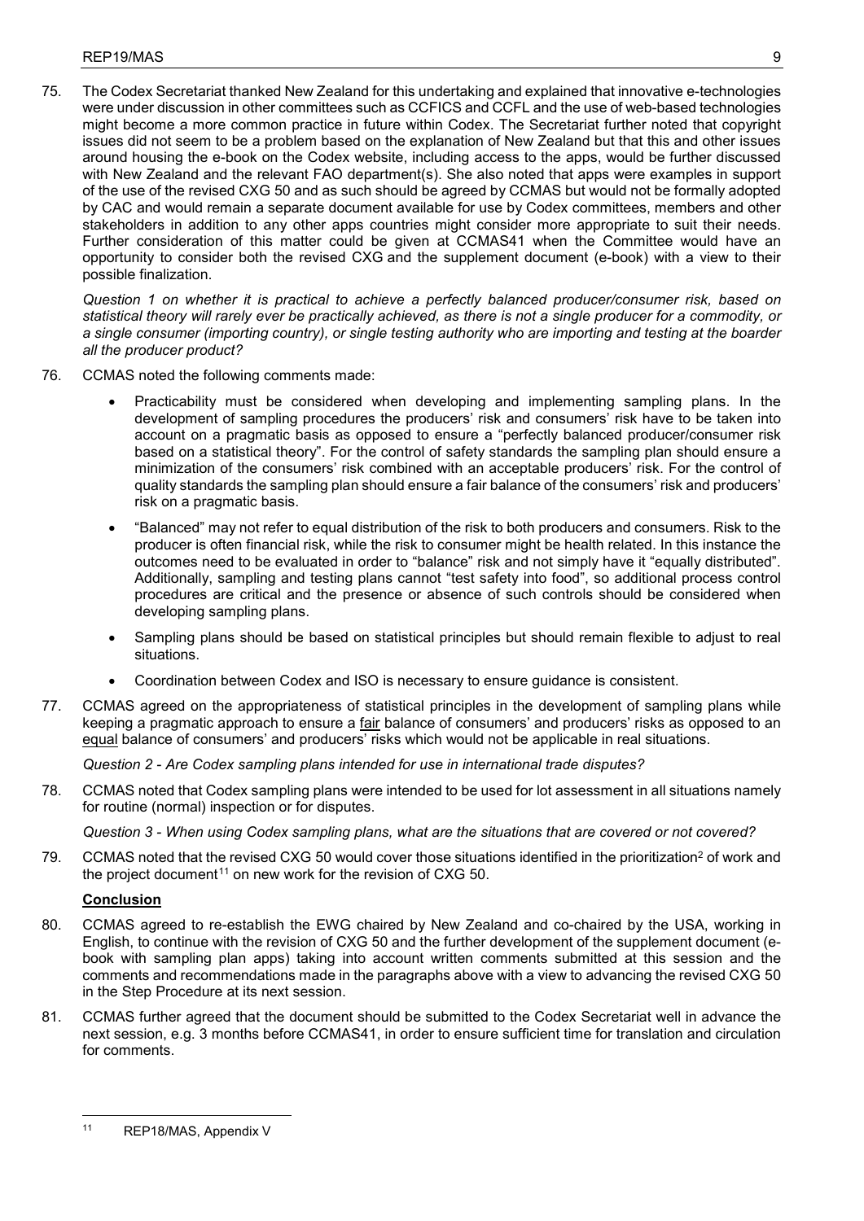75. The Codex Secretariat thanked New Zealand for this undertaking and explained that innovative e-technologies were under discussion in other committees such as CCFICS and CCFL and the use of web-based technologies might become a more common practice in future within Codex. The Secretariat further noted that copyright issues did not seem to be a problem based on the explanation of New Zealand but that this and other issues around housing the e-book on the Codex website, including access to the apps, would be further discussed with New Zealand and the relevant FAO department(s). She also noted that apps were examples in support of the use of the revised CXG 50 and as such should be agreed by CCMAS but would not be formally adopted by CAC and would remain a separate document available for use by Codex committees, members and other stakeholders in addition to any other apps countries might consider more appropriate to suit their needs. Further consideration of this matter could be given at CCMAS41 when the Committee would have an opportunity to consider both the revised CXG and the supplement document (e-book) with a view to their possible finalization.

*Question 1 on whether it is practical to achieve a perfectly balanced producer/consumer risk, based on statistical theory will rarely ever be practically achieved, as there is not a single producer for a commodity, or a single consumer (importing country), or single testing authority who are importing and testing at the boarder all the producer product?*

76. CCMAS noted the following comments made:

- Practicability must be considered when developing and implementing sampling plans. In the development of sampling procedures the producers' risk and consumers' risk have to be taken into account on a pragmatic basis as opposed to ensure a "perfectly balanced producer/consumer risk based on a statistical theory". For the control of safety standards the sampling plan should ensure a minimization of the consumers' risk combined with an acceptable producers' risk. For the control of quality standards the sampling plan should ensure a fair balance of the consumers' risk and producers' risk on a pragmatic basis.
- "Balanced" may not refer to equal distribution of the risk to both producers and consumers. Risk to the producer is often financial risk, while the risk to consumer might be health related. In this instance the outcomes need to be evaluated in order to "balance" risk and not simply have it "equally distributed". Additionally, sampling and testing plans cannot "test safety into food", so additional process control procedures are critical and the presence or absence of such controls should be considered when developing sampling plans.
- Sampling plans should be based on statistical principles but should remain flexible to adjust to real situations.
- Coordination between Codex and ISO is necessary to ensure guidance is consistent.

77. CCMAS agreed on the appropriateness of statistical principles in the development of sampling plans while keeping a pragmatic approach to ensure a <u>fair</u> balance of consumers' and producers' risks as opposed to an <u>equal</u> balance of consumers' and producers' risks which would not be applicable in real situations.

*Question 2 - Are Codex sampling plans intended for use in international trade disputes?*

78. CCMAS noted that Codex sampling plans were intended to be used for lot assessment in all situations namely for routine (normal) inspection or for disputes.

*Question 3 - When using Codex sampling plans, what are the situations that are covered or not covered?*

79. CCMAS noted that the revised CXG 50 would cover those situations identified in the prioritization[2] of work and the project document[11] on new work for the revision of CXG 50.

**<u>Conclusion</u>**

80. CCMAS agreed to re-establish the EWG chaired by New Zealand and co-chaired by the USA, working in English, to continue with the revision of CXG 50 and the further development of the supplement document (e-book with sampling plan apps) taking into account written comments submitted at this session and the comments and recommendations made in the paragraphs above with a view to advancing the revised CXG 50 in the Step Procedure at its next session.

81. CCMAS further agreed that the document should be submitted to the Codex Secretariat well in advance the next session, e.g. 3 months before CCMAS41, in order to ensure sufficient time for translation and circulation for comments.

---

[11] REP18/MAS, Appendix V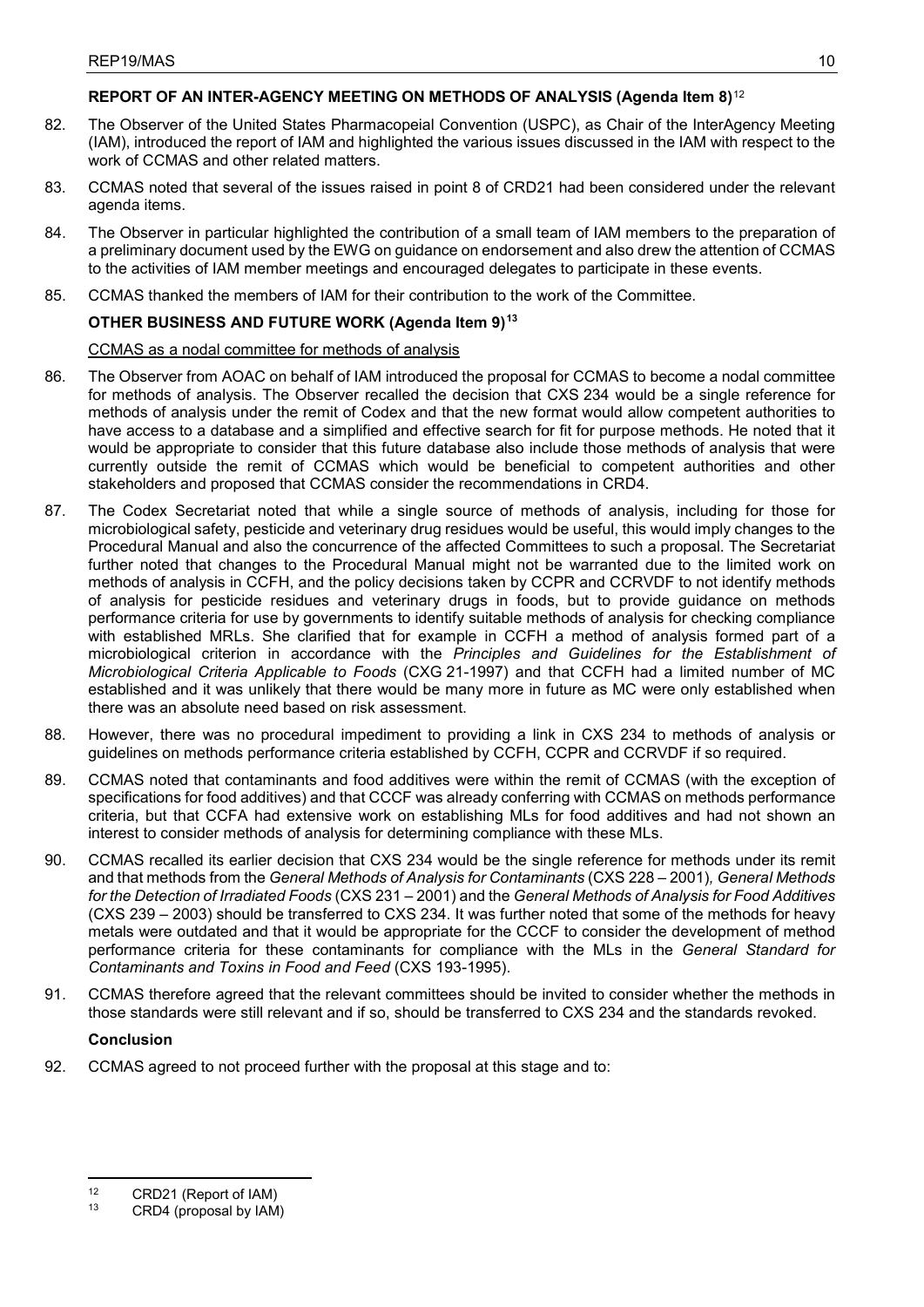## REPORT OF AN INTER-AGENCY MEETING ON METHODS OF ANALYSIS (Agenda Item 8)[12]

82. The Observer of the United States Pharmacopeial Convention (USPC), as Chair of the InterAgency Meeting (IAM), introduced the report of IAM and highlighted the various issues discussed in the IAM with respect to the work of CCMAS and other related matters.

83. CCMAS noted that several of the issues raised in point 8 of CRD21 had been considered under the relevant agenda items.

84. The Observer in particular highlighted the contribution of a small team of IAM members to the preparation of a preliminary document used by the EWG on guidance on endorsement and also drew the attention of CCMAS to the activities of IAM member meetings and encouraged delegates to participate in these events.

85. CCMAS thanked the members of IAM for their contribution to the work of the Committee.

## OTHER BUSINESS AND FUTURE WORK (Agenda Item 9)[13]

CCMAS as a nodal committee for methods of analysis

86. The Observer from AOAC on behalf of IAM introduced the proposal for CCMAS to become a nodal committee for methods of analysis. The Observer recalled the decision that CXS 234 would be a single reference for methods of analysis under the remit of Codex and that the new format would allow competent authorities to have access to a database and a simplified and effective search for fit for purpose methods. He noted that it would be appropriate to consider that this future database also include those methods of analysis that were currently outside the remit of CCMAS which would be beneficial to competent authorities and other stakeholders and proposed that CCMAS consider the recommendations in CRD4.

87. The Codex Secretariat noted that while a single source of methods of analysis, including for those for microbiological safety, pesticide and veterinary drug residues would be useful, this would imply changes to the Procedural Manual and also the concurrence of the affected Committees to such a proposal. The Secretariat further noted that changes to the Procedural Manual might not be warranted due to the limited work on methods of analysis in CCFH, and the policy decisions taken by CCPR and CCRVDF to not identify methods of analysis for pesticide residues and veterinary drugs in foods, but to provide guidance on methods performance criteria for use by governments to identify suitable methods of analysis for checking compliance with established MRLs. She clarified that for example in CCFH a method of analysis formed part of a microbiological criterion in accordance with the *Principles and Guidelines for the Establishment of Microbiological Criteria Applicable to Foods* (CXG 21-1997) and that CCFH had a limited number of MC established and it was unlikely that there would be many more in future as MC were only established when there was an absolute need based on risk assessment.

88. However, there was no procedural impediment to providing a link in CXS 234 to methods of analysis or guidelines on methods performance criteria established by CCFH, CCPR and CCRVDF if so required.

89. CCMAS noted that contaminants and food additives were within the remit of CCMAS (with the exception of specifications for food additives) and that CCCF was already conferring with CCMAS on methods performance criteria, but that CCFA had extensive work on establishing MLs for food additives and had not shown an interest to consider methods of analysis for determining compliance with these MLs.

90. CCMAS recalled its earlier decision that CXS 234 would be the single reference for methods under its remit and that methods from the *General Methods of Analysis for Contaminants* (CXS 228 – 2001)*, General Methods for the Detection of Irradiated Foods* (CXS 231 – 2001) and the *General Methods of Analysis for Food Additives* (CXS 239 – 2003) should be transferred to CXS 234. It was further noted that some of the methods for heavy metals were outdated and that it would be appropriate for the CCCF to consider the development of method performance criteria for these contaminants for compliance with the MLs in the *General Standard for Contaminants and Toxins in Food and Feed* (CXS 193-1995).

91. CCMAS therefore agreed that the relevant committees should be invited to consider whether the methods in those standards were still relevant and if so, should be transferred to CXS 234 and the standards revoked.

### Conclusion

92. CCMAS agreed to not proceed further with the proposal at this stage and to:

---

[12] CRD21 (Report of IAM)

[13] CRD4 (proposal by IAM)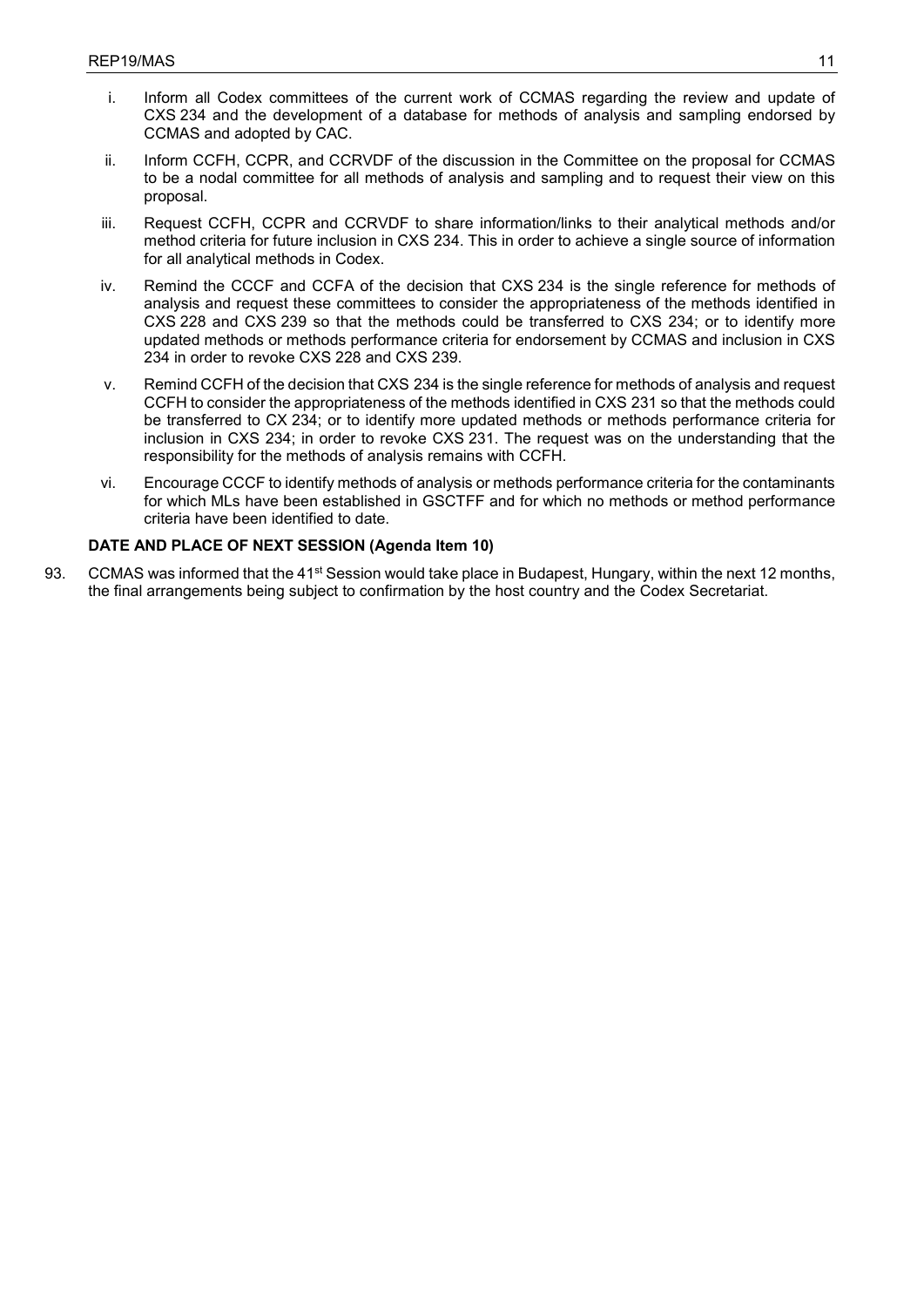i. Inform all Codex committees of the current work of CCMAS regarding the review and update of CXS 234 and the development of a database for methods of analysis and sampling endorsed by CCMAS and adopted by CAC.

ii. Inform CCFH, CCPR, and CCRVDF of the discussion in the Committee on the proposal for CCMAS to be a nodal committee for all methods of analysis and sampling and to request their view on this proposal.

iii. Request CCFH, CCPR and CCRVDF to share information/links to their analytical methods and/or method criteria for future inclusion in CXS 234. This in order to achieve a single source of information for all analytical methods in Codex.

iv. Remind the CCCF and CCFA of the decision that CXS 234 is the single reference for methods of analysis and request these committees to consider the appropriateness of the methods identified in CXS 228 and CXS 239 so that the methods could be transferred to CXS 234; or to identify more updated methods or methods performance criteria for endorsement by CCMAS and inclusion in CXS 234 in order to revoke CXS 228 and CXS 239.

v. Remind CCFH of the decision that CXS 234 is the single reference for methods of analysis and request CCFH to consider the appropriateness of the methods identified in CXS 231 so that the methods could be transferred to CX 234; or to identify more updated methods or methods performance criteria for inclusion in CXS 234; in order to revoke CXS 231. The request was on the understanding that the responsibility for the methods of analysis remains with CCFH.

vi. Encourage CCCF to identify methods of analysis or methods performance criteria for the contaminants for which MLs have been established in GSCTFF and for which no methods or method performance criteria have been identified to date.

**DATE AND PLACE OF NEXT SESSION (Agenda Item 10)**

93. CCMAS was informed that the 41st Session would take place in Budapest, Hungary, within the next 12 months, the final arrangements being subject to confirmation by the host country and the Codex Secretariat.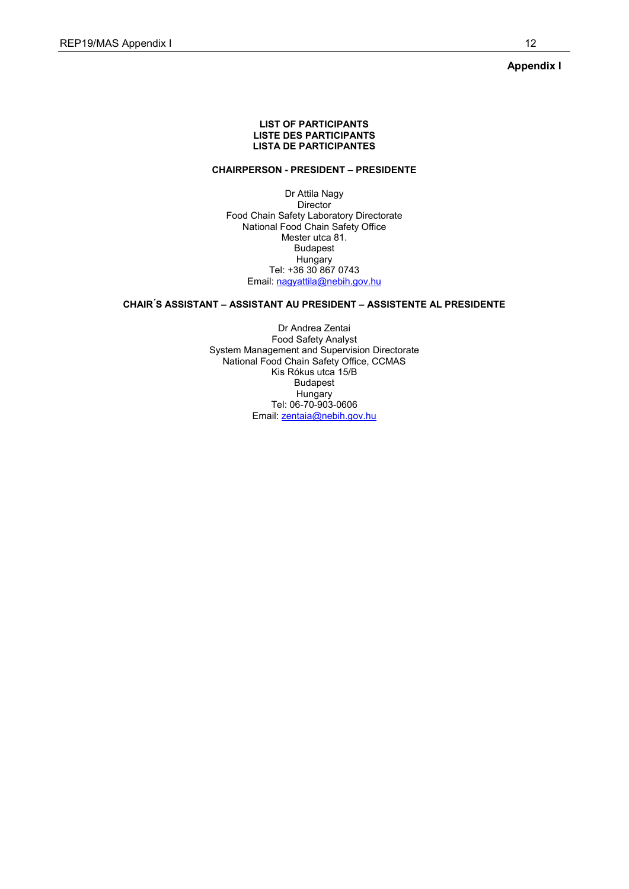**Appendix I**

**LIST OF PARTICIPANTS**
**LISTE DES PARTICIPANTS**
**LISTA DE PARTICIPANTES**

**CHAIRPERSON - PRESIDENT – PRESIDENTE**

Dr Attila Nagy
Director
Food Chain Safety Laboratory Directorate
National Food Chain Safety Office
Mester utca 81.
Budapest
Hungary
Tel: +36 30 867 0743
Email: nagyattila@nebih.gov.hu

**CHAIR´S ASSISTANT – ASSISTANT AU PRESIDENT – ASSISTENTE AL PRESIDENTE**

Dr Andrea Zentai
Food Safety Analyst
System Management and Supervision Directorate
National Food Chain Safety Office, CCMAS
Kis Rókus utca 15/B
Budapest
Hungary
Tel: 06-70-903-0606
Email: zentaia@nebih.gov.hu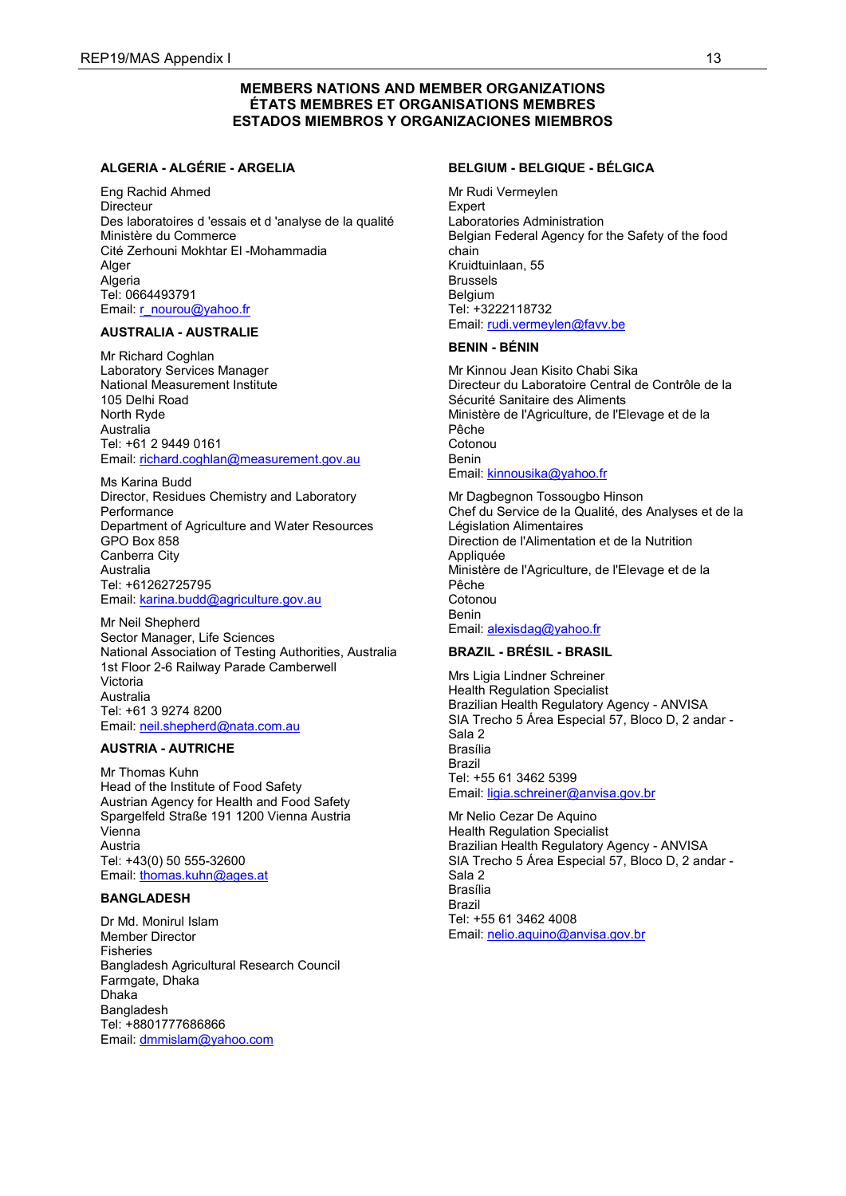## MEMBERS NATIONS AND MEMBER ORGANIZATIONS
## ÉTATS MEMBRES ET ORGANISATIONS MEMBRES
## ESTADOS MIEMBROS Y ORGANIZACIONES MIEMBROS

### ALGERIA - ALGÉRIE - ARGELIA

Eng Rachid Ahmed
Directeur
Des laboratoires d 'essais et d 'analyse de la qualité
Ministère du Commerce
Cité Zerhouni Mokhtar El -Mohammadia
Alger
Algeria
Tel: 0664493791
Email: r_nourou@yahoo.fr

### AUSTRALIA - AUSTRALIE

Mr Richard Coghlan
Laboratory Services Manager
National Measurement Institute
105 Delhi Road
North Ryde
Australia
Tel: +61 2 9449 0161
Email: richard.coghlan@measurement.gov.au

Ms Karina Budd
Director, Residues Chemistry and Laboratory Performance
Department of Agriculture and Water Resources
GPO Box 858
Canberra City
Australia
Tel: +61262725795
Email: karina.budd@agriculture.gov.au

Mr Neil Shepherd
Sector Manager, Life Sciences
National Association of Testing Authorities, Australia
1st Floor 2-6 Railway Parade Camberwell
Victoria
Australia
Tel: +61 3 9274 8200
Email: neil.shepherd@nata.com.au

### AUSTRIA - AUTRICHE

Mr Thomas Kuhn
Head of the Institute of Food Safety
Austrian Agency for Health and Food Safety
Spargelfeld Straße 191 1200 Vienna Austria
Vienna
Austria
Tel: +43(0) 50 555-32600
Email: thomas.kuhn@ages.at

### BANGLADESH

Dr Md. Monirul Islam
Member Director
Fisheries
Bangladesh Agricultural Research Council
Farmgate, Dhaka
Dhaka
Bangladesh
Tel: +8801777686866
Email: dmmislam@yahoo.com

### BELGIUM - BELGIQUE - BÉLGICA

Mr Rudi Vermeylen
Expert
Laboratories Administration
Belgian Federal Agency for the Safety of the food chain
Kruidtuinlaan, 55
Brussels
Belgium
Tel: +3222118732
Email: rudi.vermeylen@favv.be

### BENIN - BÉNIN

Mr Kinnou Jean Kisito Chabi Sika
Directeur du Laboratoire Central de Contrôle de la Sécurité Sanitaire des Aliments
Ministère de l'Agriculture, de l'Elevage et de la Pêche
Cotonou
Benin
Email: kinnousika@yahoo.fr

Mr Dagbegnon Tossougbo Hinson
Chef du Service de la Qualité, des Analyses et de la Législation Alimentaires
Direction de l'Alimentation et de la Nutrition Appliquée
Ministère de l'Agriculture, de l'Elevage et de la Pêche
Cotonou
Benin
Email: alexisdag@yahoo.fr

### BRAZIL - BRÉSIL - BRASIL

Mrs Ligia Lindner Schreiner
Health Regulation Specialist
Brazilian Health Regulatory Agency - ANVISA
SIA Trecho 5 Área Especial 57, Bloco D, 2 andar - Sala 2
Brasília
Brazil
Tel: +55 61 3462 5399
Email: ligia.schreiner@anvisa.gov.br

Mr Nelio Cezar De Aquino
Health Regulation Specialist
Brazilian Health Regulatory Agency - ANVISA
SIA Trecho 5 Área Especial 57, Bloco D, 2 andar - Sala 2
Brasília
Brazil
Tel: +55 61 3462 4008
Email: nelio.aquino@anvisa.gov.br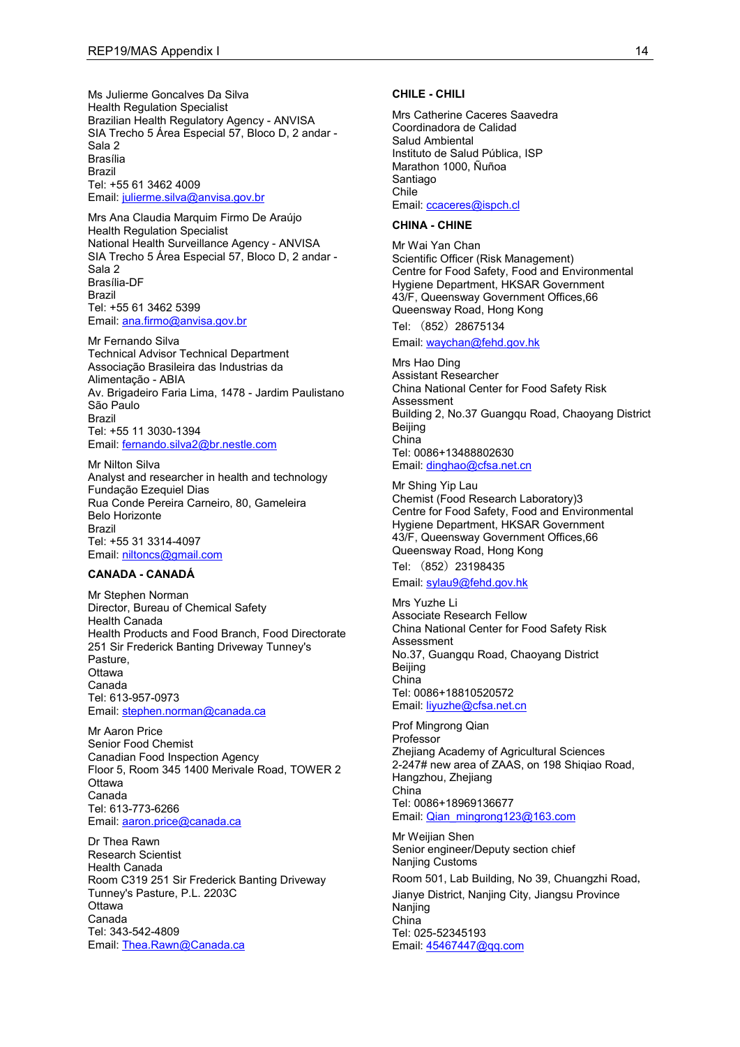Ms Julierme Goncalves Da Silva
Health Regulation Specialist
Brazilian Health Regulatory Agency - ANVISA
SIA Trecho 5 Área Especial 57, Bloco D, 2 andar - Sala 2
Brasília
Brazil
Tel: +55 61 3462 4009
Email: julierme.silva@anvisa.gov.br

Mrs Ana Claudia Marquim Firmo De Araújo
Health Regulation Specialist
National Health Surveillance Agency - ANVISA
SIA Trecho 5 Área Especial 57, Bloco D, 2 andar - Sala 2
Brasília-DF
Brazil
Tel: +55 61 3462 5399
Email: ana.firmo@anvisa.gov.br

Mr Fernando Silva
Technical Advisor Technical Department
Associação Brasileira das Industrias da Alimentação - ABIA
Av. Brigadeiro Faria Lima, 1478 - Jardim Paulistano
São Paulo
Brazil
Tel: +55 11 3030-1394
Email: fernando.silva2@br.nestle.com

Mr Nilton Silva
Analyst and researcher in health and technology
Fundação Ezequiel Dias
Rua Conde Pereira Carneiro, 80, Gameleira
Belo Horizonte
Brazil
Tel: +55 31 3314-4097
Email: niltoncs@gmail.com

**CANADA - CANADÁ**

Mr Stephen Norman
Director, Bureau of Chemical Safety
Health Canada
Health Products and Food Branch, Food Directorate
251 Sir Frederick Banting Driveway Tunney's Pasture,
Ottawa
Canada
Tel: 613-957-0973
Email: stephen.norman@canada.ca

Mr Aaron Price
Senior Food Chemist
Canadian Food Inspection Agency
Floor 5, Room 345 1400 Merivale Road, TOWER 2
Ottawa
Canada
Tel: 613-773-6266
Email: aaron.price@canada.ca

Dr Thea Rawn
Research Scientist
Health Canada
Room C319 251 Sir Frederick Banting Driveway
Tunney's Pasture, P.L. 2203C
Ottawa
Canada
Tel: 343-542-4809
Email: Thea.Rawn@Canada.ca

**CHILE - CHILI**

Mrs Catherine Caceres Saavedra
Coordinadora de Calidad
Salud Ambiental
Instituto de Salud Pública, ISP
Marathon 1000, Ñuñoa
Santiago
Chile
Email: ccaceres@ispch.cl

**CHINA - CHINE**

Mr Wai Yan Chan
Scientific Officer (Risk Management)
Centre for Food Safety, Food and Environmental Hygiene Department, HKSAR Government
43/F, Queensway Government Offices,66 Queensway Road, Hong Kong
Tel: （852）28675134
Email: waychan@fehd.gov.hk

Mrs Hao Ding
Assistant Researcher
China National Center for Food Safety Risk Assessment
Building 2, No.37 Guangqu Road, Chaoyang District
Beijing
China
Tel: 0086+13488802630
Email: dinghao@cfsa.net.cn

Mr Shing Yip Lau
Chemist (Food Research Laboratory)3
Centre for Food Safety, Food and Environmental Hygiene Department, HKSAR Government
43/F, Queensway Government Offices,66 Queensway Road, Hong Kong
Tel: （852）23198435
Email: sylau9@fehd.gov.hk

Mrs Yuzhe Li
Associate Research Fellow
China National Center for Food Safety Risk Assessment
No.37, Guangqu Road, Chaoyang District
Beijing
China
Tel: 0086+18810520572
Email: liyuzhe@cfsa.net.cn

Prof Mingrong Qian
Professor
Zhejiang Academy of Agricultural Sciences
2-247# new area of ZAAS, on 198 Shiqiao Road,
Hangzhou, Zhejiang
China
Tel: 0086+18969136677
Email: Qian_mingrong123@163.com

Mr Weijian Shen
Senior engineer/Deputy section chief
Nanjing Customs
Room 501, Lab Building, No 39, Chuangzhi Road,
Jianye District, Nanjing City, Jiangsu Province
Nanjing
China
Tel: 025-52345193
Email: 45467447@qq.com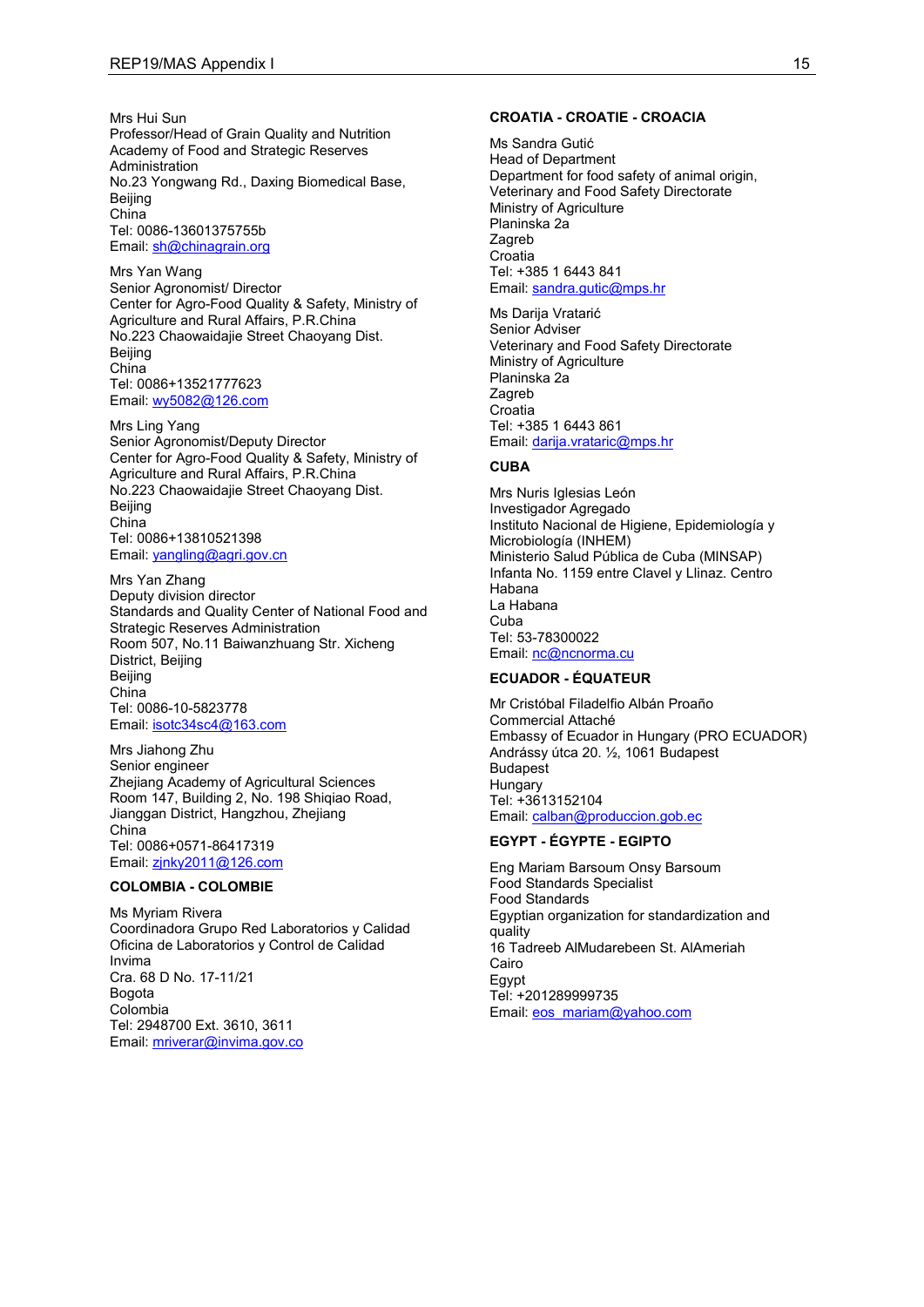Mrs Hui Sun
Professor/Head of Grain Quality and Nutrition
Academy of Food and Strategic Reserves Administration
No.23 Yongwang Rd., Daxing Biomedical Base,
Beijing
China
Tel: 0086-13601375755b
Email: sh@chinagrain.org

Mrs Yan Wang
Senior Agronomist/ Director
Center for Agro-Food Quality & Safety, Ministry of Agriculture and Rural Affairs, P.R.China
No.223 Chaowaidajie Street Chaoyang Dist.
Beijing
China
Tel: 0086+13521777623
Email: wy5082@126.com

Mrs Ling Yang
Senior Agronomist/Deputy Director
Center for Agro-Food Quality & Safety, Ministry of Agriculture and Rural Affairs, P.R.China
No.223 Chaowaidajie Street Chaoyang Dist.
Beijing
China
Tel: 0086+13810521398
Email: yangling@agri.gov.cn

Mrs Yan Zhang
Deputy division director
Standards and Quality Center of National Food and Strategic Reserves Administration
Room 507, No.11 Baiwanzhuang Str. Xicheng District, Beijing
Beijing
China
Tel: 0086-10-5823778
Email: isotc34sc4@163.com

Mrs Jiahong Zhu
Senior engineer
Zhejiang Academy of Agricultural Sciences
Room 147, Building 2, No. 198 Shiqiao Road, Jianggan District, Hangzhou, Zhejiang
China
Tel: 0086+0571-86417319
Email: zjnky2011@126.com

**COLOMBIA - COLOMBIE**

Ms Myriam Rivera
Coordinadora Grupo Red Laboratorios y Calidad
Oficina de Laboratorios y Control de Calidad
Invima
Cra. 68 D No. 17-11/21
Bogota
Colombia
Tel: 2948700 Ext. 3610, 3611
Email: mriverar@invima.gov.co

**CROATIA - CROATIE - CROACIA**

Ms Sandra Gutić
Head of Department
Department for food safety of animal origin, Veterinary and Food Safety Directorate
Ministry of Agriculture
Planinska 2a
Zagreb
Croatia
Tel: +385 1 6443 841
Email: sandra.gutic@mps.hr

Ms Darija Vratarić
Senior Adviser
Veterinary and Food Safety Directorate
Ministry of Agriculture
Planinska 2a
Zagreb
Croatia
Tel: +385 1 6443 861
Email: darija.vrataric@mps.hr

**CUBA**

Mrs Nuris Iglesias León
Investigador Agregado
Instituto Nacional de Higiene, Epidemiología y Microbiología (INHEM)
Ministerio Salud Pública de Cuba (MINSAP)
Infanta No. 1159 entre Clavel y Llinaz. Centro Habana
La Habana
Cuba
Tel: 53-78300022
Email: nc@ncnorma.cu

**ECUADOR - ÉQUATEUR**

Mr Cristóbal Filadelfio Albán Proaño
Commercial Attaché
Embassy of Ecuador in Hungary (PRO ECUADOR)
Andrássy útca 20. ½, 1061 Budapest
Budapest
Hungary
Tel: +3613152104
Email: calban@produccion.gob.ec

**EGYPT - ÉGYPTE - EGIPTO**

Eng Mariam Barsoum Onsy Barsoum
Food Standards Specialist
Food Standards
Egyptian organization for standardization and quality
16 Tadreeb AlMudarebeen St. AlAmeriah
Cairo
Egypt
Tel: +201289999735
Email: eos_mariam@yahoo.com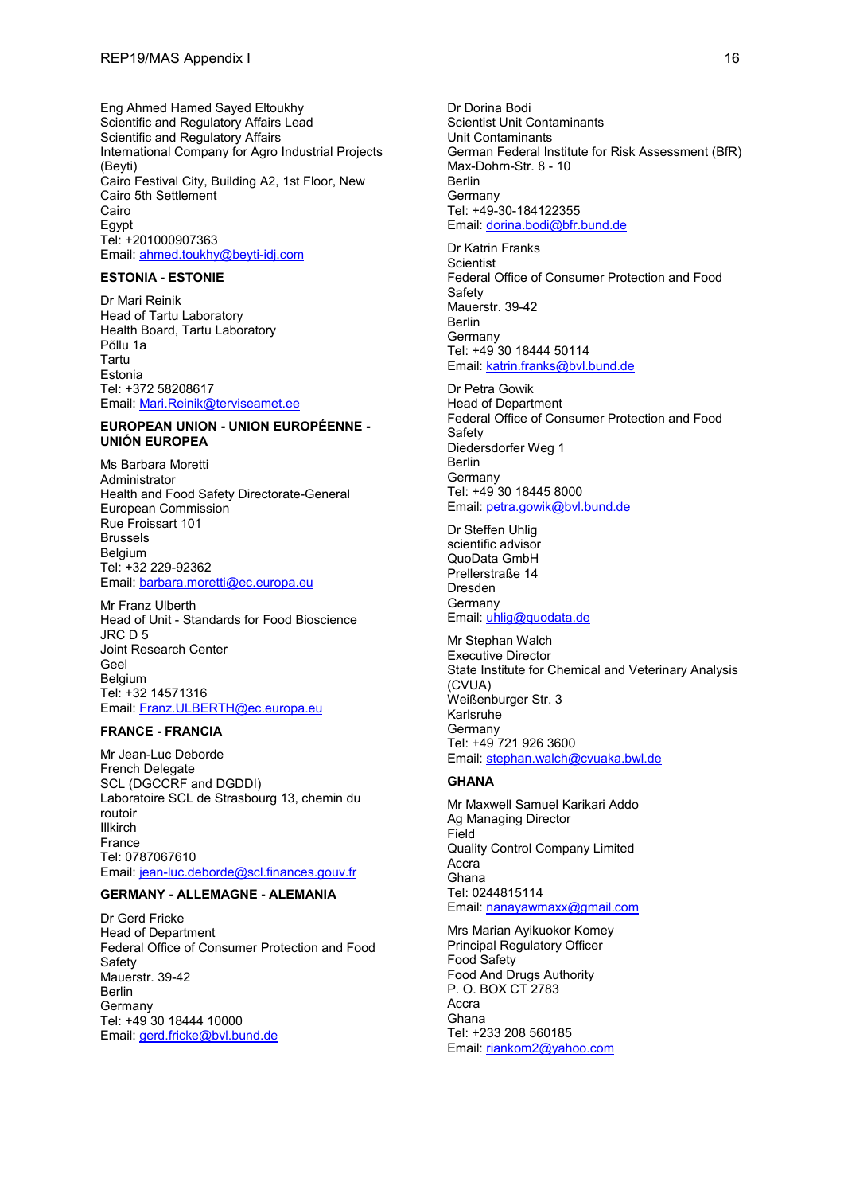Eng Ahmed Hamed Sayed Eltoukhy
Scientific and Regulatory Affairs Lead
Scientific and Regulatory Affairs
International Company for Agro Industrial Projects (Beyti)
Cairo Festival City, Building A2, 1st Floor, New Cairo 5th Settlement
Cairo
Egypt
Tel: +201000907363
Email: ahmed.toukhy@beyti-idj.com

**ESTONIA - ESTONIE**

Dr Mari Reinik
Head of Tartu Laboratory
Health Board, Tartu Laboratory
Põllu 1a
Tartu
Estonia
Tel: +372 58208617
Email: Mari.Reinik@terviseamet.ee

**EUROPEAN UNION - UNION EUROPÉENNE - UNIÓN EUROPEA**

Ms Barbara Moretti
Administrator
Health and Food Safety Directorate-General
European Commission
Rue Froissart 101
Brussels
Belgium
Tel: +32 229-92362
Email: barbara.moretti@ec.europa.eu

Mr Franz Ulberth
Head of Unit - Standards for Food Bioscience
JRC D 5
Joint Research Center
Geel
Belgium
Tel: +32 14571316
Email: Franz.ULBERTH@ec.europa.eu

**FRANCE - FRANCIA**

Mr Jean-Luc Deborde
French Delegate
SCL (DGCCRF and DGDDI)
Laboratoire SCL de Strasbourg 13, chemin du routoir
Illkirch
France
Tel: 0787067610
Email: jean-luc.deborde@scl.finances.gouv.fr

**GERMANY - ALLEMAGNE - ALEMANIA**

Dr Gerd Fricke
Head of Department
Federal Office of Consumer Protection and Food Safety
Mauerstr. 39-42
Berlin
Germany
Tel: +49 30 18444 10000
Email: gerd.fricke@bvl.bund.de

Dr Dorina Bodi
Scientist Unit Contaminants
Unit Contaminants
German Federal Institute for Risk Assessment (BfR)
Max-Dohrn-Str. 8 - 10
Berlin
Germany
Tel: +49-30-184122355
Email: dorina.bodi@bfr.bund.de

Dr Katrin Franks
Scientist
Federal Office of Consumer Protection and Food Safety
Mauerstr. 39-42
Berlin
Germany
Tel: +49 30 18444 50114
Email: katrin.franks@bvl.bund.de

Dr Petra Gowik
Head of Department
Federal Office of Consumer Protection and Food Safety
Diedersdorfer Weg 1
Berlin
Germany
Tel: +49 30 18445 8000
Email: petra.gowik@bvl.bund.de

Dr Steffen Uhlig
scientific advisor
QuoData GmbH
Prellerstraße 14
Dresden
Germany
Email: uhlig@quodata.de

Mr Stephan Walch
Executive Director
State Institute for Chemical and Veterinary Analysis (CVUA)
Weißenburger Str. 3
Karlsruhe
Germany
Tel: +49 721 926 3600
Email: stephan.walch@cvuaka.bwl.de

**GHANA**

Mr Maxwell Samuel Karikari Addo
Ag Managing Director
Field
Quality Control Company Limited
Accra
Ghana
Tel: 0244815114
Email: nanayawmaxx@gmail.com

Mrs Marian Ayikuokor Komey
Principal Regulatory Officer
Food Safety
Food And Drugs Authority
P. O. BOX CT 2783
Accra
Ghana
Tel: +233 208 560185
Email: riankom2@yahoo.com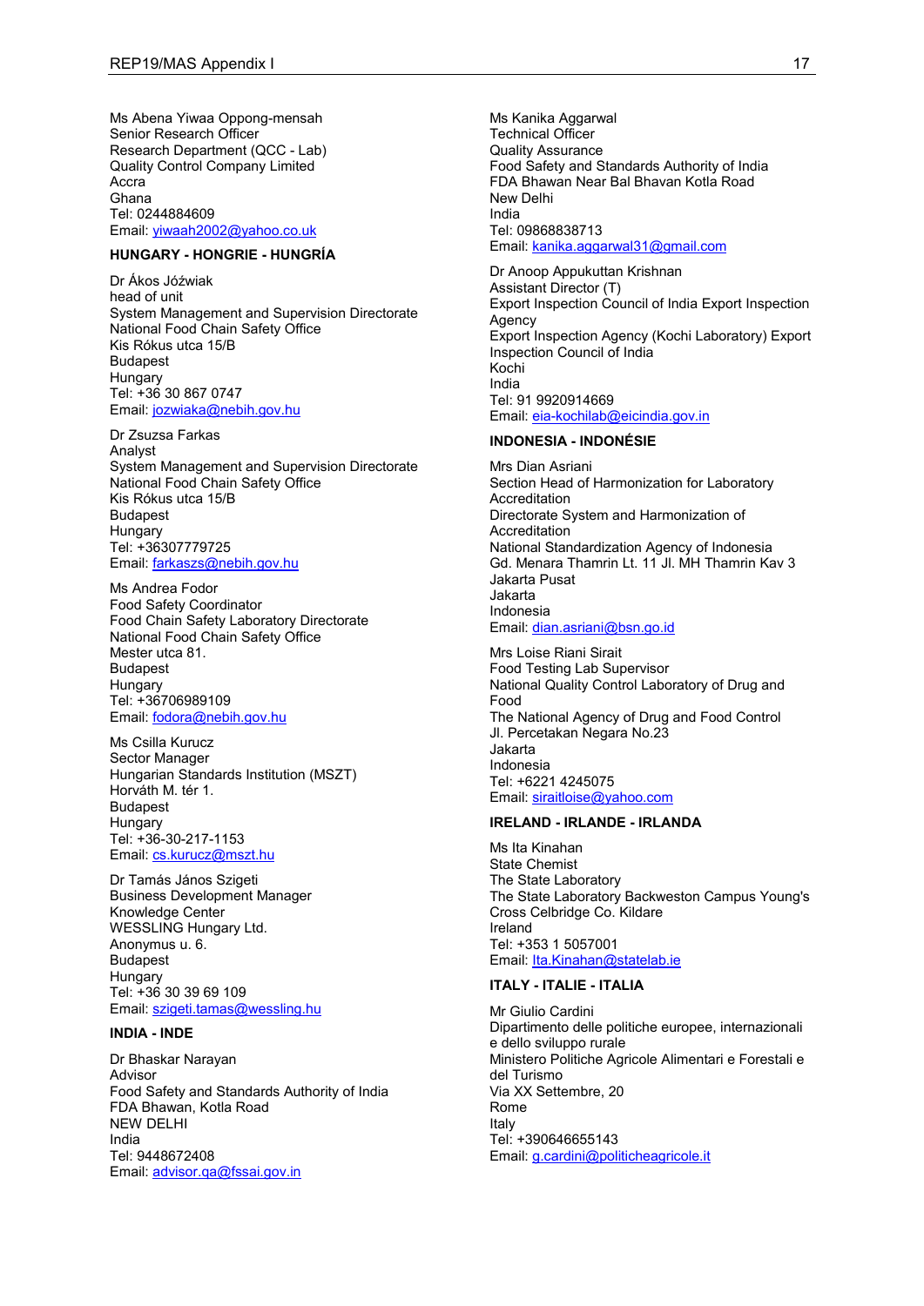Ms Abena Yiwaa Oppong-mensah
Senior Research Officer
Research Department (QCC - Lab)
Quality Control Company Limited
Accra
Ghana
Tel: 0244884609
Email: yiwaah2002@yahoo.co.uk

**HUNGARY - HONGRIE - HUNGRÍA**

Dr Ákos Jóźwiak
head of unit
System Management and Supervision Directorate
National Food Chain Safety Office
Kis Rókus utca 15/B
Budapest
Hungary
Tel: +36 30 867 0747
Email: jozwiaka@nebih.gov.hu

Dr Zsuzsa Farkas
Analyst
System Management and Supervision Directorate
National Food Chain Safety Office
Kis Rókus utca 15/B
Budapest
Hungary
Tel: +36307779725
Email: farkaszs@nebih.gov.hu

Ms Andrea Fodor
Food Safety Coordinator
Food Chain Safety Laboratory Directorate
National Food Chain Safety Office
Mester utca 81.
Budapest
Hungary
Tel: +36706989109
Email: fodora@nebih.gov.hu

Ms Csilla Kurucz
Sector Manager
Hungarian Standards Institution (MSZT)
Horváth M. tér 1.
Budapest
Hungary
Tel: +36-30-217-1153
Email: cs.kurucz@mszt.hu

Dr Tamás János Szigeti
Business Development Manager
Knowledge Center
WESSLING Hungary Ltd.
Anonymus u. 6.
Budapest
Hungary
Tel: +36 30 39 69 109
Email: szigeti.tamas@wessling.hu

**INDIA - INDE**

Dr Bhaskar Narayan
Advisor
Food Safety and Standards Authority of India
FDA Bhawan, Kotla Road
NEW DELHI
India
Tel: 9448672408
Email: advisor.qa@fssai.gov.in

Ms Kanika Aggarwal
Technical Officer
Quality Assurance
Food Safety and Standards Authority of India
FDA Bhawan Near Bal Bhavan Kotla Road
New Delhi
India
Tel: 09868838713
Email: kanika.aggarwal31@gmail.com

Dr Anoop Appukuttan Krishnan
Assistant Director (T)
Export Inspection Council of India Export Inspection Agency
Export Inspection Agency (Kochi Laboratory) Export Inspection Council of India
Kochi
India
Tel: 91 9920914669
Email: eia-kochilab@eicindia.gov.in

**INDONESIA - INDONÉSIE**

Mrs Dian Asriani
Section Head of Harmonization for Laboratory Accreditation
Directorate System and Harmonization of Accreditation
National Standardization Agency of Indonesia
Gd. Menara Thamrin Lt. 11 Jl. MH Thamrin Kav 3
Jakarta Pusat
Jakarta
Indonesia
Email: dian.asriani@bsn.go.id

Mrs Loise Riani Sirait
Food Testing Lab Supervisor
National Quality Control Laboratory of Drug and Food
The National Agency of Drug and Food Control
Jl. Percetakan Negara No.23
Jakarta
Indonesia
Tel: +6221 4245075
Email: siraitloise@yahoo.com

**IRELAND - IRLANDE - IRLANDA**

Ms Ita Kinahan
State Chemist
The State Laboratory
The State Laboratory Backweston Campus Young's Cross Celbridge Co. Kildare
Ireland
Tel: +353 1 5057001
Email: Ita.Kinahan@statelab.ie

**ITALY - ITALIE - ITALIA**

Mr Giulio Cardini
Dipartimento delle politiche europee, internazionali e dello sviluppo rurale
Ministero Politiche Agricole Alimentari e Forestali e del Turismo
Via XX Settembre, 20
Rome
Italy
Tel: +390646655143
Email: g.cardini@politicheagricole.it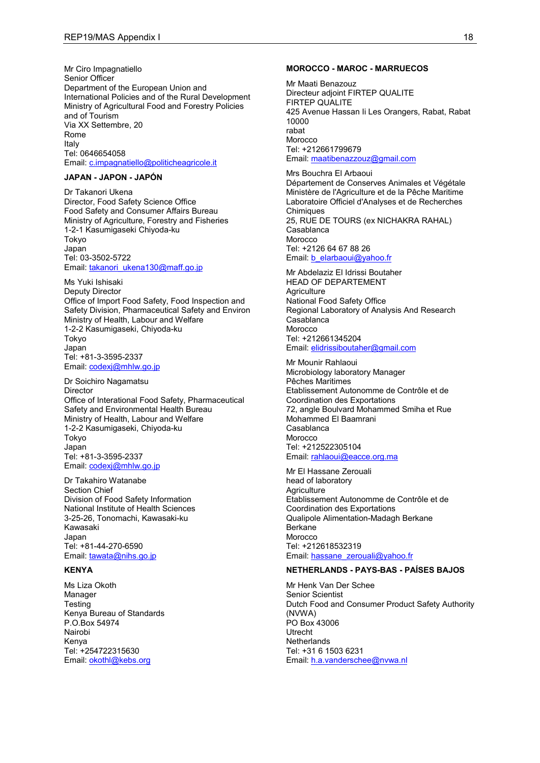Mr Ciro Impagnatiello
Senior Officer
Department of the European Union and International Policies and of the Rural Development
Ministry of Agricultural Food and Forestry Policies and of Tourism
Via XX Settembre, 20
Rome
Italy
Tel: 0646654058
Email: c.impagnatiello@politicheagricole.it

**JAPAN - JAPON - JAPÓN**

Dr Takanori Ukena
Director, Food Safety Science Office
Food Safety and Consumer Affairs Bureau
Ministry of Agriculture, Forestry and Fisheries
1-2-1 Kasumigaseki Chiyoda-ku
Tokyo
Japan
Tel: 03-3502-5722
Email: takanori_ukena130@maff.go.jp

Ms Yuki Ishisaki
Deputy Director
Office of Import Food Safety, Food Inspection and Safety Division, Pharmaceutical Safety and Environ
Ministry of Health, Labour and Welfare
1-2-2 Kasumigaseki, Chiyoda-ku
Tokyo
Japan
Tel: +81-3-3595-2337
Email: codexj@mhlw.go.jp

Dr Soichiro Nagamatsu
Director
Office of Interational Food Safety, Pharmaceutical Safety and Environmental Health Bureau
Ministry of Health, Labour and Welfare
1-2-2 Kasumigaseki, Chiyoda-ku
Tokyo
Japan
Tel: +81-3-3595-2337
Email: codexj@mhlw.go.jp

Dr Takahiro Watanabe
Section Chief
Division of Food Safety Information
National Institute of Health Sciences
3-25-26, Tonomachi, Kawasaki-ku
Kawasaki
Japan
Tel: +81-44-270-6590
Email: tawata@nihs.go.jp

**KENYA**

Ms Liza Okoth
Manager
Testing
Kenya Bureau of Standards
P.O.Box 54974
Nairobi
Kenya
Tel: +254722315630
Email: okothl@kebs.org

**MOROCCO - MAROC - MARRUECOS**

Mr Maati Benazouz
Directeur adjoint FIRTEP QUALITE
FIRTEP QUALITE
425 Avenue Hassan Ii Les Orangers, Rabat, Rabat 10000
rabat
Morocco
Tel: +212661799679
Email: maatibenazzouz@gmail.com

Mrs Bouchra El Arbaoui
Département de Conserves Animales et Végétale
Ministère de l'Agriculture et de la Pêche Maritime
Laboratoire Officiel d'Analyses et de Recherches Chimiques
25, RUE DE TOURS (ex NICHAKRA RAHAL)
Casablanca
Morocco
Tel: +2126 64 67 88 26
Email: b_elarbaoui@yahoo.fr

Mr Abdelaziz El Idrissi Boutaher
HEAD OF DEPARTEMENT
Agriculture
National Food Safety Office
Regional Laboratory of Analysis And Research
Casablanca
Morocco
Tel: +212661345204
Email: elidrissiboutaher@gmail.com

Mr Mounir Rahlaoui
Microbiology laboratory Manager
Pêches Maritimes
Etablissement Autonomme de Contrôle et de Coordination des Exportations
72, angle Boulvard Mohammed Smiha et Rue Mohammed El Baamrani
Casablanca
Morocco
Tel: +212522305104
Email: rahlaoui@eacce.org.ma

Mr El Hassane Zerouali
head of laboratory
Agriculture
Etablissement Autonomme de Contrôle et de Coordination des Exportations
Qualipole Alimentation-Madagh Berkane
Berkane
Morocco
Tel: +212618532319
Email: hassane_zerouali@yahoo.fr

**NETHERLANDS - PAYS-BAS - PAÍSES BAJOS**

Mr Henk Van Der Schee
Senior Scientist
Dutch Food and Consumer Product Safety Authority (NVWA)
PO Box 43006
Utrecht
Netherlands
Tel: +31 6 1503 6231
Email: h.a.vanderschee@nvwa.nl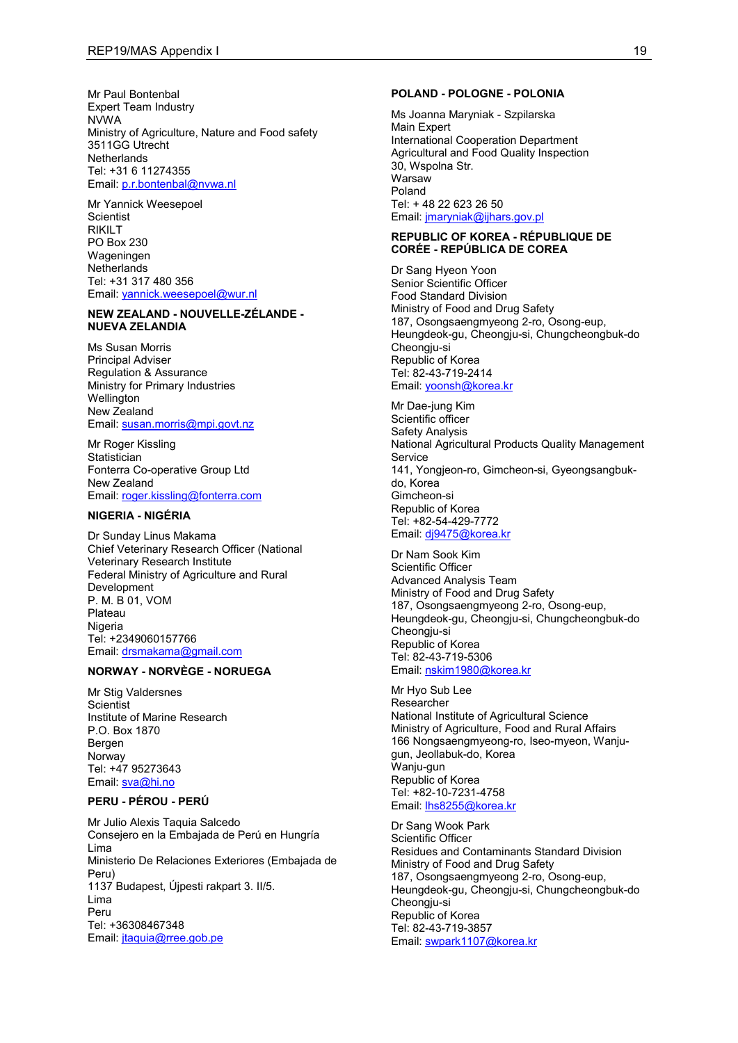Mr Paul Bontenbal
Expert Team Industry
NVWA
Ministry of Agriculture, Nature and Food safety
3511GG Utrecht
Netherlands
Tel: +31 6 11274355
Email: p.r.bontenbal@nvwa.nl

Mr Yannick Weesepoel
Scientist
RIKILT
PO Box 230
Wageningen
Netherlands
Tel: +31 317 480 356
Email: yannick.weesepoel@wur.nl

**NEW ZEALAND - NOUVELLE-ZÉLANDE - NUEVA ZELANDIA**

Ms Susan Morris
Principal Adviser
Regulation & Assurance
Ministry for Primary Industries
Wellington
New Zealand
Email: susan.morris@mpi.govt.nz

Mr Roger Kissling
Statistician
Fonterra Co-operative Group Ltd
New Zealand
Email: roger.kissling@fonterra.com

**NIGERIA - NIGÉRIA**

Dr Sunday Linus Makama
Chief Veterinary Research Officer (National Veterinary Research Institute
Federal Ministry of Agriculture and Rural Development
P. M. B 01, VOM
Plateau
Nigeria
Tel: +2349060157766
Email: drsmakama@gmail.com

**NORWAY - NORVÈGE - NORUEGA**

Mr Stig Valdersnes
Scientist
Institute of Marine Research
P.O. Box 1870
Bergen
Norway
Tel: +47 95273643
Email: sva@hi.no

**PERU - PÉROU - PERÚ**

Mr Julio Alexis Taquia Salcedo
Consejero en la Embajada de Perú en Hungría
Lima
Ministerio De Relaciones Exteriores (Embajada de Peru)
1137 Budapest, Újpesti rakpart 3. II/5.
Lima
Peru
Tel: +36308467348
Email: jtaquia@rree.gob.pe

**POLAND - POLOGNE - POLONIA**

Ms Joanna Maryniak - Szpilarska
Main Expert
International Cooperation Department
Agricultural and Food Quality Inspection
30, Wspolna Str.
Warsaw
Poland
Tel: + 48 22 623 26 50
Email: jmaryniak@ijhars.gov.pl

**REPUBLIC OF KOREA - RÉPUBLIQUE DE CORÉE - REPÚBLICA DE COREA**

Dr Sang Hyeon Yoon
Senior Scientific Officer
Food Standard Division
Ministry of Food and Drug Safety
187, Osongsaengmyeong 2-ro, Osong-eup, Heungdeok-gu, Cheongju-si, Chungcheongbuk-do
Cheongju-si
Republic of Korea
Tel: 82-43-719-2414
Email: yoonsh@korea.kr

Mr Dae-jung Kim
Scientific officer
Safety Analysis
National Agricultural Products Quality Management Service
141, Yongjeon-ro, Gimcheon-si, Gyeongsangbuk-do, Korea
Gimcheon-si
Republic of Korea
Tel: +82-54-429-7772
Email: dj9475@korea.kr

Dr Nam Sook Kim
Scientific Officer
Advanced Analysis Team
Ministry of Food and Drug Safety
187, Osongsaengmyeong 2-ro, Osong-eup, Heungdeok-gu, Cheongju-si, Chungcheongbuk-do
Cheongju-si
Republic of Korea
Tel: 82-43-719-5306
Email: nskim1980@korea.kr

Mr Hyo Sub Lee
Researcher
National Institute of Agricultural Science
Ministry of Agriculture, Food and Rural Affairs
166 Nongsaengmyeong-ro, Iseo-myeon, Wanju-gun, Jeollabuk-do, Korea
Wanju-gun
Republic of Korea
Tel: +82-10-7231-4758
Email: lhs8255@korea.kr

Dr Sang Wook Park
Scientific Officer
Residues and Contaminants Standard Division
Ministry of Food and Drug Safety
187, Osongsaengmyeong 2-ro, Osong-eup, Heungdeok-gu, Cheongju-si, Chungcheongbuk-do
Cheongju-si
Republic of Korea
Tel: 82-43-719-3857
Email: swpark1107@korea.kr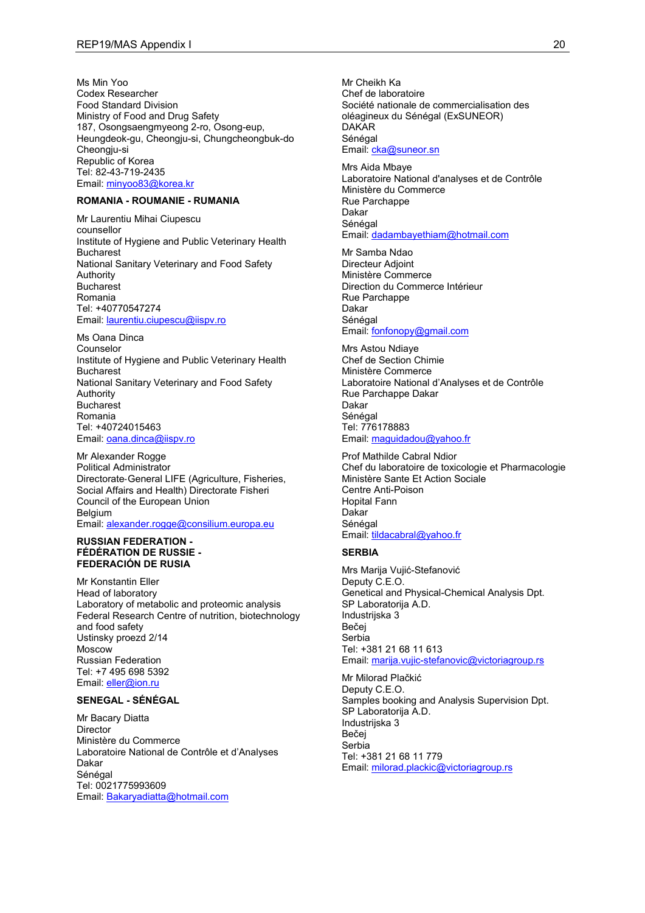Ms Min Yoo
Codex Researcher
Food Standard Division
Ministry of Food and Drug Safety
187, Osongsaengmyeong 2-ro, Osong-eup,
Heungdeok-gu, Cheongju-si, Chungcheongbuk-do
Cheongju-si
Republic of Korea
Tel: 82-43-719-2435
Email: minyoo83@korea.kr

**ROMANIA - ROUMANIE - RUMANIA**

Mr Laurentiu Mihai Ciupescu
counsellor
Institute of Hygiene and Public Veterinary Health
Bucharest
National Sanitary Veterinary and Food Safety Authority
Bucharest
Romania
Tel: +40770547274
Email: laurentiu.ciupescu@iispv.ro

Ms Oana Dinca
Counselor
Institute of Hygiene and Public Veterinary Health
Bucharest
National Sanitary Veterinary and Food Safety Authority
Bucharest
Romania
Tel: +40724015463
Email: oana.dinca@iispv.ro

Mr Alexander Rogge
Political Administrator
Directorate‐General LIFE (Agriculture, Fisheries, Social Affairs and Health) Directorate Fisheri
Council of the European Union
Belgium
Email: alexander.rogge@consilium.europa.eu

**RUSSIAN FEDERATION - FÉDÉRATION DE RUSSIE - FEDERACIÓN DE RUSIA**

Mr Konstantin Eller
Head of laboratory
Laboratory of metabolic and proteomic analysis
Federal Research Centre of nutrition, biotechnology and food safety
Ustinsky proezd 2/14
Moscow
Russian Federation
Tel: +7 495 698 5392
Email: eller@ion.ru

**SENEGAL - SÉNÉGAL**

Mr Bacary Diatta
Director
Ministère du Commerce
Laboratoire National de Contrôle et d'Analyses
Dakar
Sénégal
Tel: 0021775993609
Email: Bakaryadiatta@hotmail.com

Mr Cheikh Ka
Chef de laboratoire
Société nationale de commercialisation des oléagineux du Sénégal (ExSUNEOR)
DAKAR
Sénégal
Email: cka@suneor.sn

Mrs Aida Mbaye
Laboratoire National d'analyses et de Contrôle
Ministère du Commerce
Rue Parchappe
Dakar
Sénégal
Email: dadambayethiam@hotmail.com

Mr Samba Ndao
Directeur Adjoint
Ministère Commerce
Direction du Commerce Intérieur
Rue Parchappe
Dakar
Sénégal
Email: fonfonopy@gmail.com

Mrs Astou Ndiaye
Chef de Section Chimie
Ministère Commerce
Laboratoire National d'Analyses et de Contrôle
Rue Parchappe Dakar
Dakar
Sénégal
Tel: 776178883
Email: maguidadou@yahoo.fr

Prof Mathilde Cabral Ndior
Chef du laboratoire de toxicologie et Pharmacologie
Ministère Sante Et Action Sociale
Centre Anti-Poison
Hopital Fann
Dakar
Sénégal
Email: tildacabral@yahoo.fr

**SERBIA**

Mrs Marija Vujić-Stefanović
Deputy C.E.O.
Genetical and Physical-Chemical Analysis Dpt.
SP Laboratorija A.D.
Industrijska 3
Bečej
Serbia
Tel: +381 21 68 11 613
Email: marija.vujic-stefanovic@victoriagroup.rs

Mr Milorad Plačkić
Deputy C.E.O.
Samples booking and Analysis Supervision Dpt.
SP Laboratorija A.D.
Industrijska 3
Bečej
Serbia
Tel: +381 21 68 11 779
Email: milorad.plackic@victoriagroup.rs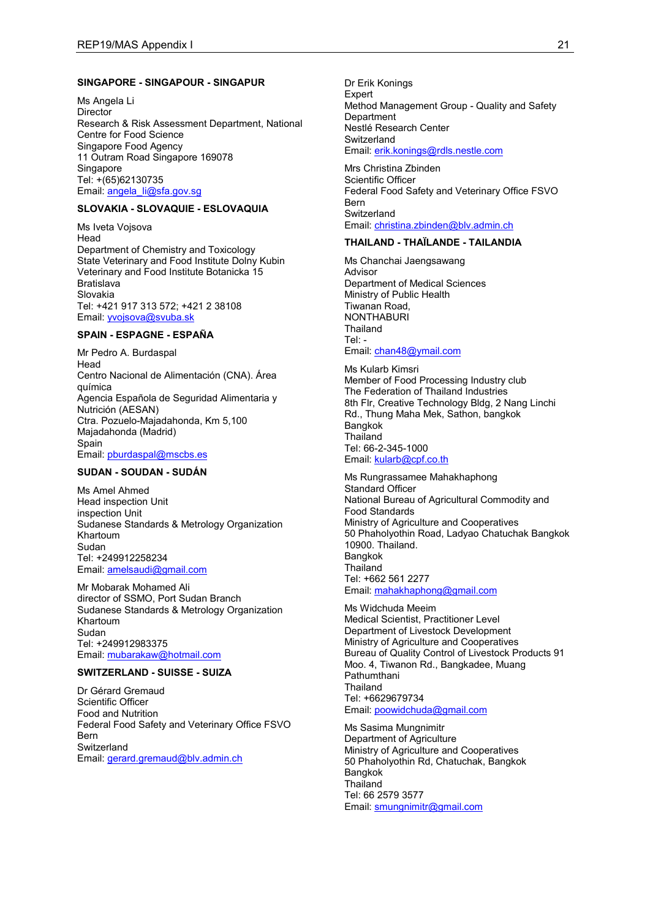**SINGAPORE - SINGAPOUR - SINGAPUR**

Ms Angela Li
Director
Research & Risk Assessment Department, National Centre for Food Science
Singapore Food Agency
11 Outram Road Singapore 169078
Singapore
Tel: +(65)62130735
Email: angela_li@sfa.gov.sg

**SLOVAKIA - SLOVAQUIE - ESLOVAQUIA**

Ms Iveta Vojsova
Head
Department of Chemistry and Toxicology
State Veterinary and Food Institute Dolny Kubin
Veterinary and Food Institute Botanicka 15
Bratislava
Slovakia
Tel: +421 917 313 572; +421 2 38108
Email: ivojsova@svuba.sk

**SPAIN - ESPAGNE - ESPAÑA**

Mr Pedro A. Burdaspal
Head
Centro Nacional de Alimentación (CNA). Área química
Agencia Española de Seguridad Alimentaria y Nutrición (AESAN)
Ctra. Pozuelo-Majadahonda, Km 5,100
Majadahonda (Madrid)
Spain
Email: pburdaspal@mscbs.es

**SUDAN - SOUDAN - SUDÁN**

Ms Amel Ahmed
Head inspection Unit
inspection Unit
Sudanese Standards & Metrology Organization
Khartoum
Sudan
Tel: +249912258234
Email: amelsaudi@gmail.com

Mr Mobarak Mohamed Ali
director of SSMO, Port Sudan Branch
Sudanese Standards & Metrology Organization
Khartoum
Sudan
Tel: +249912983375
Email: mubarakaw@hotmail.com

**SWITZERLAND - SUISSE - SUIZA**

Dr Gérard Gremaud
Scientific Officer
Food and Nutrition
Federal Food Safety and Veterinary Office FSVO
Bern
Switzerland
Email: gerard.gremaud@blv.admin.ch

Dr Erik Konings
Expert
Method Management Group - Quality and Safety Department
Nestlé Research Center
Switzerland
Email: erik.konings@rdls.nestle.com

Mrs Christina Zbinden
Scientific Officer
Federal Food Safety and Veterinary Office FSVO
Bern
Switzerland
Email: christina.zbinden@blv.admin.ch

**THAILAND - THAÏLANDE - TAILANDIA**

Ms Chanchai Jaengsawang
Advisor
Department of Medical Sciences
Ministry of Public Health
Tiwanan Road,
NONTHABURI
Thailand
Tel: -
Email: chan48@ymail.com

Ms Kularb Kimsri
Member of Food Processing Industry club
The Federation of Thailand Industries
8th Flr, Creative Technology Bldg, 2 Nang Linchi Rd., Thung Maha Mek, Sathon, bangkok
Bangkok
Thailand
Tel: 66-2-345-1000
Email: kularb@cpf.co.th

Ms Rungrassamee Mahakhaphong
Standard Officer
National Bureau of Agricultural Commodity and Food Standards
Ministry of Agriculture and Cooperatives
50 Phaholyothin Road, Ladyao Chatuchak Bangkok 10900. Thailand.
Bangkok
Thailand
Tel: +662 561 2277
Email: mahakhaphong@gmail.com

Ms Widchuda Meeim
Medical Scientist, Practitioner Level
Department of Livestock Development
Ministry of Agriculture and Cooperatives
Bureau of Quality Control of Livestock Products 91 Moo. 4, Tiwanon Rd., Bangkadee, Muang Pathumthani
Thailand
Tel: +6629679734
Email: poowidchuda@gmail.com

Ms Sasima Mungnimitr
Department of Agriculture
Ministry of Agriculture and Cooperatives
50 Phaholyothin Rd, Chatuchak, Bangkok
Bangkok
Thailand
Tel: 66 2579 3577
Email: smungnimitr@gmail.com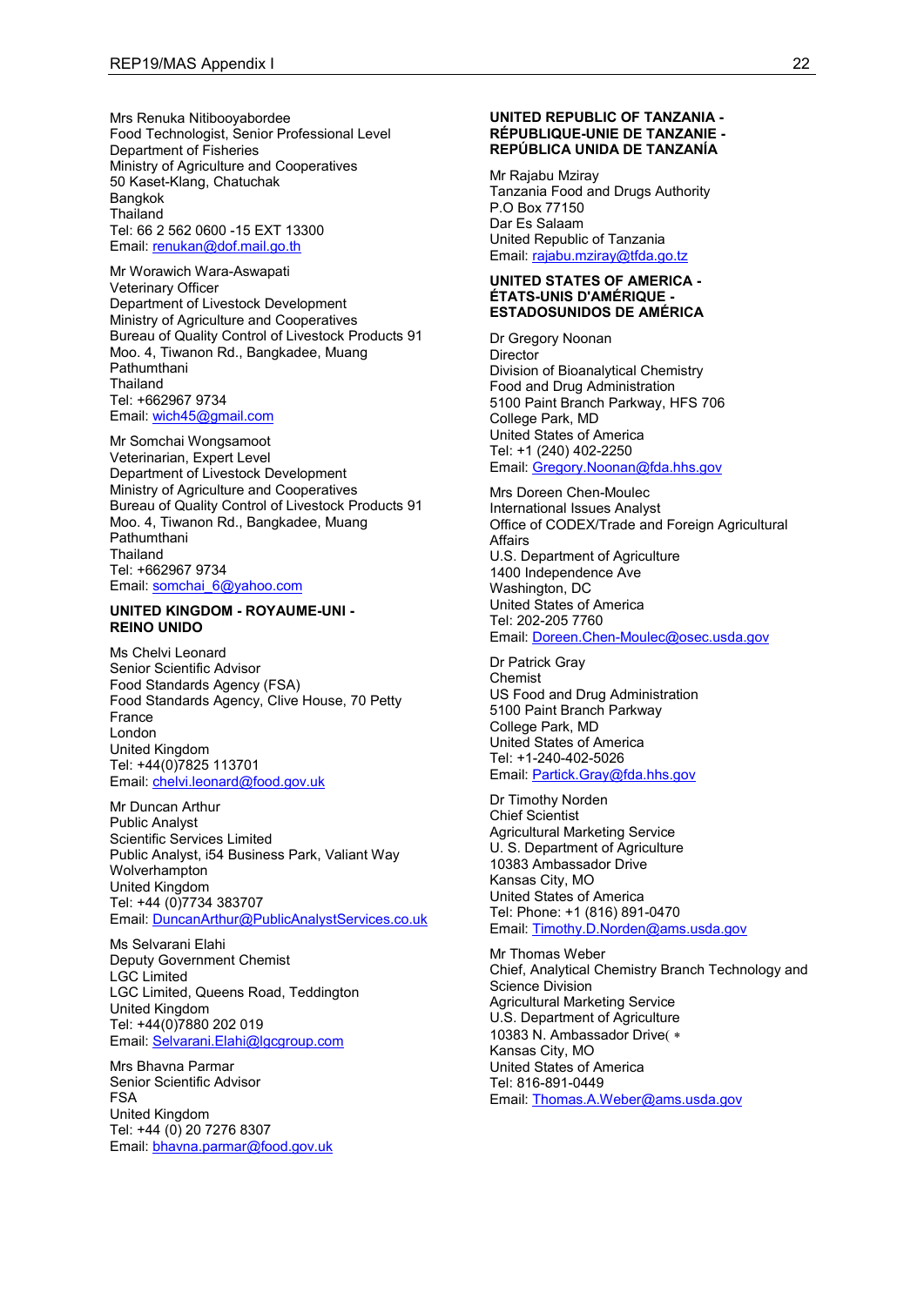Mrs Renuka Nitibooyabordee
Food Technologist, Senior Professional Level
Department of Fisheries
Ministry of Agriculture and Cooperatives
50 Kaset-Klang, Chatuchak
Bangkok
Thailand
Tel: 66 2 562 0600 -15 EXT 13300
Email: renukan@dof.mail.go.th

Mr Worawich Wara-Aswapati
Veterinary Officer
Department of Livestock Development
Ministry of Agriculture and Cooperatives
Bureau of Quality Control of Livestock Products 91
Moo. 4, Tiwanon Rd., Bangkadee, Muang
Pathumthani
Thailand
Tel: +662967 9734
Email: wich45@gmail.com

Mr Somchai Wongsamoot
Veterinarian, Expert Level
Department of Livestock Development
Ministry of Agriculture and Cooperatives
Bureau of Quality Control of Livestock Products 91
Moo. 4, Tiwanon Rd., Bangkadee, Muang
Pathumthani
Thailand
Tel: +662967 9734
Email: somchai_6@yahoo.com

**UNITED KINGDOM - ROYAUME-UNI - REINO UNIDO**

Ms Chelvi Leonard
Senior Scientific Advisor
Food Standards Agency (FSA)
Food Standards Agency, Clive House, 70 Petty France
London
United Kingdom
Tel: +44(0)7825 113701
Email: chelvi.leonard@food.gov.uk

Mr Duncan Arthur
Public Analyst
Scientific Services Limited
Public Analyst, i54 Business Park, Valiant Way
Wolverhampton
United Kingdom
Tel: +44 (0)7734 383707
Email: DuncanArthur@PublicAnalystServices.co.uk

Ms Selvarani Elahi
Deputy Government Chemist
LGC Limited
LGC Limited, Queens Road, Teddington
United Kingdom
Tel: +44(0)7880 202 019
Email: Selvarani.Elahi@lgcgroup.com

Mrs Bhavna Parmar
Senior Scientific Advisor
FSA
United Kingdom
Tel: +44 (0) 20 7276 8307
Email: bhavna.parmar@food.gov.uk

**UNITED REPUBLIC OF TANZANIA - RÉPUBLIQUE-UNIE DE TANZANIE - REPÚBLICA UNIDA DE TANZANÍA**

Mr Rajabu Mziray
Tanzania Food and Drugs Authority
P.O Box 77150
Dar Es Salaam
United Republic of Tanzania
Email: rajabu.mziray@tfda.go.tz

**UNITED STATES OF AMERICA - ÉTATS-UNIS D'AMÉRIQUE - ESTADOSUNIDOS DE AMÉRICA**

Dr Gregory Noonan
Director
Division of Bioanalytical Chemistry
Food and Drug Administration
5100 Paint Branch Parkway, HFS 706
College Park, MD
United States of America
Tel: +1 (240) 402-2250
Email: Gregory.Noonan@fda.hhs.gov

Mrs Doreen Chen-Moulec
International Issues Analyst
Office of CODEX/Trade and Foreign Agricultural Affairs
U.S. Department of Agriculture
1400 Independence Ave
Washington, DC
United States of America
Tel: 202-205 7760
Email: Doreen.Chen-Moulec@osec.usda.gov

Dr Patrick Gray
Chemist
US Food and Drug Administration
5100 Paint Branch Parkway
College Park, MD
United States of America
Tel: +1-240-402-5026
Email: Partick.Gray@fda.hhs.gov

Dr Timothy Norden
Chief Scientist
Agricultural Marketing Service
U. S. Department of Agriculture
10383 Ambassador Drive
Kansas City, MO
United States of America
Tel: Phone: +1 (816) 891-0470
Email: Timothy.D.Norden@ams.usda.gov

Mr Thomas Weber
Chief, Analytical Chemistry Branch Technology and Science Division
Agricultural Marketing Service
U.S. Department of Agriculture
10383 N. Ambassador Drive( *
Kansas City, MO
United States of America
Tel: 816-891-0449
Email: Thomas.A.Weber@ams.usda.gov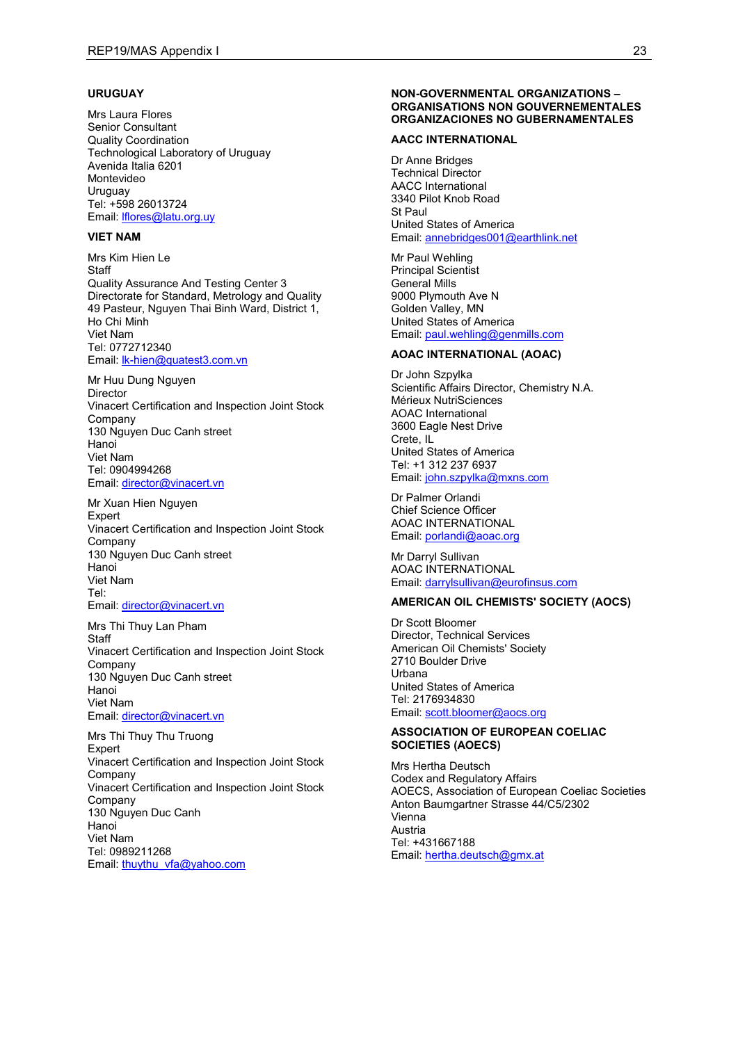**URUGUAY**

Mrs Laura Flores
Senior Consultant
Quality Coordination
Technological Laboratory of Uruguay
Avenida Italia 6201
Montevideo
Uruguay
Tel: +598 26013724
Email: lflores@latu.org.uy

**VIET NAM**

Mrs Kim Hien Le
Staff
Quality Assurance And Testing Center 3
Directorate for Standard, Metrology and Quality
49 Pasteur, Nguyen Thai Binh Ward, District 1,
Ho Chi Minh
Viet Nam
Tel: 0772712340
Email: lk-hien@quatest3.com.vn

Mr Huu Dung Nguyen
Director
Vinacert Certification and Inspection Joint Stock Company
130 Nguyen Duc Canh street
Hanoi
Viet Nam
Tel: 0904994268
Email: director@vinacert.vn

Mr Xuan Hien Nguyen
Expert
Vinacert Certification and Inspection Joint Stock Company
130 Nguyen Duc Canh street
Hanoi
Viet Nam
Tel:
Email: director@vinacert.vn

Mrs Thi Thuy Lan Pham
Staff
Vinacert Certification and Inspection Joint Stock Company
130 Nguyen Duc Canh street
Hanoi
Viet Nam
Email: director@vinacert.vn

Mrs Thi Thuy Thu Truong
Expert
Vinacert Certification and Inspection Joint Stock Company
Vinacert Certification and Inspection Joint Stock Company
130 Nguyen Duc Canh
Hanoi
Viet Nam
Tel: 0989211268
Email: thuythu_vfa@yahoo.com

**NON-GOVERNMENTAL ORGANIZATIONS – ORGANISATIONS NON GOUVERNEMENTALES ORGANIZACIONES NO GUBERNAMENTALES**

**AACC INTERNATIONAL**

Dr Anne Bridges
Technical Director
AACC International
3340 Pilot Knob Road
St Paul
United States of America
Email: annebridges001@earthlink.net

Mr Paul Wehling
Principal Scientist
General Mills
9000 Plymouth Ave N
Golden Valley, MN
United States of America
Email: paul.wehling@genmills.com

**AOAC INTERNATIONAL (AOAC)**

Dr John Szpylka
Scientific Affairs Director, Chemistry N.A.
Mérieux NutriSciences
AOAC International
3600 Eagle Nest Drive
Crete, IL
United States of America
Tel: +1 312 237 6937
Email: john.szpylka@mxns.com

Dr Palmer Orlandi
Chief Science Officer
AOAC INTERNATIONAL
Email: porlandi@aoac.org

Mr Darryl Sullivan
AOAC INTERNATIONAL
Email: darrylsullivan@eurofinsus.com

**AMERICAN OIL CHEMISTS' SOCIETY (AOCS)**

Dr Scott Bloomer
Director, Technical Services
American Oil Chemists' Society
2710 Boulder Drive
Urbana
United States of America
Tel: 2176934830
Email: scott.bloomer@aocs.org

**ASSOCIATION OF EUROPEAN COELIAC SOCIETIES (AOECS)**

Mrs Hertha Deutsch
Codex and Regulatory Affairs
AOECS, Association of European Coeliac Societies
Anton Baumgartner Strasse 44/C5/2302
Vienna
Austria
Tel: +431667188
Email: hertha.deutsch@gmx.at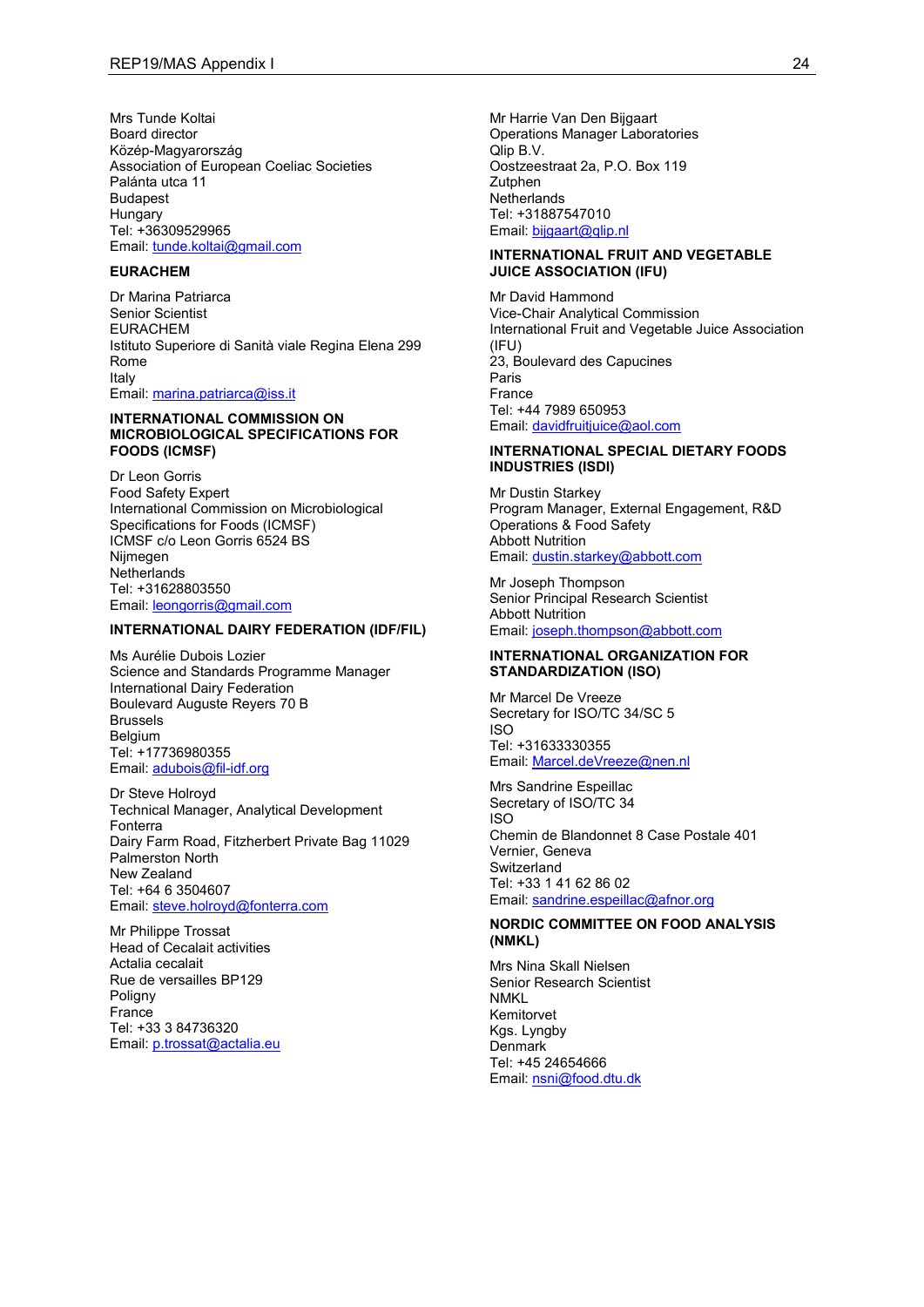Mrs Tunde Koltai
Board director
Közép-Magyarország
Association of European Coeliac Societies
Palánta utca 11
Budapest
Hungary
Tel: +36309529965
Email: tunde.koltai@gmail.com

**EURACHEM**

Dr Marina Patriarca
Senior Scientist
EURACHEM
Istituto Superiore di Sanità viale Regina Elena 299
Rome
Italy
Email: marina.patriarca@iss.it

**INTERNATIONAL COMMISSION ON MICROBIOLOGICAL SPECIFICATIONS FOR FOODS (ICMSF)**

Dr Leon Gorris
Food Safety Expert
International Commission on Microbiological Specifications for Foods (ICMSF)
ICMSF c/o Leon Gorris 6524 BS
Nijmegen
Netherlands
Tel: +31628803550
Email: leongorris@gmail.com

**INTERNATIONAL DAIRY FEDERATION (IDF/FIL)**

Ms Aurélie Dubois Lozier
Science and Standards Programme Manager
International Dairy Federation
Boulevard Auguste Reyers 70 B
Brussels
Belgium
Tel: +17736980355
Email: adubois@fil-idf.org

Dr Steve Holroyd
Technical Manager, Analytical Development
Fonterra
Dairy Farm Road, Fitzherbert Private Bag 11029
Palmerston North
New Zealand
Tel: +64 6 3504607
Email: steve.holroyd@fonterra.com

Mr Philippe Trossat
Head of Cecalait activities
Actalia cecalait
Rue de versailles BP129
Poligny
France
Tel: +33 3 84736320
Email: p.trossat@actalia.eu

Mr Harrie Van Den Bijgaart
Operations Manager Laboratories
Qlip B.V.
Oostzeestraat 2a, P.O. Box 119
Zutphen
Netherlands
Tel: +31887547010
Email: bijgaart@qlip.nl

**INTERNATIONAL FRUIT AND VEGETABLE JUICE ASSOCIATION (IFU)**

Mr David Hammond
Vice-Chair Analytical Commission
International Fruit and Vegetable Juice Association (IFU)
23, Boulevard des Capucines
Paris
France
Tel: +44 7989 650953
Email: davidfruitjuice@aol.com

**INTERNATIONAL SPECIAL DIETARY FOODS INDUSTRIES (ISDI)**

Mr Dustin Starkey
Program Manager, External Engagement, R&D Operations & Food Safety
Abbott Nutrition
Email: dustin.starkey@abbott.com

Mr Joseph Thompson
Senior Principal Research Scientist
Abbott Nutrition
Email: joseph.thompson@abbott.com

**INTERNATIONAL ORGANIZATION FOR STANDARDIZATION (ISO)**

Mr Marcel De Vreeze
Secretary for ISO/TC 34/SC 5
ISO
Tel: +31633330355
Email: Marcel.deVreeze@nen.nl

Mrs Sandrine Espeillac
Secretary of ISO/TC 34
ISO
Chemin de Blandonnet 8 Case Postale 401
Vernier, Geneva
Switzerland
Tel: +33 1 41 62 86 02
Email: sandrine.espeillac@afnor.org

**NORDIC COMMITTEE ON FOOD ANALYSIS (NMKL)**

Mrs Nina Skall Nielsen
Senior Research Scientist
NMKL
Kemitorvet
Kgs. Lyngby
Denmark
Tel: +45 24654666
Email: nsni@food.dtu.dk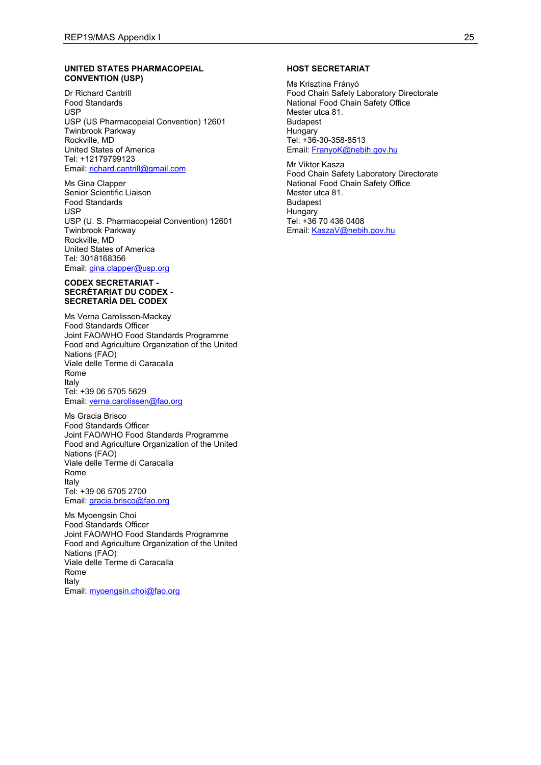**UNITED STATES PHARMACOPEIAL CONVENTION (USP)**

Dr Richard Cantrill
Food Standards
USP
USP (US Pharmacopeial Convention) 12601
Twinbrook Parkway
Rockville, MD
United States of America
Tel: +12179799123
Email: richard.cantrill@gmail.com

Ms Gina Clapper
Senior Scientific Liaison
Food Standards
USP
USP (U. S. Pharmacopeial Convention) 12601
Twinbrook Parkway
Rockville, MD
United States of America
Tel: 3018168356
Email: gina.clapper@usp.org

**CODEX SECRETARIAT - SECRÉTARIAT DU CODEX - SECRETARÍA DEL CODEX**

Ms Verna Carolissen-Mackay
Food Standards Officer
Joint FAO/WHO Food Standards Programme
Food and Agriculture Organization of the United Nations (FAO)
Viale delle Terme di Caracalla
Rome
Italy
Tel: +39 06 5705 5629
Email: verna.carolissen@fao.org

Ms Gracia Brisco
Food Standards Officer
Joint FAO/WHO Food Standards Programme
Food and Agriculture Organization of the United Nations (FAO)
Viale delle Terme di Caracalla
Rome
Italy
Tel: +39 06 5705 2700
Email: gracia.brisco@fao.org

Ms Myoengsin Choi
Food Standards Officer
Joint FAO/WHO Food Standards Programme
Food and Agriculture Organization of the United Nations (FAO)
Viale delle Terme di Caracalla
Rome
Italy
Email: myoengsin.choi@fao.org

**HOST SECRETARIAT**

Ms Krisztina Frányó
Food Chain Safety Laboratory Directorate
National Food Chain Safety Office
Mester utca 81.
Budapest
Hungary
Tel: +36-30-358-8513
Email: FranyoK@nebih.gov.hu

Mr Viktor Kasza
Food Chain Safety Laboratory Directorate
National Food Chain Safety Office
Mester utca 81.
Budapest
Hungary
Tel: +36 70 436 0408
Email: KaszaV@nebih.gov.hu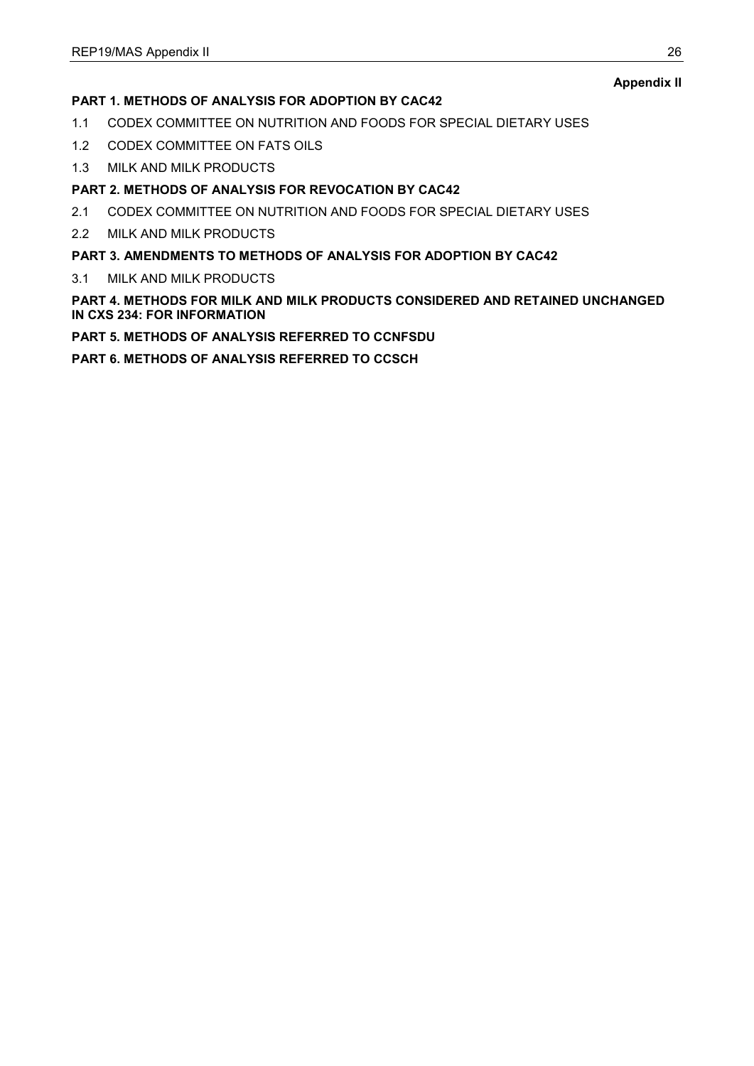**Appendix II**

**PART 1. METHODS OF ANALYSIS FOR ADOPTION BY CAC42**

1.1 CODEX COMMITTEE ON NUTRITION AND FOODS FOR SPECIAL DIETARY USES

1.2 CODEX COMMITTEE ON FATS OILS

1.3 MILK AND MILK PRODUCTS

**PART 2. METHODS OF ANALYSIS FOR REVOCATION BY CAC42**

2.1 CODEX COMMITTEE ON NUTRITION AND FOODS FOR SPECIAL DIETARY USES

2.2 MILK AND MILK PRODUCTS

**PART 3. AMENDMENTS TO METHODS OF ANALYSIS FOR ADOPTION BY CAC42**

3.1 MILK AND MILK PRODUCTS

**PART 4. METHODS FOR MILK AND MILK PRODUCTS CONSIDERED AND RETAINED UNCHANGED IN CXS 234: FOR INFORMATION**

**PART 5. METHODS OF ANALYSIS REFERRED TO CCNFSDU**

**PART 6. METHODS OF ANALYSIS REFERRED TO CCSCH**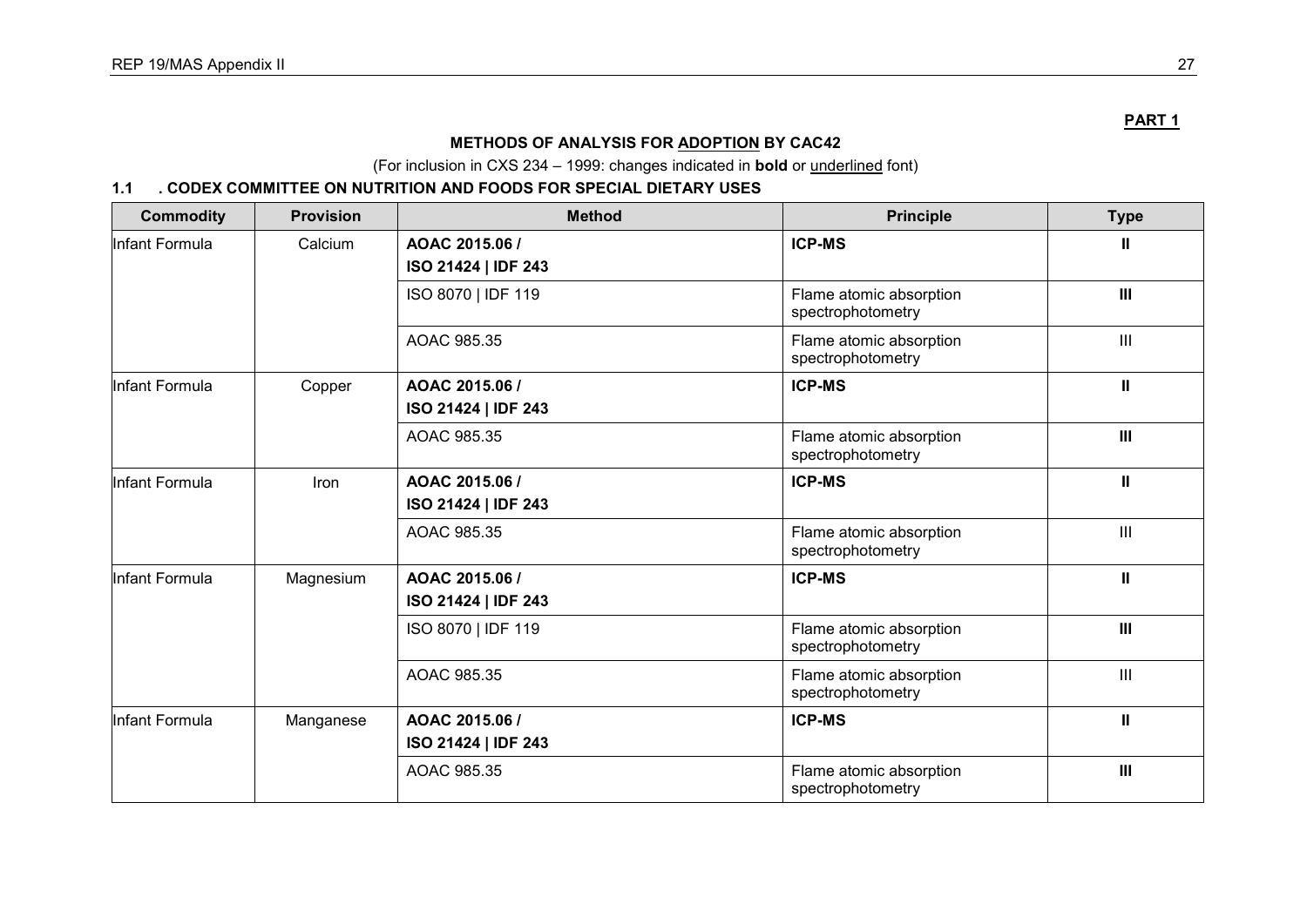**PART 1**

## METHODS OF ANALYSIS FOR ADOPTION BY CAC42

(For inclusion in CXS 234 – 1999: changes indicated in **bold** or underlined font)

### 1.1 . CODEX COMMITTEE ON NUTRITION AND FOODS FOR SPECIAL DIETARY USES

| Commodity | Provision | Method | Principle | Type |
|---|---|---|---|---|
| Infant Formula | Calcium | **AOAC 2015.06 / ISO 21424 \| IDF 243** | **ICP-MS** | **II** |
| | | ISO 8070 \| IDF 119 | Flame atomic absorption spectrophotometry | **III** |
| | | AOAC 985.35 | Flame atomic absorption spectrophotometry | III |
| Infant Formula | Copper | **AOAC 2015.06 / ISO 21424 \| IDF 243** | **ICP-MS** | **II** |
| | | AOAC 985.35 | Flame atomic absorption spectrophotometry | **III** |
| Infant Formula | Iron | **AOAC 2015.06 / ISO 21424 \| IDF 243** | **ICP-MS** | **II** |
| | | AOAC 985.35 | Flame atomic absorption spectrophotometry | III |
| Infant Formula | Magnesium | **AOAC 2015.06 / ISO 21424 \| IDF 243** | **ICP-MS** | **II** |
| | | ISO 8070 \| IDF 119 | Flame atomic absorption spectrophotometry | **III** |
| | | AOAC 985.35 | Flame atomic absorption spectrophotometry | III |
| Infant Formula | Manganese | **AOAC 2015.06 / ISO 21424 \| IDF 243** | **ICP-MS** | **II** |
| | | AOAC 985.35 | Flame atomic absorption spectrophotometry | **III** |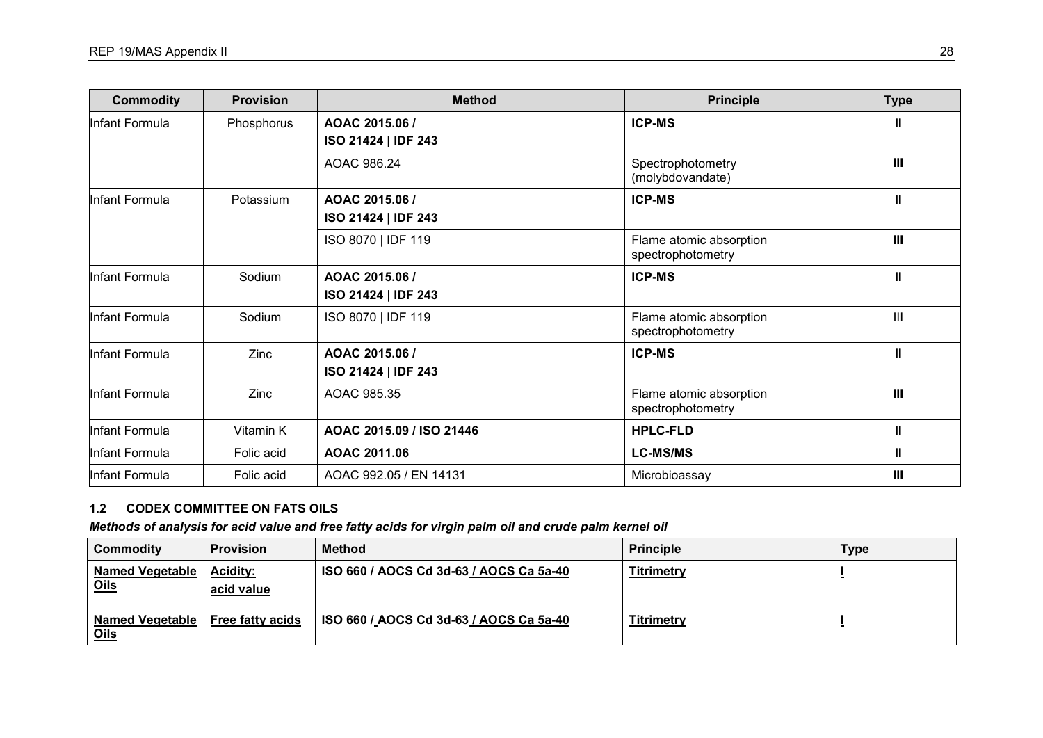| Commodity | Provision | Method | Principle | Type |
|---|---|---|---|---|
| Infant Formula | Phosphorus | **AOAC 2015.06 / ISO 21424 \| IDF 243** | **ICP-MS** | **II** |
| | | AOAC 986.24 | Spectrophotometry (molybdovandate) | **III** |
| Infant Formula | Potassium | **AOAC 2015.06 / ISO 21424 \| IDF 243** | **ICP-MS** | **II** |
| | | ISO 8070 \| IDF 119 | Flame atomic absorption spectrophotometry | **III** |
| Infant Formula | Sodium | **AOAC 2015.06 / ISO 21424 \| IDF 243** | **ICP-MS** | **II** |
| Infant Formula | Sodium | ISO 8070 \| IDF 119 | Flame atomic absorption spectrophotometry | III |
| Infant Formula | Zinc | **AOAC 2015.06 / ISO 21424 \| IDF 243** | **ICP-MS** | **II** |
| Infant Formula | Zinc | AOAC 985.35 | Flame atomic absorption spectrophotometry | **III** |
| Infant Formula | Vitamin K | **AOAC 2015.09 / ISO 21446** | **HPLC-FLD** | **II** |
| Infant Formula | Folic acid | **AOAC 2011.06** | **LC-MS/MS** | **II** |
| Infant Formula | Folic acid | AOAC 992.05 / EN 14131 | Microbioassay | **III** |

### 1.2 CODEX COMMITTEE ON FATS OILS

***Methods of analysis for acid value and free fatty acids for virgin palm oil and crude palm kernel oil***

| Commodity | Provision | Method | Principle | Type |
|---|---|---|---|---|
| **Named Vegetable Oils** | **Acidity: acid value** | **ISO 660 / AOCS Cd 3d-63 / AOCS Ca 5a-40** | **Titrimetry** | **I** |
| **Named Vegetable Oils** | **Free fatty acids** | **ISO 660 / AOCS Cd 3d-63 / AOCS Ca 5a-40** | **Titrimetry** | **I** |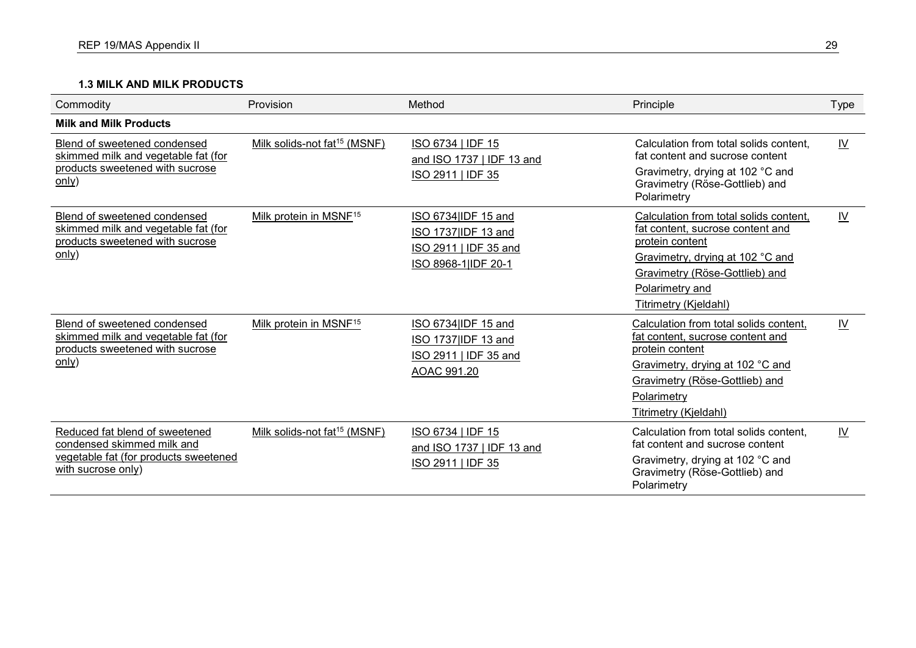**1.3 MILK AND MILK PRODUCTS**

| Commodity | Provision | Method | Principle | Type |
|---|---|---|---|---|
| **Milk and Milk Products** | | | | |
| Blend of sweetened condensed skimmed milk and vegetable fat (for products sweetened with sucrose only) | Milk solids-not fat[15] (MSNF) | ISO 6734 \| IDF 15 and ISO 1737 \| IDF 13 and ISO 2911 \| IDF 35 | Calculation from total solids content, fat content and sucrose content<br>Gravimetry, drying at 102 °C and Gravimetry (Röse-Gottlieb) and Polarimetry | IV |
| Blend of sweetened condensed skimmed milk and vegetable fat (for products sweetened with sucrose only) | Milk protein in MSNF[15] | ISO 6734\|IDF 15 and<br>ISO 1737\|IDF 13 and<br>ISO 2911 \| IDF 35 and<br>ISO 8968-1\|IDF 20-1 | Calculation from total solids content, fat content, sucrose content and protein content<br>Gravimetry, drying at 102 °C and<br>Gravimetry (Röse-Gottlieb) and<br>Polarimetry and<br>Titrimetry (Kjeldahl) | IV |
| Blend of sweetened condensed skimmed milk and vegetable fat (for products sweetened with sucrose only) | Milk protein in MSNF[15] | ISO 6734\|IDF 15 and<br>ISO 1737\|IDF 13 and<br>ISO 2911 \| IDF 35 and<br>AOAC 991.20 | Calculation from total solids content, fat content, sucrose content and protein content<br>Gravimetry, drying at 102 °C and<br>Gravimetry (Röse-Gottlieb) and<br>Polarimetry<br>Titrimetry (Kjeldahl) | IV |
| Reduced fat blend of sweetened condensed skimmed milk and vegetable fat (for products sweetened with sucrose only) | Milk solids-not fat[15] (MSNF) | ISO 6734 \| IDF 15 and ISO 1737 \| IDF 13 and ISO 2911 \| IDF 35 | Calculation from total solids content, fat content and sucrose content<br>Gravimetry, drying at 102 °C and Gravimetry (Röse-Gottlieb) and Polarimetry | IV |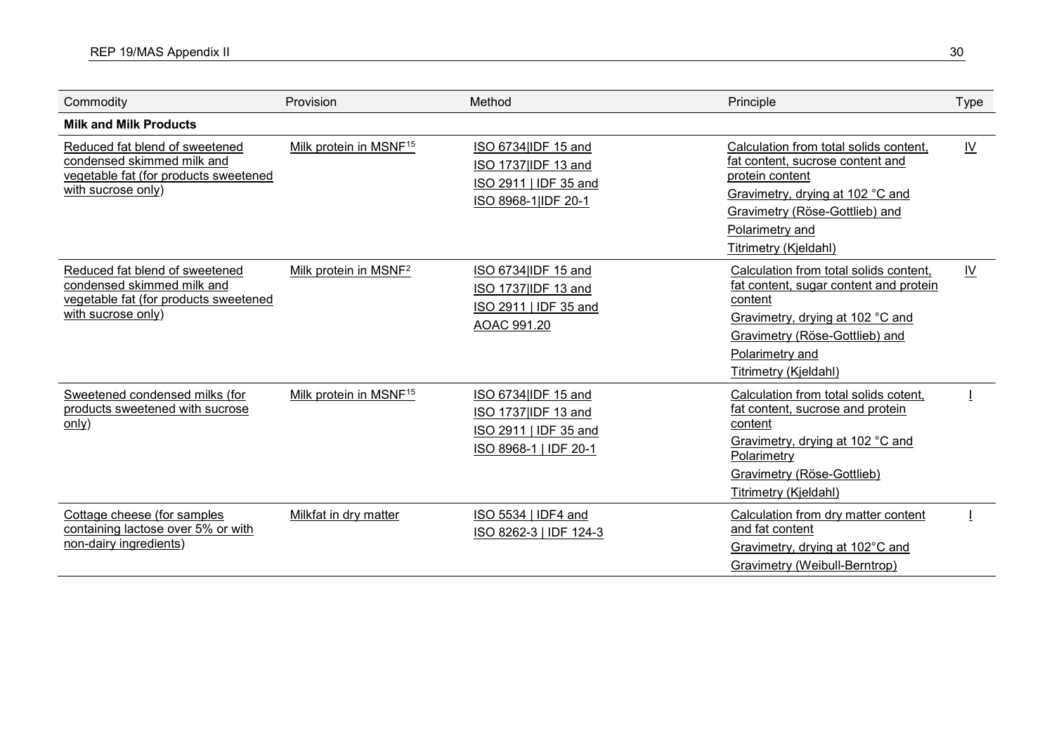| Commodity | Provision | Method | Principle | Type |
|---|---|---|---|---|
| **Milk and Milk Products** | | | | |
| Reduced fat blend of sweetened condensed skimmed milk and vegetable fat (for products sweetened with sucrose only) | Milk protein in MSNF[15] | ISO 6734\|IDF 15 and<br>ISO 1737\|IDF 13 and<br>ISO 2911 \| IDF 35 and<br>ISO 8968-1\|IDF 20-1 | Calculation from total solids content, fat content, sucrose content and protein content<br>Gravimetry, drying at 102 °C and<br>Gravimetry (Röse-Gottlieb) and<br>Polarimetry and<br>Titrimetry (Kjeldahl) | IV |
| Reduced fat blend of sweetened condensed skimmed milk and vegetable fat (for products sweetened with sucrose only) | Milk protein in MSNF[2] | ISO 6734\|IDF 15 and<br>ISO 1737\|IDF 13 and<br>ISO 2911 \| IDF 35 and<br>AOAC 991.20 | Calculation from total solids content, fat content, sugar content and protein content<br>Gravimetry, drying at 102 °C and<br>Gravimetry (Röse-Gottlieb) and<br>Polarimetry and<br>Titrimetry (Kjeldahl) | IV |
| Sweetened condensed milks (for products sweetened with sucrose only) | Milk protein in MSNF[15] | ISO 6734\|IDF 15 and<br>ISO 1737\|IDF 13 and<br>ISO 2911 \| IDF 35 and<br>ISO 8968-1 \| IDF 20-1 | Calculation from total solids cotent, fat content, sucrose and protein content<br>Gravimetry, drying at 102 °C and Polarimetry<br>Gravimetry (Röse-Gottlieb)<br>Titrimetry (Kjeldahl) | I |
| Cottage cheese (for samples containing lactose over 5% or with non-dairy ingredients) | Milkfat in dry matter | ISO 5534 \| IDF4 and<br>ISO 8262-3 \| IDF 124-3 | Calculation from dry matter content and fat content<br>Gravimetry, drying at 102°C and<br>Gravimetry (Weibull-Berntrop) | I |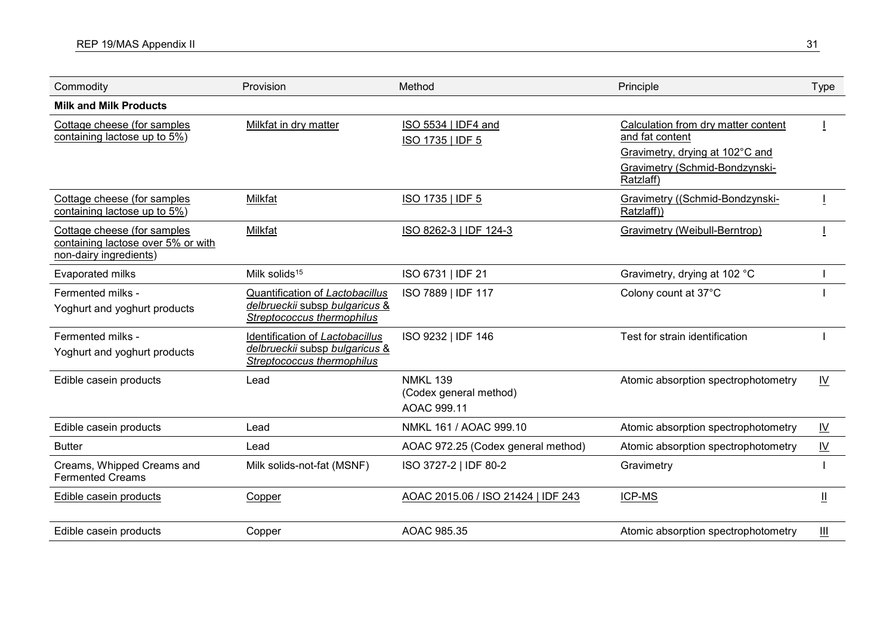| Commodity | Provision | Method | Principle | Type |
|---|---|---|---|---|
| **Milk and Milk Products** | | | | |
| Cottage cheese (for samples containing lactose up to 5%) | Milkfat in dry matter | ISO 5534 \| IDF4 and ISO 1735 \| IDF 5 | Calculation from dry matter content and fat content<br>Gravimetry, drying at 102°C and<br>Gravimetry (Schmid-Bondzynski-Ratzlaff) | I |
| Cottage cheese (for samples containing lactose up to 5%) | Milkfat | ISO 1735 \| IDF 5 | Gravimetry ((Schmid-Bondzynski-Ratzlaff)) | I |
| Cottage cheese (for samples containing lactose over 5% or with non-dairy ingredients) | Milkfat | ISO 8262-3 \| IDF 124-3 | Gravimetry (Weibull-Berntrop) | I |
| Evaporated milks | Milk solids[15] | ISO 6731 \| IDF 21 | Gravimetry, drying at 102 °C | I |
| Fermented milks -<br>Yoghurt and yoghurt products | Quantification of *Lactobacillus delbrueckii* subsp *bulgaricus* & *Streptococcus thermophilus* | ISO 7889 \| IDF 117 | Colony count at 37°C | I |
| Fermented milks -<br>Yoghurt and yoghurt products | Identification of *Lactobacillus delbrueckii* subsp *bulgaricus* & *Streptococcus thermophilus* | ISO 9232 \| IDF 146 | Test for strain identification | I |
| Edible casein products | Lead | NMKL 139<br>(Codex general method)<br>AOAC 999.11 | Atomic absorption spectrophotometry | IV |
| Edible casein products | Lead | NMKL 161 / AOAC 999.10 | Atomic absorption spectrophotometry | IV |
| Butter | Lead | AOAC 972.25 (Codex general method) | Atomic absorption spectrophotometry | IV |
| Creams, Whipped Creams and Fermented Creams | Milk solids-not-fat (MSNF) | ISO 3727-2 \| IDF 80-2 | Gravimetry | I |
| Edible casein products | Copper | AOAC 2015.06 / ISO 21424 \| IDF 243 | ICP-MS | II |
| Edible casein products | Copper | AOAC 985.35 | Atomic absorption spectrophotometry | III |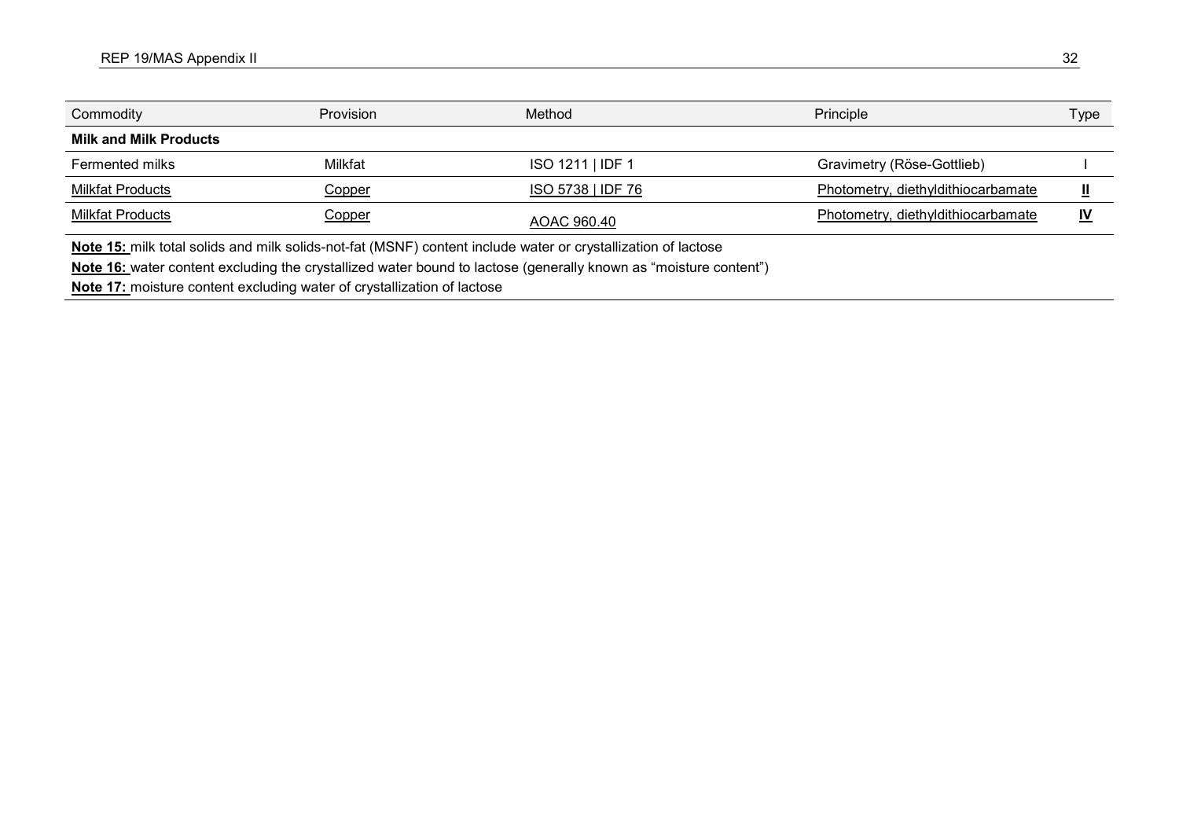| Commodity | Provision | Method | Principle | Type |
|---|---|---|---|---|
| **Milk and Milk Products** | | | | |
| Fermented milks | Milkfat | ISO 1211 \| IDF 1 | Gravimetry (Röse-Gottlieb) | I |
| Milkfat Products | Copper | ISO 5738 \| IDF 76 | Photometry, diethyldithiocarbamate | **II** |
| Milkfat Products | Copper | AOAC 960.40 | Photometry, diethyldithiocarbamate | **IV** |

**Note 15:** milk total solids and milk solids-not-fat (MSNF) content include water or crystallization of lactose

**Note 16:** water content excluding the crystallized water bound to lactose (generally known as "moisture content")

**Note 17:** moisture content excluding water of crystallization of lactose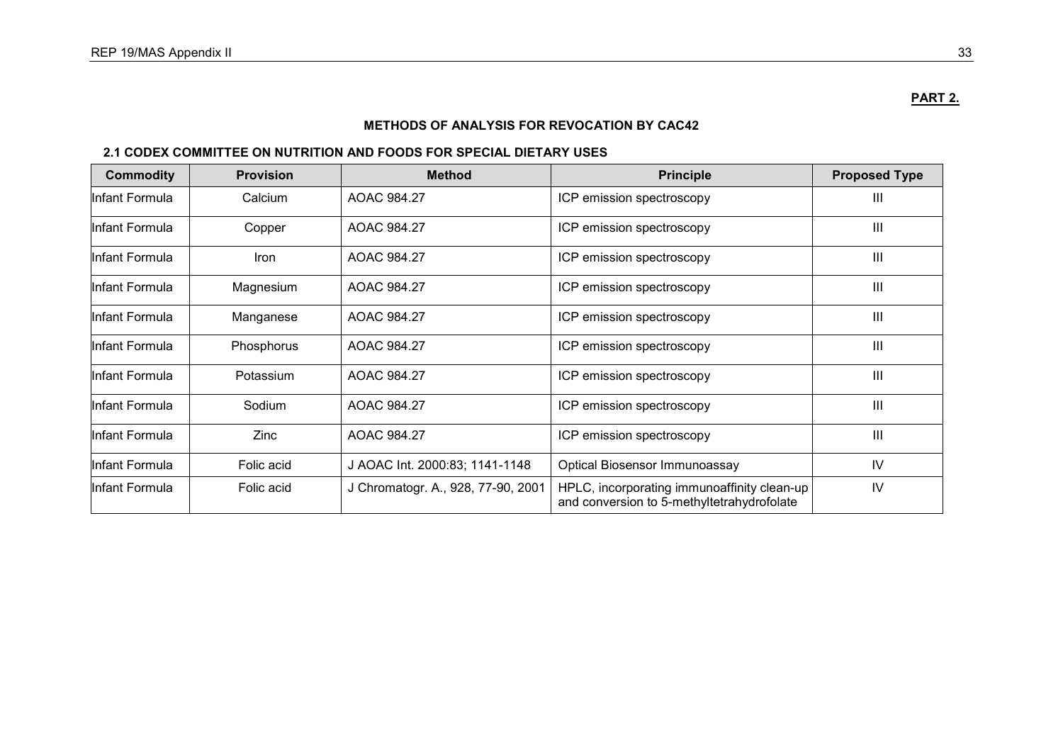**PART 2.**

## METHODS OF ANALYSIS FOR REVOCATION BY CAC42

### 2.1 CODEX COMMITTEE ON NUTRITION AND FOODS FOR SPECIAL DIETARY USES

| Commodity | Provision | Method | Principle | Proposed Type |
|---|---|---|---|---|
| Infant Formula | Calcium | AOAC 984.27 | ICP emission spectroscopy | III |
| Infant Formula | Copper | AOAC 984.27 | ICP emission spectroscopy | III |
| Infant Formula | Iron | AOAC 984.27 | ICP emission spectroscopy | III |
| Infant Formula | Magnesium | AOAC 984.27 | ICP emission spectroscopy | III |
| Infant Formula | Manganese | AOAC 984.27 | ICP emission spectroscopy | III |
| Infant Formula | Phosphorus | AOAC 984.27 | ICP emission spectroscopy | III |
| Infant Formula | Potassium | AOAC 984.27 | ICP emission spectroscopy | III |
| Infant Formula | Sodium | AOAC 984.27 | ICP emission spectroscopy | III |
| Infant Formula | Zinc | AOAC 984.27 | ICP emission spectroscopy | III |
| Infant Formula | Folic acid | J AOAC Int. 2000:83; 1141-1148 | Optical Biosensor Immunoassay | IV |
| Infant Formula | Folic acid | J Chromatogr. A., 928, 77-90, 2001 | HPLC, incorporating immunoaffinity clean-up and conversion to 5-methyltetrahydrofolate | IV |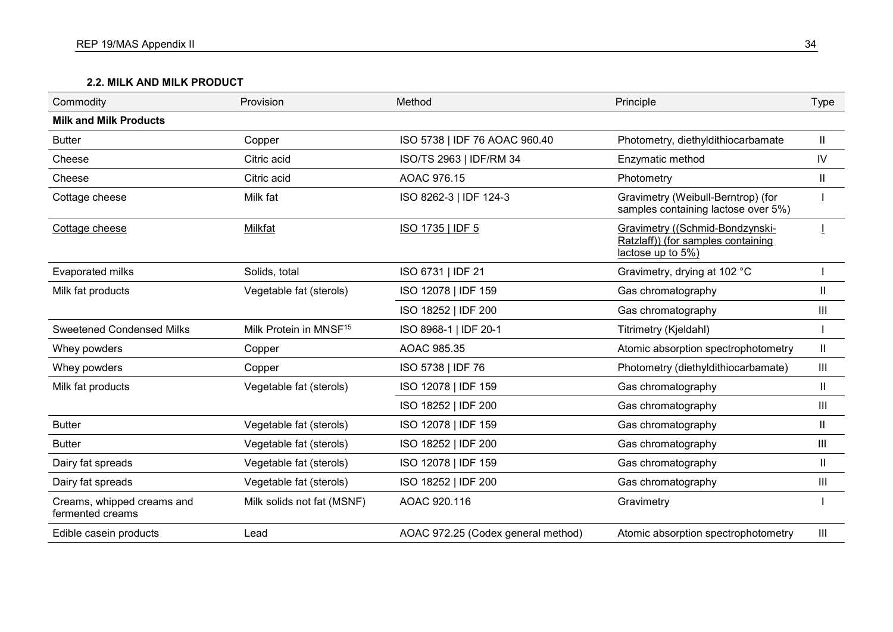### 2.2. MILK AND MILK PRODUCT

| Commodity | Provision | Method | Principle | Type |
|---|---|---|---|---|
| **Milk and Milk Products** | | | | |
| Butter | Copper | ISO 5738 \| IDF 76 AOAC 960.40 | Photometry, diethyldithiocarbamate | II |
| Cheese | Citric acid | ISO/TS 2963 \| IDF/RM 34 | Enzymatic method | IV |
| Cheese | Citric acid | AOAC 976.15 | Photometry | II |
| Cottage cheese | Milk fat | ISO 8262-3 \| IDF 124-3 | Gravimetry (Weibull-Berntrop) (for samples containing lactose over 5%) | I |
| Cottage cheese | Milkfat | ISO 1735 \| IDF 5 | Gravimetry ((Schmid-Bondzynski-Ratzlaff)) (for samples containing lactose up to 5%) | I |
| Evaporated milks | Solids, total | ISO 6731 \| IDF 21 | Gravimetry, drying at 102 °C | I |
| Milk fat products | Vegetable fat (sterols) | ISO 12078 \| IDF 159 | Gas chromatography | II |
| | | ISO 18252 \| IDF 200 | Gas chromatography | III |
| Sweetened Condensed Milks | Milk Protein in MNSF[15] | ISO 8968-1 \| IDF 20-1 | Titrimetry (Kjeldahl) | I |
| Whey powders | Copper | AOAC 985.35 | Atomic absorption spectrophotometry | II |
| Whey powders | Copper | ISO 5738 \| IDF 76 | Photometry (diethyldithiocarbamate) | III |
| Milk fat products | Vegetable fat (sterols) | ISO 12078 \| IDF 159 | Gas chromatography | II |
| | | ISO 18252 \| IDF 200 | Gas chromatography | III |
| Butter | Vegetable fat (sterols) | ISO 12078 \| IDF 159 | Gas chromatography | II |
| Butter | Vegetable fat (sterols) | ISO 18252 \| IDF 200 | Gas chromatography | III |
| Dairy fat spreads | Vegetable fat (sterols) | ISO 12078 \| IDF 159 | Gas chromatography | II |
| Dairy fat spreads | Vegetable fat (sterols) | ISO 18252 \| IDF 200 | Gas chromatography | III |
| Creams, whipped creams and fermented creams | Milk solids not fat (MSNF) | AOAC 920.116 | Gravimetry | I |
| Edible casein products | Lead | AOAC 972.25 (Codex general method) | Atomic absorption spectrophotometry | III |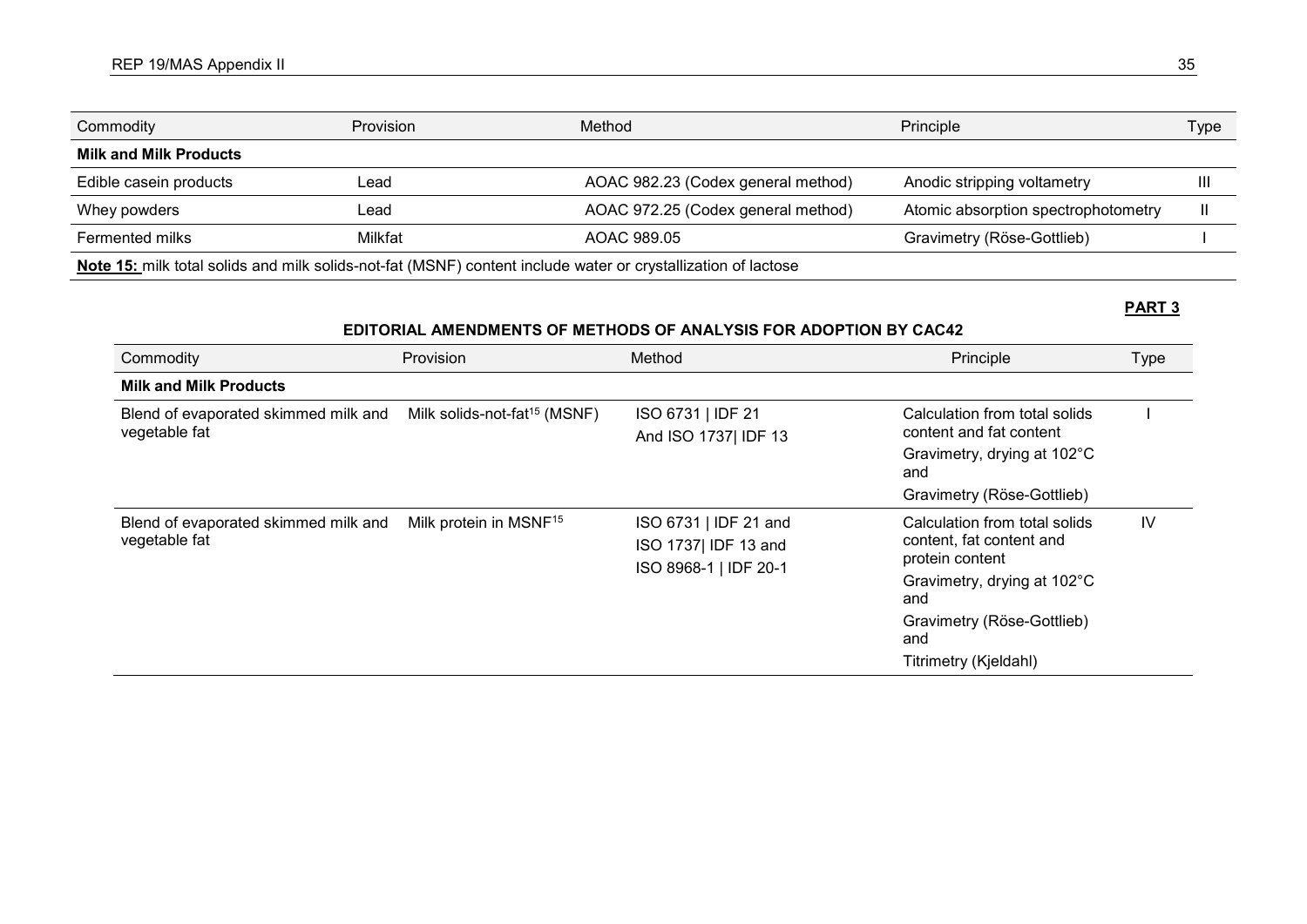| Commodity | Provision | Method | Principle | Type |
|---|---|---|---|---|
| **Milk and Milk Products** | | | | |
| Edible casein products | Lead | AOAC 982.23 (Codex general method) | Anodic stripping voltametry | III |
| Whey powders | Lead | AOAC 972.25 (Codex general method) | Atomic absorption spectrophotometry | II |
| Fermented milks | Milkfat | AOAC 989.05 | Gravimetry (Röse-Gottlieb) | I |

**Note 15:** milk total solids and milk solids-not-fat (MSNF) content include water or crystallization of lactose

**PART 3**

**EDITORIAL AMENDMENTS OF METHODS OF ANALYSIS FOR ADOPTION BY CAC42**

| Commodity | Provision | Method | Principle | Type |
|---|---|---|---|---|
| **Milk and Milk Products** | | | | |
| Blend of evaporated skimmed milk and vegetable fat | Milk solids-not-fat[15] (MSNF) | ISO 6731 \| IDF 21 And ISO 1737\| IDF 13 | Calculation from total solids content and fat content Gravimetry, drying at 102°C and Gravimetry (Röse-Gottlieb) | I |
| Blend of evaporated skimmed milk and vegetable fat | Milk protein in MSNF[15] | ISO 6731 \| IDF 21 and ISO 1737\| IDF 13 and ISO 8968-1 \| IDF 20-1 | Calculation from total solids content, fat content and protein content Gravimetry, drying at 102°C and Gravimetry (Röse-Gottlieb) and Titrimetry (Kjeldahl) | IV |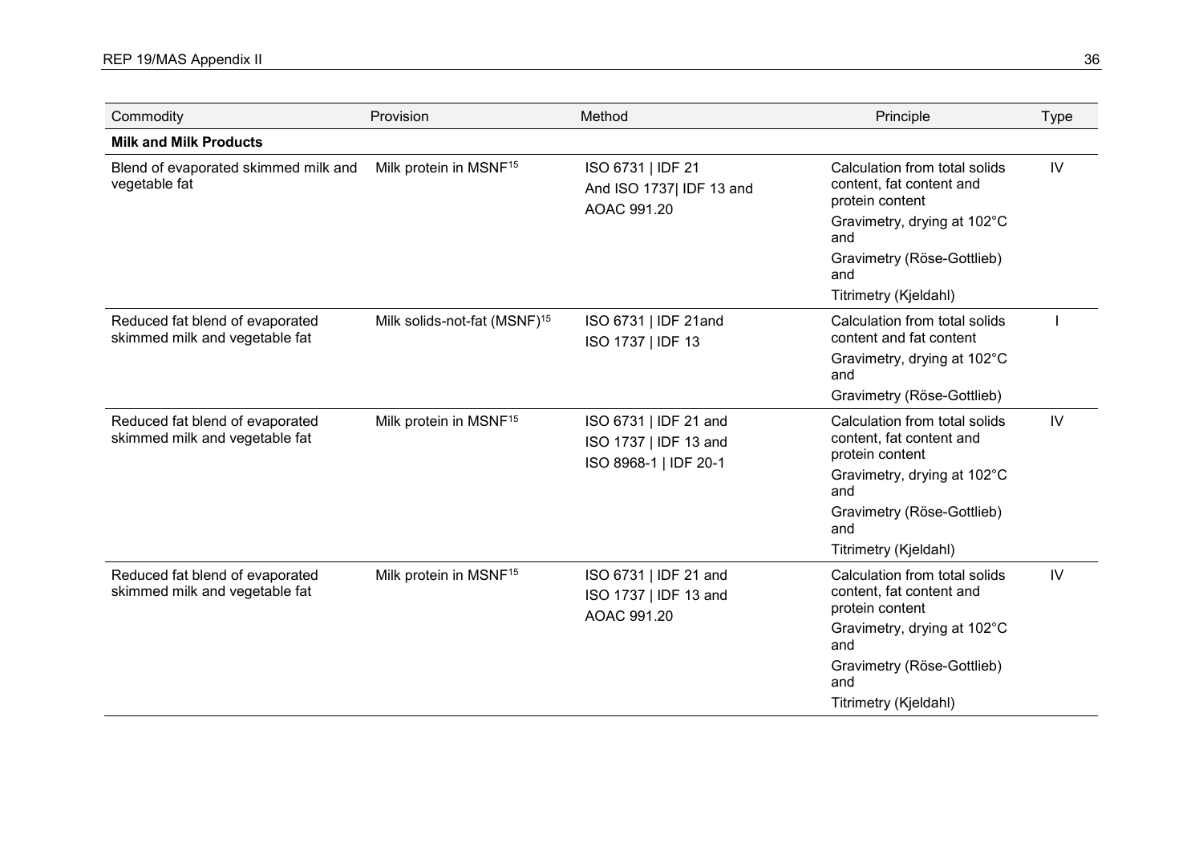| Commodity | Provision | Method | Principle | Type |
|---|---|---|---|---|
| **Milk and Milk Products** | | | | |
| Blend of evaporated skimmed milk and vegetable fat | Milk protein in MSNF[15] | ISO 6731 \| IDF 21<br>And ISO 1737\| IDF 13 and<br>AOAC 991.20 | Calculation from total solids content, fat content and protein content<br>Gravimetry, drying at 102°C and<br>Gravimetry (Röse-Gottlieb) and<br>Titrimetry (Kjeldahl) | IV |
| Reduced fat blend of evaporated skimmed milk and vegetable fat | Milk solids-not-fat (MSNF)[15] | ISO 6731 \| IDF 21and<br>ISO 1737 \| IDF 13 | Calculation from total solids content and fat content<br>Gravimetry, drying at 102°C and<br>Gravimetry (Röse-Gottlieb) | I |
| Reduced fat blend of evaporated skimmed milk and vegetable fat | Milk protein in MSNF[15] | ISO 6731 \| IDF 21 and<br>ISO 1737 \| IDF 13 and<br>ISO 8968-1 \| IDF 20-1 | Calculation from total solids content, fat content and protein content<br>Gravimetry, drying at 102°C and<br>Gravimetry (Röse-Gottlieb) and<br>Titrimetry (Kjeldahl) | IV |
| Reduced fat blend of evaporated skimmed milk and vegetable fat | Milk protein in MSNF[15] | ISO 6731 \| IDF 21 and<br>ISO 1737 \| IDF 13 and<br>AOAC 991.20 | Calculation from total solids content, fat content and protein content<br>Gravimetry, drying at 102°C and<br>Gravimetry (Röse-Gottlieb) and<br>Titrimetry (Kjeldahl) | IV |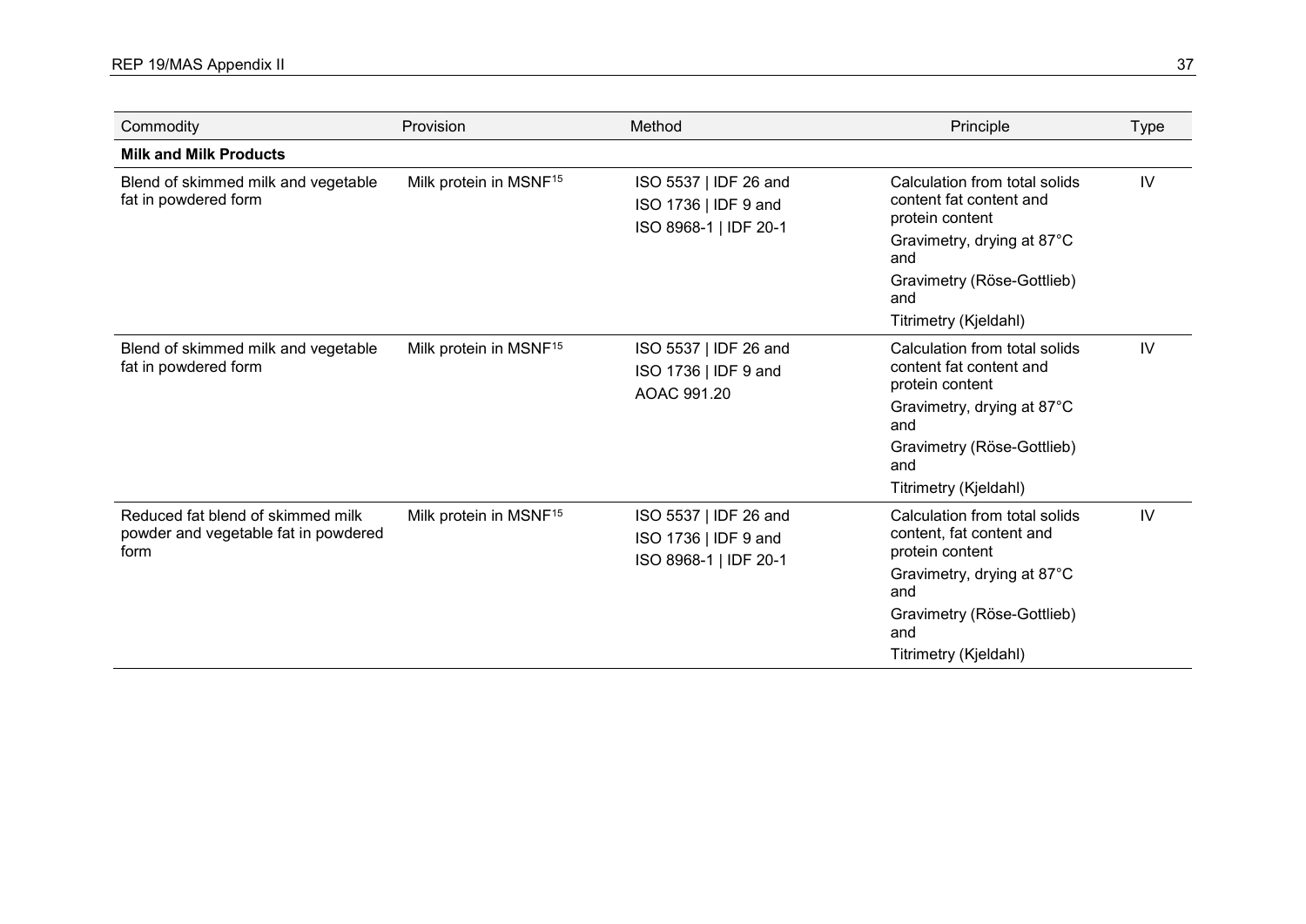| Commodity | Provision | Method | Principle | Type |
|---|---|---|---|---|
| **Milk and Milk Products** | | | | |
| Blend of skimmed milk and vegetable fat in powdered form | Milk protein in MSNF[15] | ISO 5537 \| IDF 26 and<br>ISO 1736 \| IDF 9 and<br>ISO 8968-1 \| IDF 20-1 | Calculation from total solids content fat content and protein content<br>Gravimetry, drying at 87°C and<br>Gravimetry (Röse-Gottlieb) and<br>Titrimetry (Kjeldahl) | IV |
| Blend of skimmed milk and vegetable fat in powdered form | Milk protein in MSNF[15] | ISO 5537 \| IDF 26 and<br>ISO 1736 \| IDF 9 and<br>AOAC 991.20 | Calculation from total solids content fat content and protein content<br>Gravimetry, drying at 87°C and<br>Gravimetry (Röse-Gottlieb) and<br>Titrimetry (Kjeldahl) | IV |
| Reduced fat blend of skimmed milk powder and vegetable fat in powdered form | Milk protein in MSNF[15] | ISO 5537 \| IDF 26 and<br>ISO 1736 \| IDF 9 and<br>ISO 8968-1 \| IDF 20-1 | Calculation from total solids content, fat content and protein content<br>Gravimetry, drying at 87°C and<br>Gravimetry (Röse-Gottlieb) and<br>Titrimetry (Kjeldahl) | IV |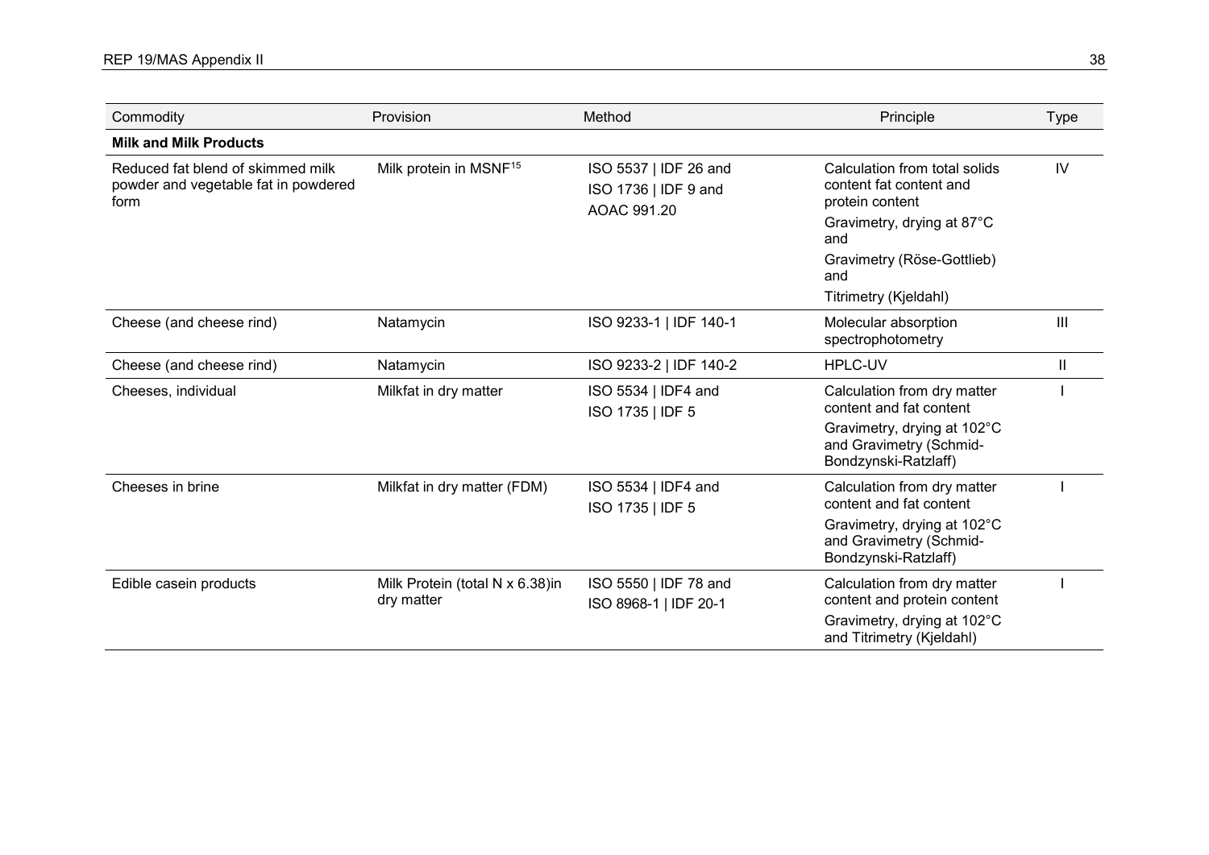| Commodity | Provision | Method | Principle | Type |
|---|---|---|---|---|
| **Milk and Milk Products** | | | | |
| Reduced fat blend of skimmed milk powder and vegetable fat in powdered form | Milk protein in MSNF[15] | ISO 5537 \| IDF 26 and ISO 1736 \| IDF 9 and AOAC 991.20 | Calculation from total solids content fat content and protein content<br>Gravimetry, drying at 87°C and<br>Gravimetry (Röse-Gottlieb) and<br>Titrimetry (Kjeldahl) | IV |
| Cheese (and cheese rind) | Natamycin | ISO 9233-1 \| IDF 140-1 | Molecular absorption spectrophotometry | III |
| Cheese (and cheese rind) | Natamycin | ISO 9233-2 \| IDF 140-2 | HPLC-UV | II |
| Cheeses, individual | Milkfat in dry matter | ISO 5534 \| IDF4 and ISO 1735 \| IDF 5 | Calculation from dry matter content and fat content<br>Gravimetry, drying at 102°C and Gravimetry (Schmid-Bondzynski-Ratzlaff) | I |
| Cheeses in brine | Milkfat in dry matter (FDM) | ISO 5534 \| IDF4 and ISO 1735 \| IDF 5 | Calculation from dry matter content and fat content<br>Gravimetry, drying at 102°C and Gravimetry (Schmid-Bondzynski-Ratzlaff) | I |
| Edible casein products | Milk Protein (total N x 6.38)in dry matter | ISO 5550 \| IDF 78 and ISO 8968-1 \| IDF 20-1 | Calculation from dry matter content and protein content<br>Gravimetry, drying at 102°C and Titrimetry (Kjeldahl) | I |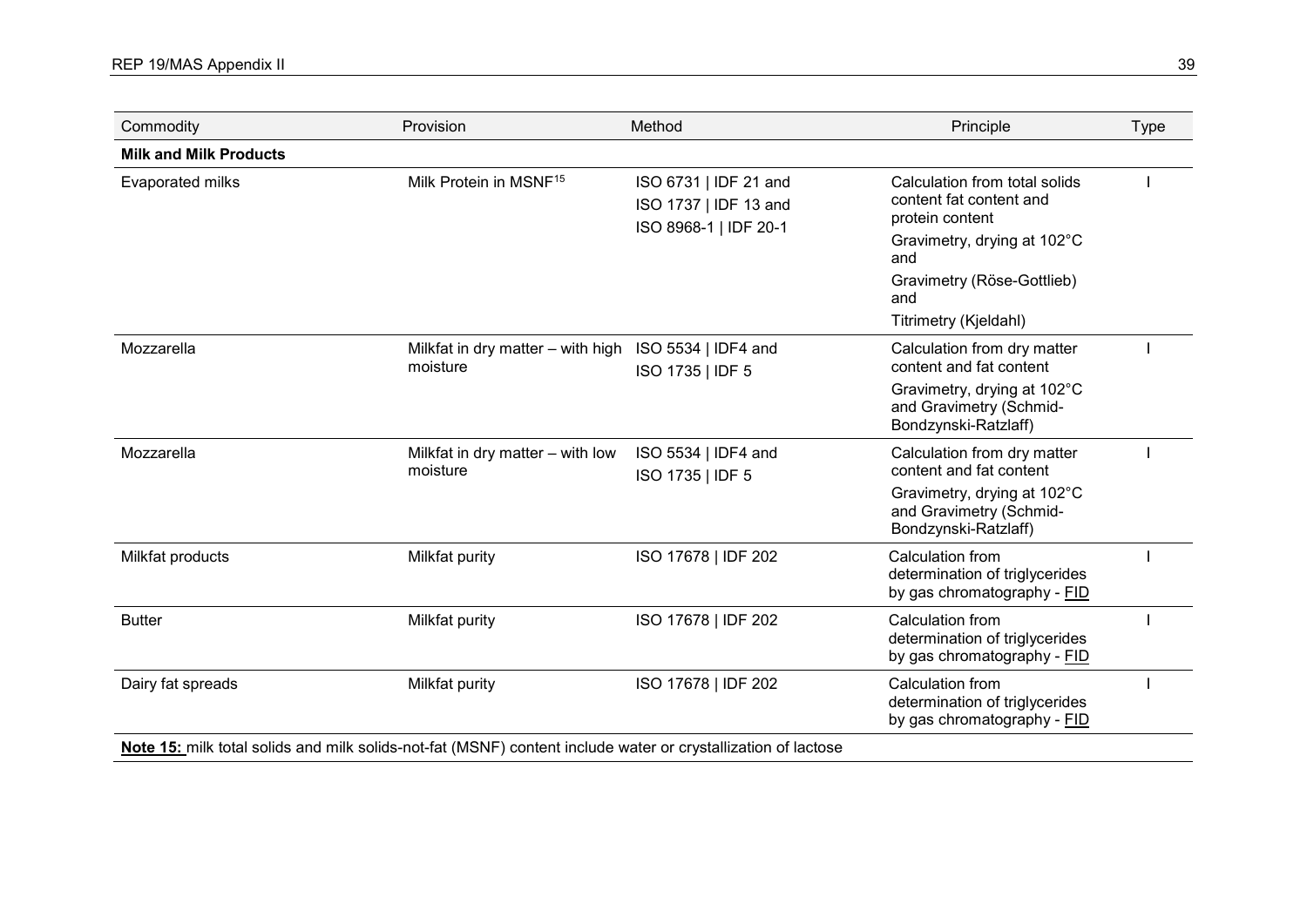| Commodity | Provision | Method | Principle | Type |
|---|---|---|---|---|
| **Milk and Milk Products** | | | | |
| Evaporated milks | Milk Protein in MSNF[15] | ISO 6731 \| IDF 21 and<br>ISO 1737 \| IDF 13 and<br>ISO 8968-1 \| IDF 20-1 | Calculation from total solids content fat content and protein content<br>Gravimetry, drying at 102°C and<br>Gravimetry (Röse-Gottlieb) and<br>Titrimetry (Kjeldahl) | I |
| Mozzarella | Milkfat in dry matter – with high moisture | ISO 5534 \| IDF4 and<br>ISO 1735 \| IDF 5 | Calculation from dry matter content and fat content<br>Gravimetry, drying at 102°C and Gravimetry (Schmid-Bondzynski-Ratzlaff) | I |
| Mozzarella | Milkfat in dry matter – with low moisture | ISO 5534 \| IDF4 and<br>ISO 1735 \| IDF 5 | Calculation from dry matter content and fat content<br>Gravimetry, drying at 102°C and Gravimetry (Schmid-Bondzynski-Ratzlaff) | I |
| Milkfat products | Milkfat purity | ISO 17678 \| IDF 202 | Calculation from determination of triglycerides by gas chromatography - FID | I |
| Butter | Milkfat purity | ISO 17678 \| IDF 202 | Calculation from determination of triglycerides by gas chromatography - FID | I |
| Dairy fat spreads | Milkfat purity | ISO 17678 \| IDF 202 | Calculation from determination of triglycerides by gas chromatography - FID | I |

**Note 15:** milk total solids and milk solids-not-fat (MSNF) content include water or crystallization of lactose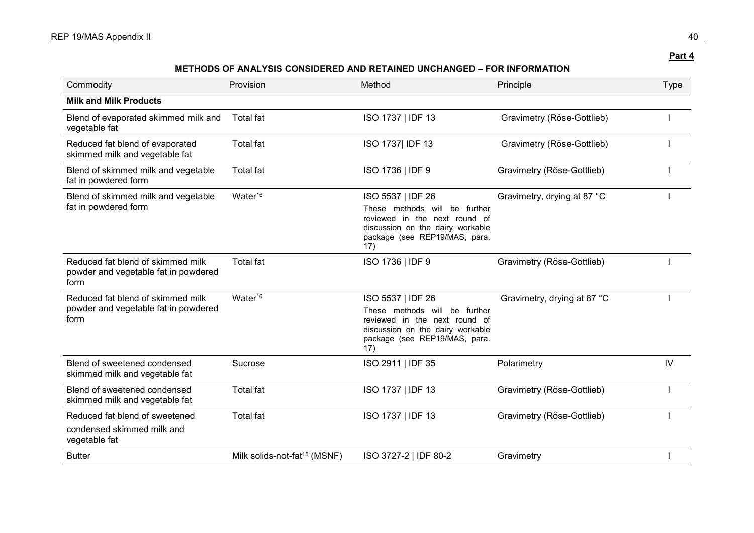**Part 4**

**METHODS OF ANALYSIS CONSIDERED AND RETAINED UNCHANGED – FOR INFORMATION**

| Commodity | Provision | Method | Principle | Type |
|---|---|---|---|---|
| **Milk and Milk Products** | | | | |
| Blend of evaporated skimmed milk and vegetable fat | Total fat | ISO 1737 \| IDF 13 | Gravimetry (Röse-Gottlieb) | I |
| Reduced fat blend of evaporated skimmed milk and vegetable fat | Total fat | ISO 1737\| IDF 13 | Gravimetry (Röse-Gottlieb) | I |
| Blend of skimmed milk and vegetable fat in powdered form | Total fat | ISO 1736 \| IDF 9 | Gravimetry (Röse-Gottlieb) | I |
| Blend of skimmed milk and vegetable fat in powdered form | Water[16] | ISO 5537 \| IDF 26<br>These methods will be further reviewed in the next round of discussion on the dairy workable package (see REP19/MAS, para. 17) | Gravimetry, drying at 87 °C | I |
| Reduced fat blend of skimmed milk powder and vegetable fat in powdered form | Total fat | ISO 1736 \| IDF 9 | Gravimetry (Röse-Gottlieb) | I |
| Reduced fat blend of skimmed milk powder and vegetable fat in powdered form | Water[16] | ISO 5537 \| IDF 26<br>These methods will be further reviewed in the next round of discussion on the dairy workable package (see REP19/MAS, para. 17) | Gravimetry, drying at 87 °C | I |
| Blend of sweetened condensed skimmed milk and vegetable fat | Sucrose | ISO 2911 \| IDF 35 | Polarimetry | IV |
| Blend of sweetened condensed skimmed milk and vegetable fat | Total fat | ISO 1737 \| IDF 13 | Gravimetry (Röse-Gottlieb) | I |
| Reduced fat blend of sweetened condensed skimmed milk and vegetable fat | Total fat | ISO 1737 \| IDF 13 | Gravimetry (Röse-Gottlieb) | I |
| Butter | Milk solids-not-fat[15] (MSNF) | ISO 3727-2 \| IDF 80-2 | Gravimetry | I |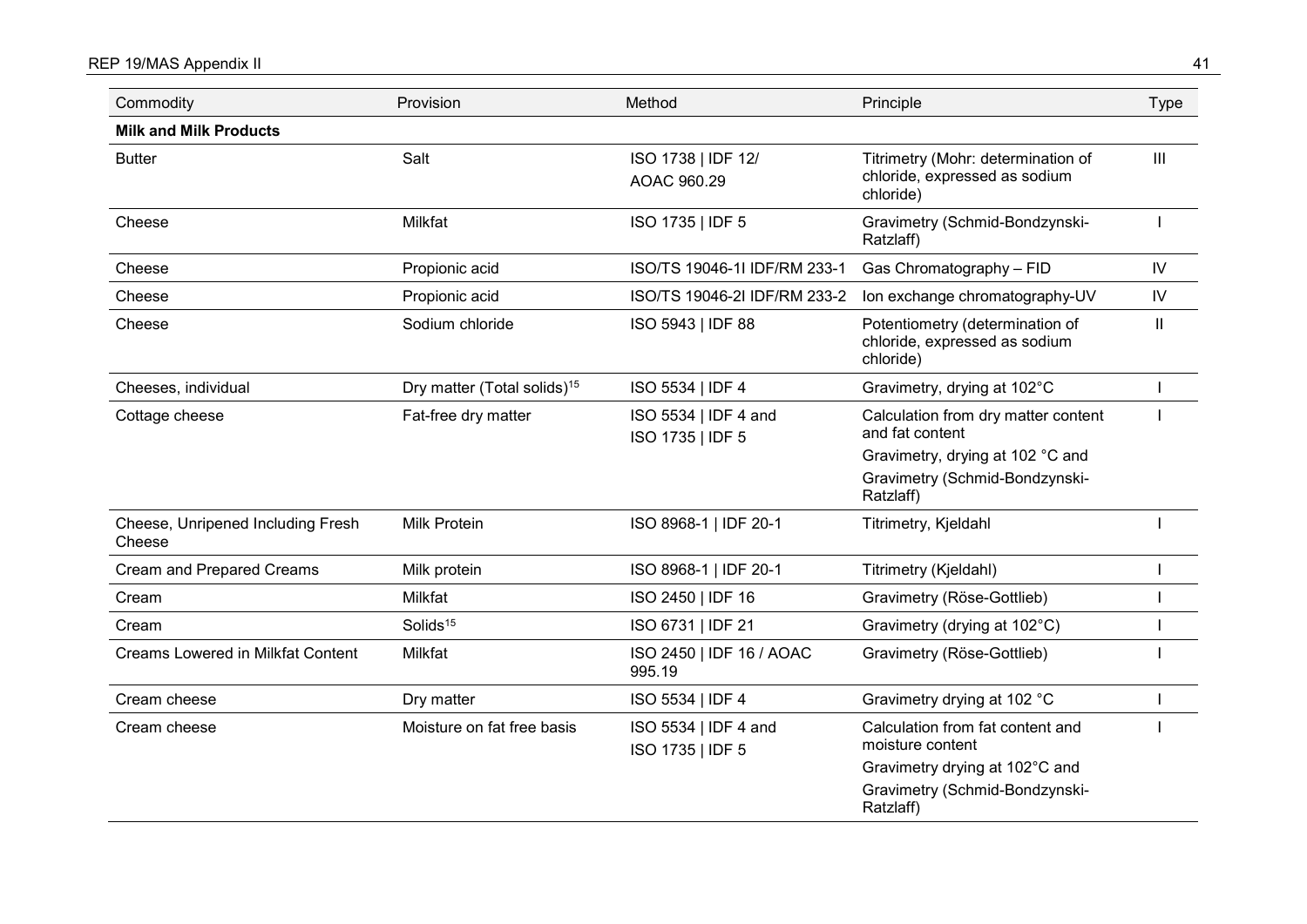| Commodity | Provision | Method | Principle | Type |
|---|---|---|---|---|
| **Milk and Milk Products** | | | | |
| Butter | Salt | ISO 1738 \| IDF 12/ AOAC 960.29 | Titrimetry (Mohr: determination of chloride, expressed as sodium chloride) | III |
| Cheese | Milkfat | ISO 1735 \| IDF 5 | Gravimetry (Schmid-Bondzynski-Ratzlaff) | I |
| Cheese | Propionic acid | ISO/TS 19046-1I IDF/RM 233-1 | Gas Chromatography – FID | IV |
| Cheese | Propionic acid | ISO/TS 19046-2I IDF/RM 233-2 | Ion exchange chromatography-UV | IV |
| Cheese | Sodium chloride | ISO 5943 \| IDF 88 | Potentiometry (determination of chloride, expressed as sodium chloride) | II |
| Cheeses, individual | Dry matter (Total solids)[15] | ISO 5534 \| IDF 4 | Gravimetry, drying at 102°C | I |
| Cottage cheese | Fat-free dry matter | ISO 5534 \| IDF 4 and ISO 1735 \| IDF 5 | Calculation from dry matter content and fat content<br>Gravimetry, drying at 102 °C and<br>Gravimetry (Schmid-Bondzynski-Ratzlaff) | I |
| Cheese, Unripened Including Fresh Cheese | Milk Protein | ISO 8968-1 \| IDF 20-1 | Titrimetry, Kjeldahl | I |
| Cream and Prepared Creams | Milk protein | ISO 8968-1 \| IDF 20-1 | Titrimetry (Kjeldahl) | I |
| Cream | Milkfat | ISO 2450 \| IDF 16 | Gravimetry (Röse-Gottlieb) | I |
| Cream | Solids[15] | ISO 6731 \| IDF 21 | Gravimetry (drying at 102°C) | I |
| Creams Lowered in Milkfat Content | Milkfat | ISO 2450 \| IDF 16 / AOAC 995.19 | Gravimetry (Röse-Gottlieb) | I |
| Cream cheese | Dry matter | ISO 5534 \| IDF 4 | Gravimetry drying at 102 °C | I |
| Cream cheese | Moisture on fat free basis | ISO 5534 \| IDF 4 and ISO 1735 \| IDF 5 | Calculation from fat content and moisture content<br>Gravimetry drying at 102°C and<br>Gravimetry (Schmid-Bondzynski-Ratzlaff) | I |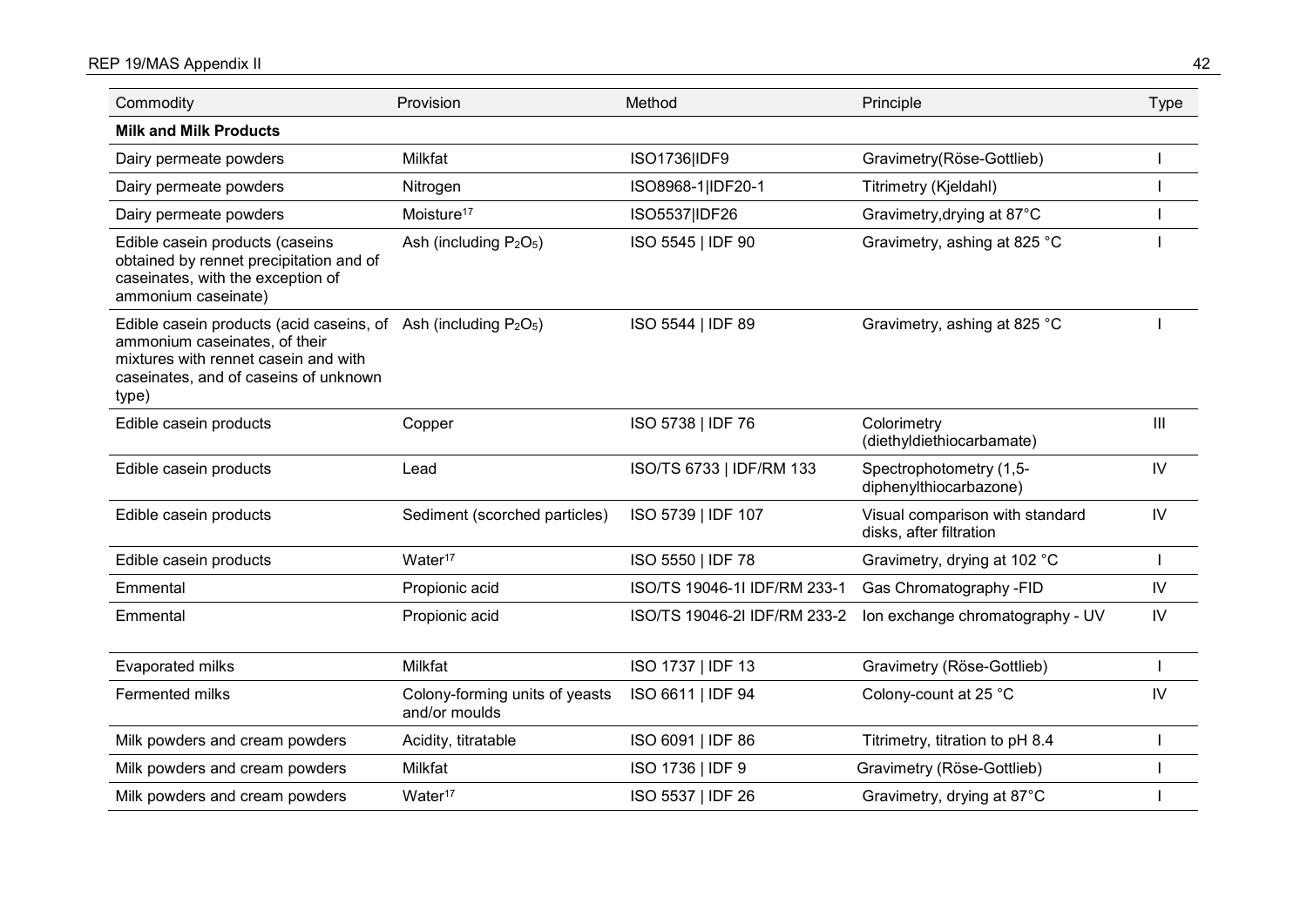| Commodity | Provision | Method | Principle | Type |
|---|---|---|---|---|
| **Milk and Milk Products** | | | | |
| Dairy permeate powders | Milkfat | ISO1736\|IDF9 | Gravimetry(Röse-Gottlieb) | I |
| Dairy permeate powders | Nitrogen | ISO8968-1\|IDF20-1 | Titrimetry (Kjeldahl) | I |
| Dairy permeate powders | Moisture[17] | ISO5537\|IDF26 | Gravimetry,drying at 87°C | I |
| Edible casein products (caseins obtained by rennet precipitation and of caseinates, with the exception of ammonium caseinate) | Ash (including $P_2O_5$) | ISO 5545 \| IDF 90 | Gravimetry, ashing at 825 °C | I |
| Edible casein products (acid caseins, of ammonium caseinates, of their mixtures with rennet casein and with caseinates, and of caseins of unknown type) | Ash (including $P_2O_5$) | ISO 5544 \| IDF 89 | Gravimetry, ashing at 825 °C | I |
| Edible casein products | Copper | ISO 5738 \| IDF 76 | Colorimetry (diethyldiethiocarbamate) | III |
| Edible casein products | Lead | ISO/TS 6733 \| IDF/RM 133 | Spectrophotometry (1,5-diphenylthiocarbazone) | IV |
| Edible casein products | Sediment (scorched particles) | ISO 5739 \| IDF 107 | Visual comparison with standard disks, after filtration | IV |
| Edible casein products | Water[17] | ISO 5550 \| IDF 78 | Gravimetry, drying at 102 °C | I |
| Emmental | Propionic acid | ISO/TS 19046-1I IDF/RM 233-1 | Gas Chromatography -FID | IV |
| Emmental | Propionic acid | ISO/TS 19046-2I IDF/RM 233-2 | Ion exchange chromatography - UV | IV |
| Evaporated milks | Milkfat | ISO 1737 \| IDF 13 | Gravimetry (Röse-Gottlieb) | I |
| Fermented milks | Colony-forming units of yeasts and/or moulds | ISO 6611 \| IDF 94 | Colony-count at 25 °C | IV |
| Milk powders and cream powders | Acidity, titratable | ISO 6091 \| IDF 86 | Titrimetry, titration to pH 8.4 | I |
| Milk powders and cream powders | Milkfat | ISO 1736 \| IDF 9 | Gravimetry (Röse-Gottlieb) | I |
| Milk powders and cream powders | Water[17] | ISO 5537 \| IDF 26 | Gravimetry, drying at 87°C | I |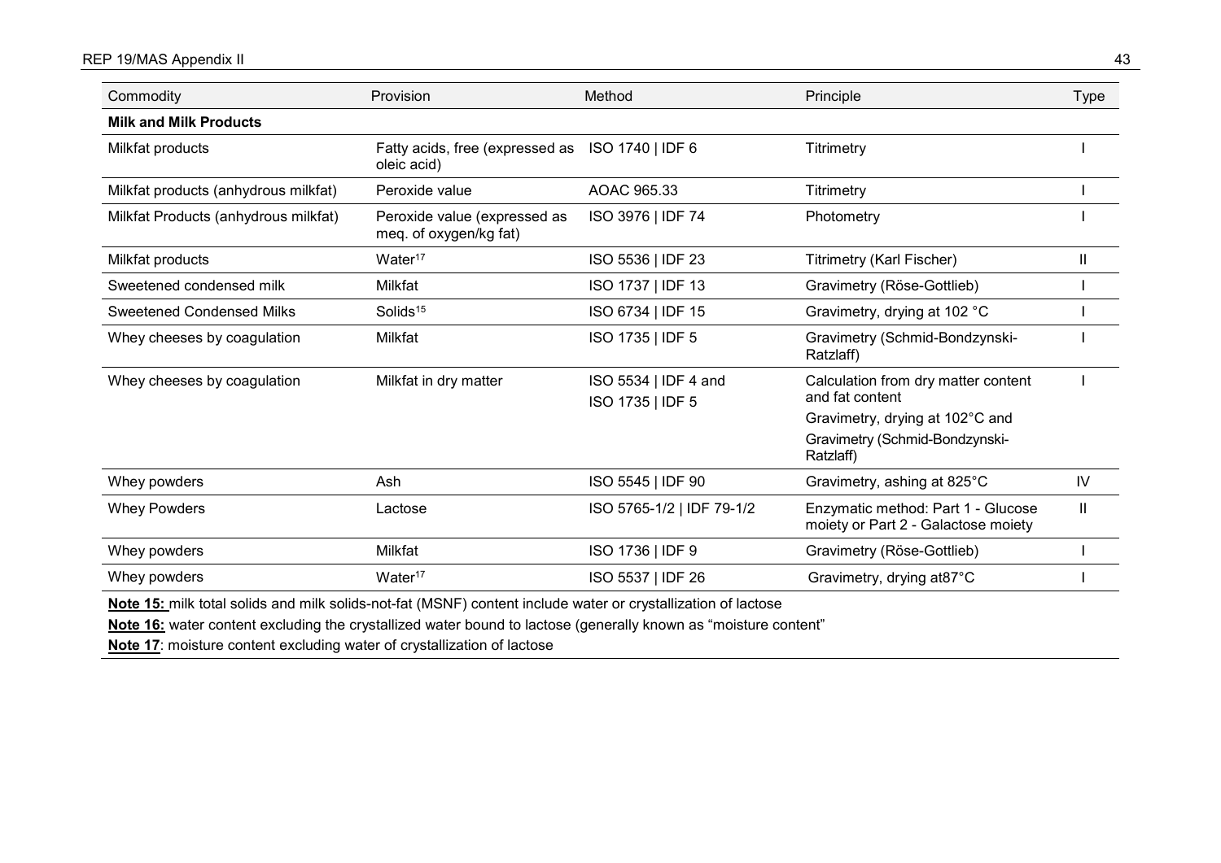| Commodity | Provision | Method | Principle | Type |
|---|---|---|---|---|
| **Milk and Milk Products** | | | | |
| Milkfat products | Fatty acids, free (expressed as oleic acid) | ISO 1740 \| IDF 6 | Titrimetry | I |
| Milkfat products (anhydrous milkfat) | Peroxide value | AOAC 965.33 | Titrimetry | I |
| Milkfat Products (anhydrous milkfat) | Peroxide value (expressed as meq. of oxygen/kg fat) | ISO 3976 \| IDF 74 | Photometry | I |
| Milkfat products | Water[17] | ISO 5536 \| IDF 23 | Titrimetry (Karl Fischer) | II |
| Sweetened condensed milk | Milkfat | ISO 1737 \| IDF 13 | Gravimetry (Röse-Gottlieb) | I |
| Sweetened Condensed Milks | Solids[15] | ISO 6734 \| IDF 15 | Gravimetry, drying at 102 °C | I |
| Whey cheeses by coagulation | Milkfat | ISO 1735 \| IDF 5 | Gravimetry (Schmid-Bondzynski-Ratzlaff) | I |
| Whey cheeses by coagulation | Milkfat in dry matter | ISO 5534 \| IDF 4 and ISO 1735 \| IDF 5 | Calculation from dry matter content and fat content<br>Gravimetry, drying at 102°C and<br>Gravimetry (Schmid-Bondzynski-Ratzlaff) | I |
| Whey powders | Ash | ISO 5545 \| IDF 90 | Gravimetry, ashing at 825°C | IV |
| Whey Powders | Lactose | ISO 5765-1/2 \| IDF 79-1/2 | Enzymatic method: Part 1 - Glucose moiety or Part 2 - Galactose moiety | II |
| Whey powders | Milkfat | ISO 1736 \| IDF 9 | Gravimetry (Röse-Gottlieb) | I |
| Whey powders | Water[17] | ISO 5537 \| IDF 26 | Gravimetry, drying at87°C | I |

**Note 15:** milk total solids and milk solids-not-fat (MSNF) content include water or crystallization of lactose

**Note 16:** water content excluding the crystallized water bound to lactose (generally known as "moisture content"

**Note 17**: moisture content excluding water of crystallization of lactose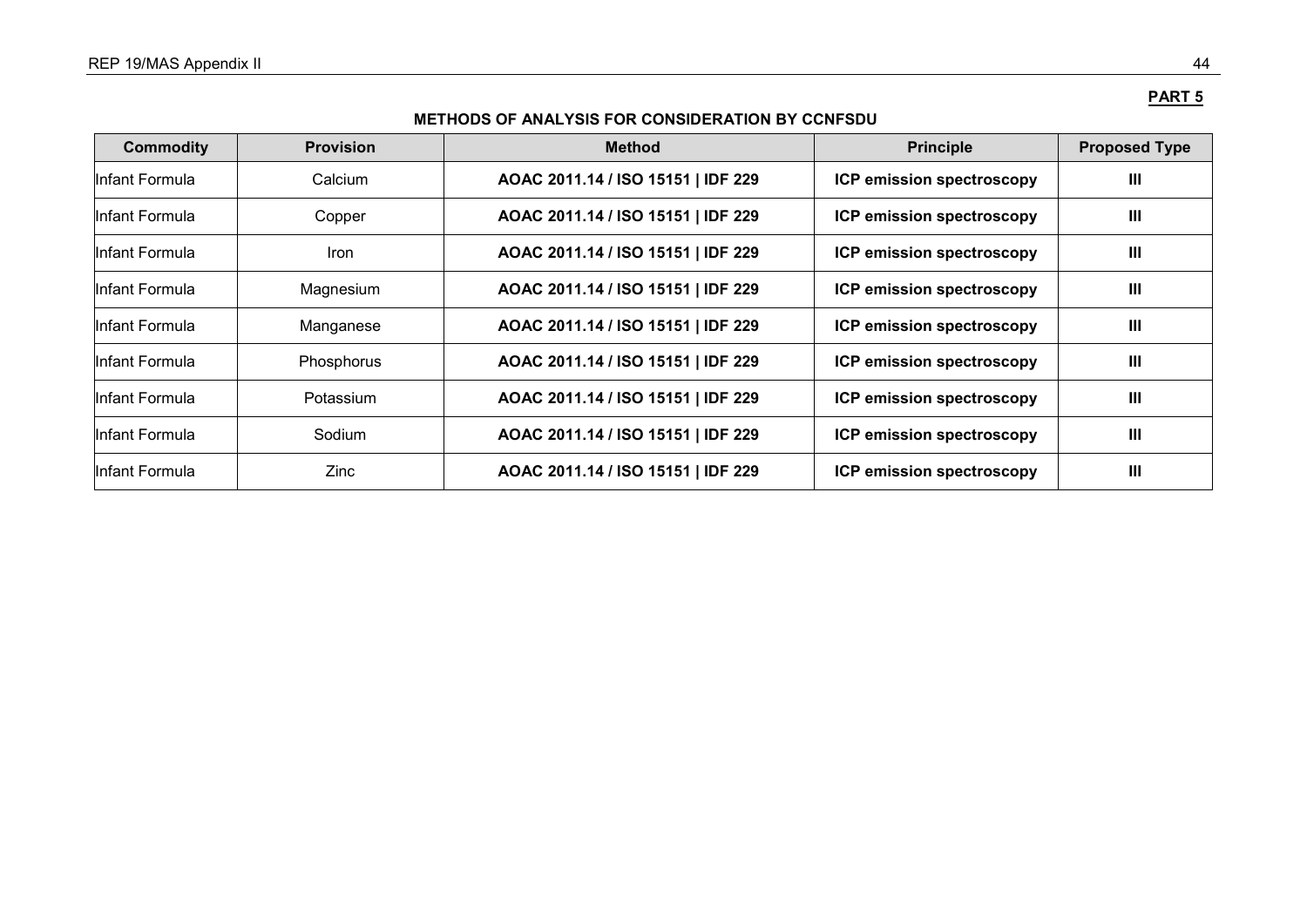**PART 5**

**METHODS OF ANALYSIS FOR CONSIDERATION BY CCNFSDU**

| Commodity | Provision | Method | Principle | Proposed Type |
|---|---|---|---|---|
| Infant Formula | Calcium | **AOAC 2011.14 / ISO 15151 \| IDF 229** | **ICP emission spectroscopy** | **III** |
| Infant Formula | Copper | **AOAC 2011.14 / ISO 15151 \| IDF 229** | **ICP emission spectroscopy** | **III** |
| Infant Formula | Iron | **AOAC 2011.14 / ISO 15151 \| IDF 229** | **ICP emission spectroscopy** | **III** |
| Infant Formula | Magnesium | **AOAC 2011.14 / ISO 15151 \| IDF 229** | **ICP emission spectroscopy** | **III** |
| Infant Formula | Manganese | **AOAC 2011.14 / ISO 15151 \| IDF 229** | **ICP emission spectroscopy** | **III** |
| Infant Formula | Phosphorus | **AOAC 2011.14 / ISO 15151 \| IDF 229** | **ICP emission spectroscopy** | **III** |
| Infant Formula | Potassium | **AOAC 2011.14 / ISO 15151 \| IDF 229** | **ICP emission spectroscopy** | **III** |
| Infant Formula | Sodium | **AOAC 2011.14 / ISO 15151 \| IDF 229** | **ICP emission spectroscopy** | **III** |
| Infant Formula | Zinc | **AOAC 2011.14 / ISO 15151 \| IDF 229** | **ICP emission spectroscopy** | **III** |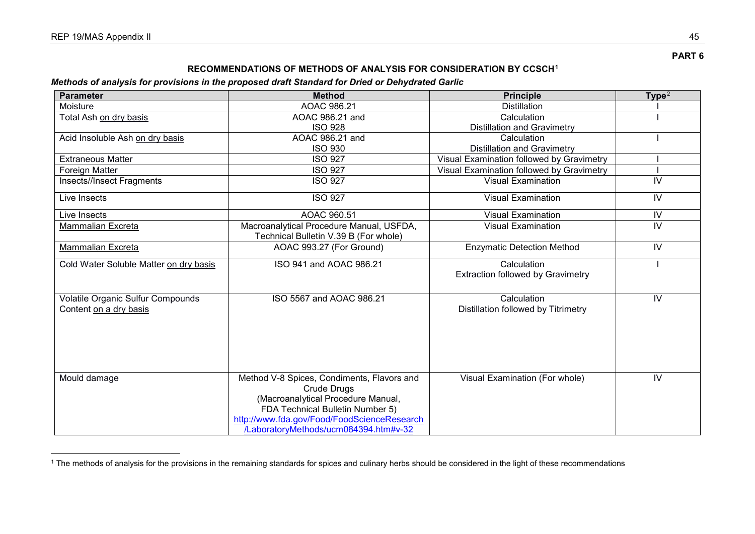**PART 6**

## RECOMMENDATIONS OF METHODS OF ANALYSIS FOR CONSIDERATION BY CCSCH[1]

***Methods of analysis for provisions in the proposed draft Standard for Dried or Dehydrated Garlic***

| Parameter | Method | Principle | Type[2] |
|---|---|---|---|
| Moisture | AOAC 986.21 | Distillation | I |
| Total Ash on dry basis | AOAC 986.21 and ISO 928 | Calculation Distillation and Gravimetry | I |
| Acid Insoluble Ash on dry basis | AOAC 986.21 and ISO 930 | Calculation Distillation and Gravimetry | I |
| Extraneous Matter | ISO 927 | Visual Examination followed by Gravimetry | I |
| Foreign Matter | ISO 927 | Visual Examination followed by Gravimetry | I |
| Insects//Insect Fragments | ISO 927 | Visual Examination | IV |
| Live Insects | ISO 927 | Visual Examination | IV |
| Live Insects | AOAC 960.51 | Visual Examination | IV |
| Mammalian Excreta | Macroanalytical Procedure Manual, USFDA, Technical Bulletin V.39 B (For whole) | Visual Examination | IV |
| Mammalian Excreta | AOAC 993.27 (For Ground) | Enzymatic Detection Method | IV |
| Cold Water Soluble Matter on dry basis | ISO 941 and AOAC 986.21 | Calculation Extraction followed by Gravimetry | I |
| Volatile Organic Sulfur Compounds Content on a dry basis | ISO 5567 and AOAC 986.21 | Calculation Distillation followed by Titrimetry | IV |
| Mould damage | Method V-8 Spices, Condiments, Flavors and Crude Drugs (Macroanalytical Procedure Manual, FDA Technical Bulletin Number 5) http://www.fda.gov/Food/FoodScienceResearch/LaboratoryMethods/ucm084394.htm#v-32 | Visual Examination (For whole) | IV |

[1] The methods of analysis for the provisions in the remaining standards for spices and culinary herbs should be considered in the light of these recommendations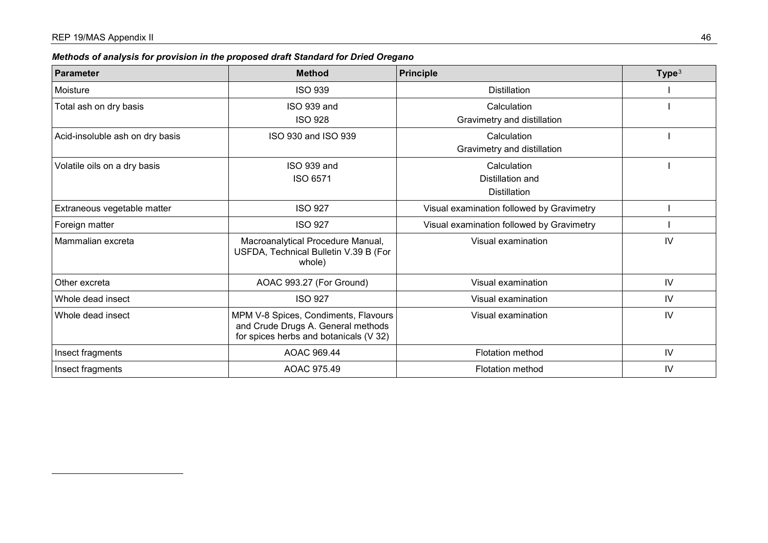***Methods of analysis for provision in the proposed draft Standard for Dried Oregano***

| Parameter | Method | Principle | Type[3] |
|---|---|---|---|
| Moisture | ISO 939 | Distillation | I |
| Total ash on dry basis | ISO 939 and<br>ISO 928 | Calculation<br>Gravimetry and distillation | I |
| Acid-insoluble ash on dry basis | ISO 930 and ISO 939 | Calculation<br>Gravimetry and distillation | I |
| Volatile oils on a dry basis | ISO 939 and<br>ISO 6571 | Calculation<br>Distillation and<br>Distillation | I |
| Extraneous vegetable matter | ISO 927 | Visual examination followed by Gravimetry | I |
| Foreign matter | ISO 927 | Visual examination followed by Gravimetry | I |
| Mammalian excreta | Macroanalytical Procedure Manual, USFDA, Technical Bulletin V.39 B (For whole) | Visual examination | IV |
| Other excreta | AOAC 993.27 (For Ground) | Visual examination | IV |
| Whole dead insect | ISO 927 | Visual examination | IV |
| Whole dead insect | MPM V-8 Spices, Condiments, Flavours and Crude Drugs A. General methods for spices herbs and botanicals (V 32) | Visual examination | IV |
| Insect fragments | AOAC 969.44 | Flotation method | IV |
| Insect fragments | AOAC 975.49 | Flotation method | IV |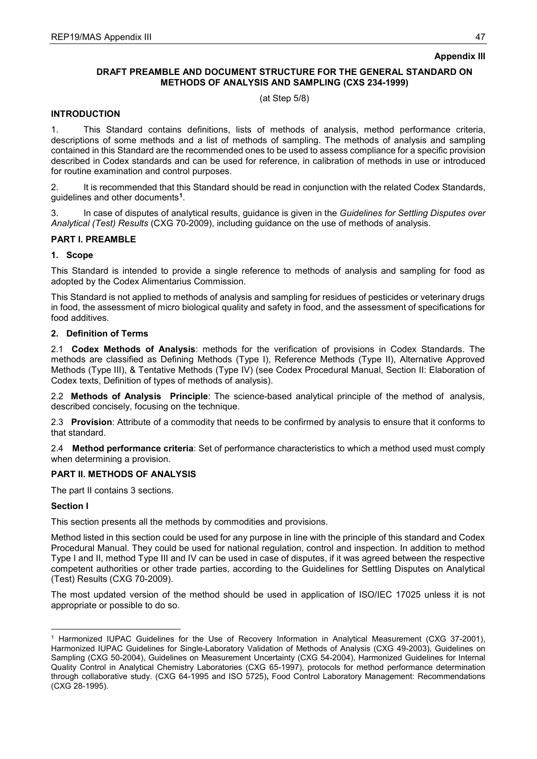**Appendix III**

**DRAFT PREAMBLE AND DOCUMENT STRUCTURE FOR THE GENERAL STANDARD ON METHODS OF ANALYSIS AND SAMPLING (CXS 234-1999)**

(at Step 5/8)

## INTRODUCTION

1. This Standard contains definitions, lists of methods of analysis, method performance criteria, descriptions of some methods and a list of methods of sampling. The methods of analysis and sampling contained in this Standard are the recommended ones to be used to assess compliance for a specific provision described in Codex standards and can be used for reference, in calibration of methods in use or introduced for routine examination and control purposes.

2. It is recommended that this Standard should be read in conjunction with the related Codex Standards, guidelines and other documents[1].

3. In case of disputes of analytical results, guidance is given in the *Guidelines for Settling Disputes over Analytical (Test) Results* (CXG 70-2009), including guidance on the use of methods of analysis.

## PART I. PREAMBLE

### 1. Scope

This Standard is intended to provide a single reference to methods of analysis and sampling for food as adopted by the Codex Alimentarius Commission.

This Standard is not applied to methods of analysis and sampling for residues of pesticides or veterinary drugs in food, the assessment of micro biological quality and safety in food, and the assessment of specifications for food additives.

### 2. Definition of Terms

2.1 **Codex Methods of Analysis**: methods for the verification of provisions in Codex Standards. The methods are classified as Defining Methods (Type I), Reference Methods (Type II), Alternative Approved Methods (Type III), & Tentative Methods (Type IV) (see Codex Procedural Manual, Section II: Elaboration of Codex texts, Definition of types of methods of analysis).

2.2 **Methods of Analysis Principle**: The science-based analytical principle of the method of analysis, described concisely, focusing on the technique.

2.3 **Provision**: Attribute of a commodity that needs to be confirmed by analysis to ensure that it conforms to that standard.

2.4 **Method performance criteria**: Set of performance characteristics to which a method used must comply when determining a provision.

## PART II. METHODS OF ANALYSIS

The part II contains 3 sections.

### Section I

This section presents all the methods by commodities and provisions.

Method listed in this section could be used for any purpose in line with the principle of this standard and Codex Procedural Manual. They could be used for national regulation, control and inspection. In addition to method Type I and II, method Type III and IV can be used in case of disputes, if it was agreed between the respective competent authorities or other trade parties, according to the Guidelines for Settling Disputes on Analytical (Test) Results (CXG 70-2009).

The most updated version of the method should be used in application of ISO/IEC 17025 unless it is not appropriate or possible to do so.

---

[1] Harmonized IUPAC Guidelines for the Use of Recovery Information in Analytical Measurement (CXG 37-2001), Harmonized IUPAC Guidelines for Single-Laboratory Validation of Methods of Analysis (CXG 49-2003), Guidelines on Sampling (CXG 50-2004), Guidelines on Measurement Uncertainty (CXG 54-2004), Harmonized Guidelines for Internal Quality Control in Analytical Chemistry Laboratories (CXG 65-1997), protocols for method performance determination through collaborative study. (CXG 64-1995 and ISO 5725), Food Control Laboratory Management: Recommendations (CXG 28-1995).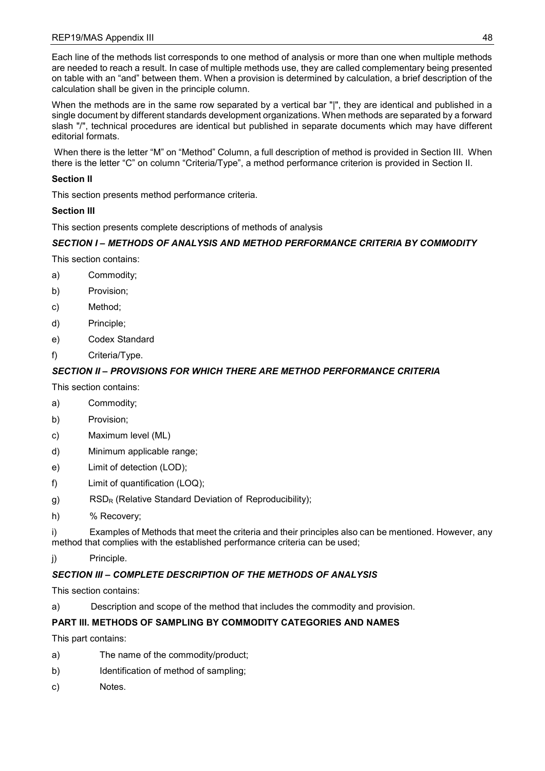Each line of the methods list corresponds to one method of analysis or more than one when multiple methods are needed to reach a result. In case of multiple methods use, they are called complementary being presented on table with an "and" between them. When a provision is determined by calculation, a brief description of the calculation shall be given in the principle column.

When the methods are in the same row separated by a vertical bar "|", they are identical and published in a single document by different standards development organizations. When methods are separated by a forward slash "/", technical procedures are identical but published in separate documents which may have different editorial formats.

When there is the letter "M" on "Method" Column, a full description of method is provided in Section III. When there is the letter "C" on column "Criteria/Type", a method performance criterion is provided in Section II.

**Section II**

This section presents method performance criteria.

**Section III**

This section presents complete descriptions of methods of analysis

***SECTION I – METHODS OF ANALYSIS AND METHOD PERFORMANCE CRITERIA BY COMMODITY***

This section contains:

a) Commodity;

b) Provision;

c) Method;

d) Principle;

e) Codex Standard

f) Criteria/Type.

***SECTION II – PROVISIONS FOR WHICH THERE ARE METHOD PERFORMANCE CRITERIA***

This section contains:

a) Commodity;

b) Provision;

c) Maximum level (ML)

d) Minimum applicable range;

e) Limit of detection (LOD);

f) Limit of quantification (LOQ);

g) $RSD_R$ (Relative Standard Deviation of Reproducibility);

h) % Recovery;

i) Examples of Methods that meet the criteria and their principles also can be mentioned. However, any method that complies with the established performance criteria can be used;

j) Principle.

***SECTION III – COMPLETE DESCRIPTION OF THE METHODS OF ANALYSIS***

This section contains:

a) Description and scope of the method that includes the commodity and provision.

**PART III. METHODS OF SAMPLING BY COMMODITY CATEGORIES AND NAMES**

This part contains:

a) The name of the commodity/product;

b) Identification of method of sampling;

c) Notes.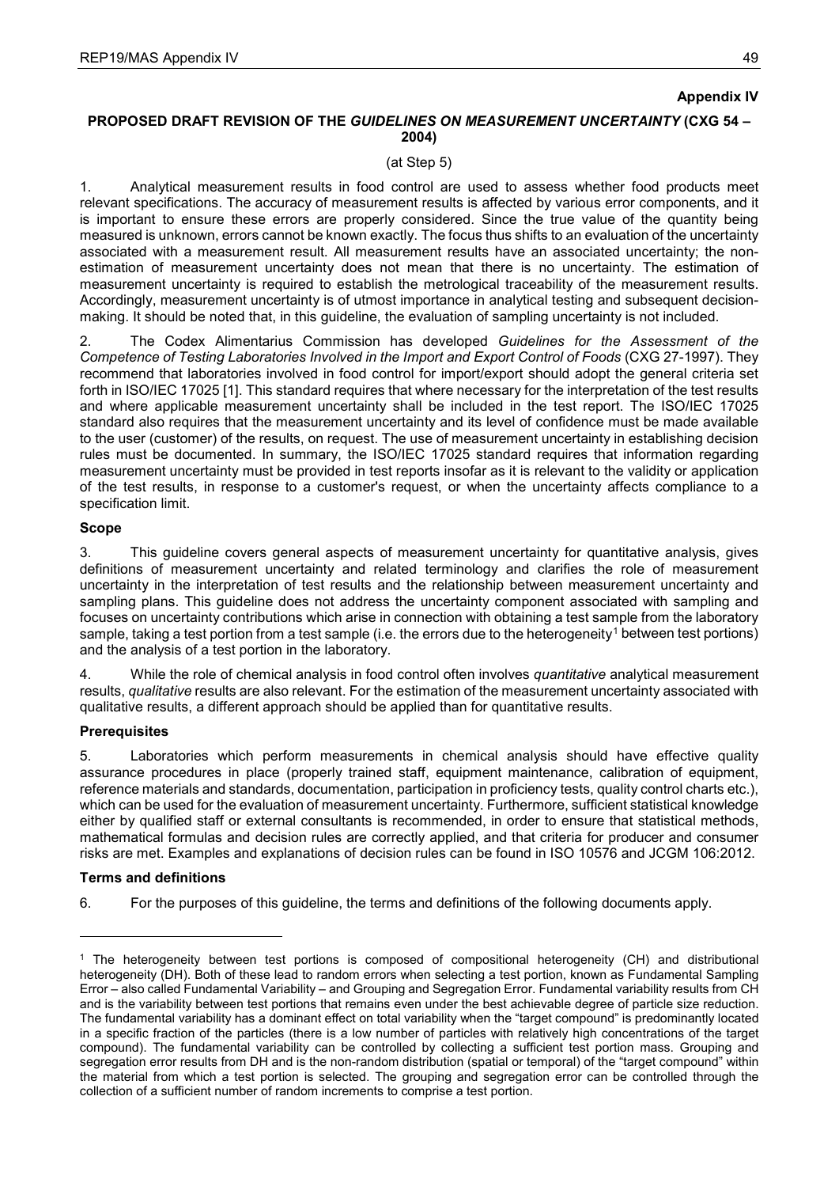**Appendix IV**

**PROPOSED DRAFT REVISION OF THE *GUIDELINES ON MEASUREMENT UNCERTAINTY* (CXG 54 – 2004)**

(at Step 5)

1. Analytical measurement results in food control are used to assess whether food products meet relevant specifications. The accuracy of measurement results is affected by various error components, and it is important to ensure these errors are properly considered. Since the true value of the quantity being measured is unknown, errors cannot be known exactly. The focus thus shifts to an evaluation of the uncertainty associated with a measurement result. All measurement results have an associated uncertainty; the non-estimation of measurement uncertainty does not mean that there is no uncertainty. The estimation of measurement uncertainty is required to establish the metrological traceability of the measurement results. Accordingly, measurement uncertainty is of utmost importance in analytical testing and subsequent decision-making. It should be noted that, in this guideline, the evaluation of sampling uncertainty is not included.

2. The Codex Alimentarius Commission has developed *Guidelines for the Assessment of the Competence of Testing Laboratories Involved in the Import and Export Control of Foods* (CXG 27-1997). They recommend that laboratories involved in food control for import/export should adopt the general criteria set forth in ISO/IEC 17025 [1]. This standard requires that where necessary for the interpretation of the test results and where applicable measurement uncertainty shall be included in the test report. The ISO/IEC 17025 standard also requires that the measurement uncertainty and its level of confidence must be made available to the user (customer) of the results, on request. The use of measurement uncertainty in establishing decision rules must be documented. In summary, the ISO/IEC 17025 standard requires that information regarding measurement uncertainty must be provided in test reports insofar as it is relevant to the validity or application of the test results, in response to a customer's request, or when the uncertainty affects compliance to a specification limit.

**Scope**

3. This guideline covers general aspects of measurement uncertainty for quantitative analysis, gives definitions of measurement uncertainty and related terminology and clarifies the role of measurement uncertainty in the interpretation of test results and the relationship between measurement uncertainty and sampling plans. This guideline does not address the uncertainty component associated with sampling and focuses on uncertainty contributions which arise in connection with obtaining a test sample from the laboratory sample, taking a test portion from a test sample (i.e. the errors due to the heterogeneity[1] between test portions) and the analysis of a test portion in the laboratory.

4. While the role of chemical analysis in food control often involves *quantitative* analytical measurement results, *qualitative* results are also relevant. For the estimation of the measurement uncertainty associated with qualitative results, a different approach should be applied than for quantitative results.

**Prerequisites**

5. Laboratories which perform measurements in chemical analysis should have effective quality assurance procedures in place (properly trained staff, equipment maintenance, calibration of equipment, reference materials and standards, documentation, participation in proficiency tests, quality control charts etc.), which can be used for the evaluation of measurement uncertainty. Furthermore, sufficient statistical knowledge either by qualified staff or external consultants is recommended, in order to ensure that statistical methods, mathematical formulas and decision rules are correctly applied, and that criteria for producer and consumer risks are met. Examples and explanations of decision rules can be found in ISO 10576 and JCGM 106:2012.

**Terms and definitions**

6. For the purposes of this guideline, the terms and definitions of the following documents apply.

---

[1] The heterogeneity between test portions is composed of compositional heterogeneity (CH) and distributional heterogeneity (DH). Both of these lead to random errors when selecting a test portion, known as Fundamental Sampling Error – also called Fundamental Variability – and Grouping and Segregation Error. Fundamental variability results from CH and is the variability between test portions that remains even under the best achievable degree of particle size reduction. The fundamental variability has a dominant effect on total variability when the "target compound" is predominantly located in a specific fraction of the particles (there is a low number of particles with relatively high concentrations of the target compound). The fundamental variability can be controlled by collecting a sufficient test portion mass. Grouping and segregation error results from DH and is the non-random distribution (spatial or temporal) of the "target compound" within the material from which a test portion is selected. The grouping and segregation error can be controlled through the collection of a sufficient number of random increments to comprise a test portion.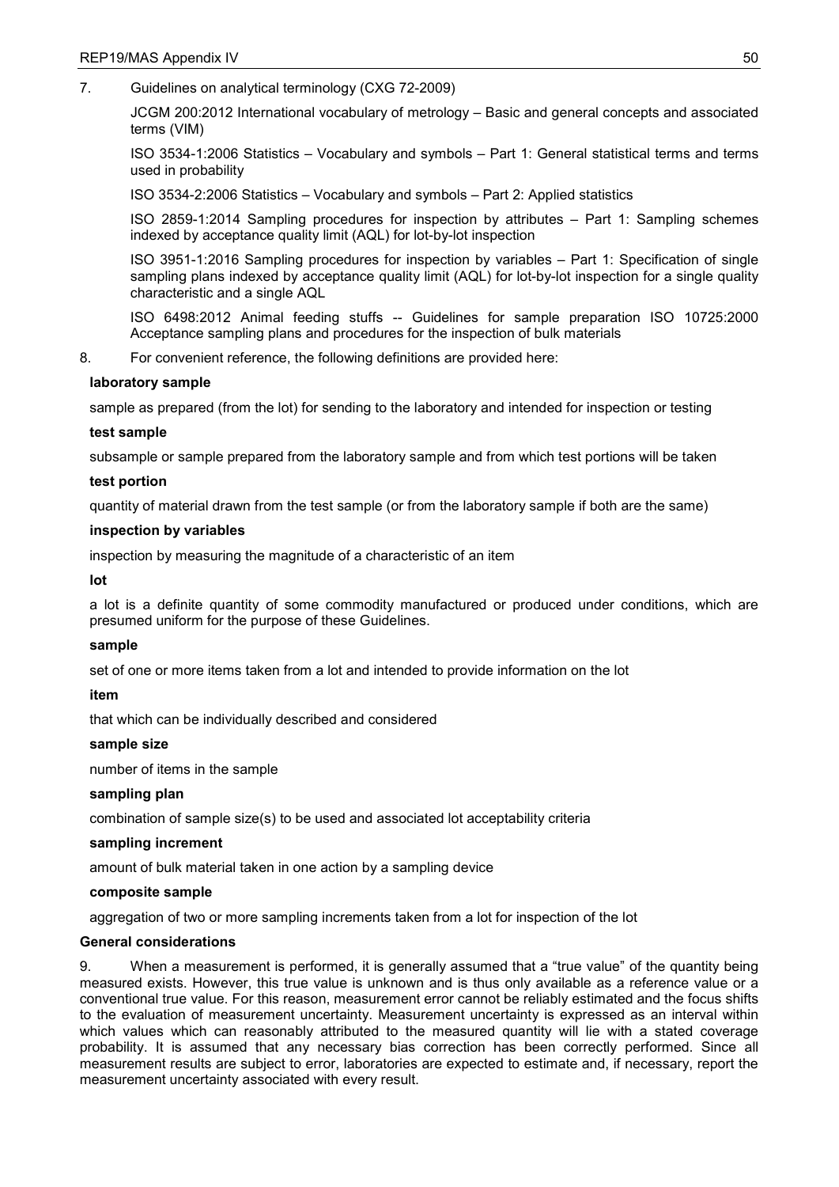7. Guidelines on analytical terminology (CXG 72-2009)

   JCGM 200:2012 International vocabulary of metrology – Basic and general concepts and associated terms (VIM)

   ISO 3534-1:2006 Statistics – Vocabulary and symbols – Part 1: General statistical terms and terms used in probability

   ISO 3534-2:2006 Statistics – Vocabulary and symbols – Part 2: Applied statistics

   ISO 2859-1:2014 Sampling procedures for inspection by attributes – Part 1: Sampling schemes indexed by acceptance quality limit (AQL) for lot-by-lot inspection

   ISO 3951-1:2016 Sampling procedures for inspection by variables – Part 1: Specification of single sampling plans indexed by acceptance quality limit (AQL) for lot-by-lot inspection for a single quality characteristic and a single AQL

   ISO 6498:2012 Animal feeding stuffs -- Guidelines for sample preparation ISO 10725:2000 Acceptance sampling plans and procedures for the inspection of bulk materials

8. For convenient reference, the following definitions are provided here:

**laboratory sample**

sample as prepared (from the lot) for sending to the laboratory and intended for inspection or testing

**test sample**

subsample or sample prepared from the laboratory sample and from which test portions will be taken

**test portion**

quantity of material drawn from the test sample (or from the laboratory sample if both are the same)

**inspection by variables**

inspection by measuring the magnitude of a characteristic of an item

**lot**

a lot is a definite quantity of some commodity manufactured or produced under conditions, which are presumed uniform for the purpose of these Guidelines.

**sample**

set of one or more items taken from a lot and intended to provide information on the lot

**item**

that which can be individually described and considered

**sample size**

number of items in the sample

**sampling plan**

combination of sample size(s) to be used and associated lot acceptability criteria

**sampling increment**

amount of bulk material taken in one action by a sampling device

**composite sample**

aggregation of two or more sampling increments taken from a lot for inspection of the lot

**General considerations**

9. When a measurement is performed, it is generally assumed that a "true value" of the quantity being measured exists. However, this true value is unknown and is thus only available as a reference value or a conventional true value. For this reason, measurement error cannot be reliably estimated and the focus shifts to the evaluation of measurement uncertainty. Measurement uncertainty is expressed as an interval within which values which can reasonably attributed to the measured quantity will lie with a stated coverage probability. It is assumed that any necessary bias correction has been correctly performed. Since all measurement results are subject to error, laboratories are expected to estimate and, if necessary, report the measurement uncertainty associated with every result.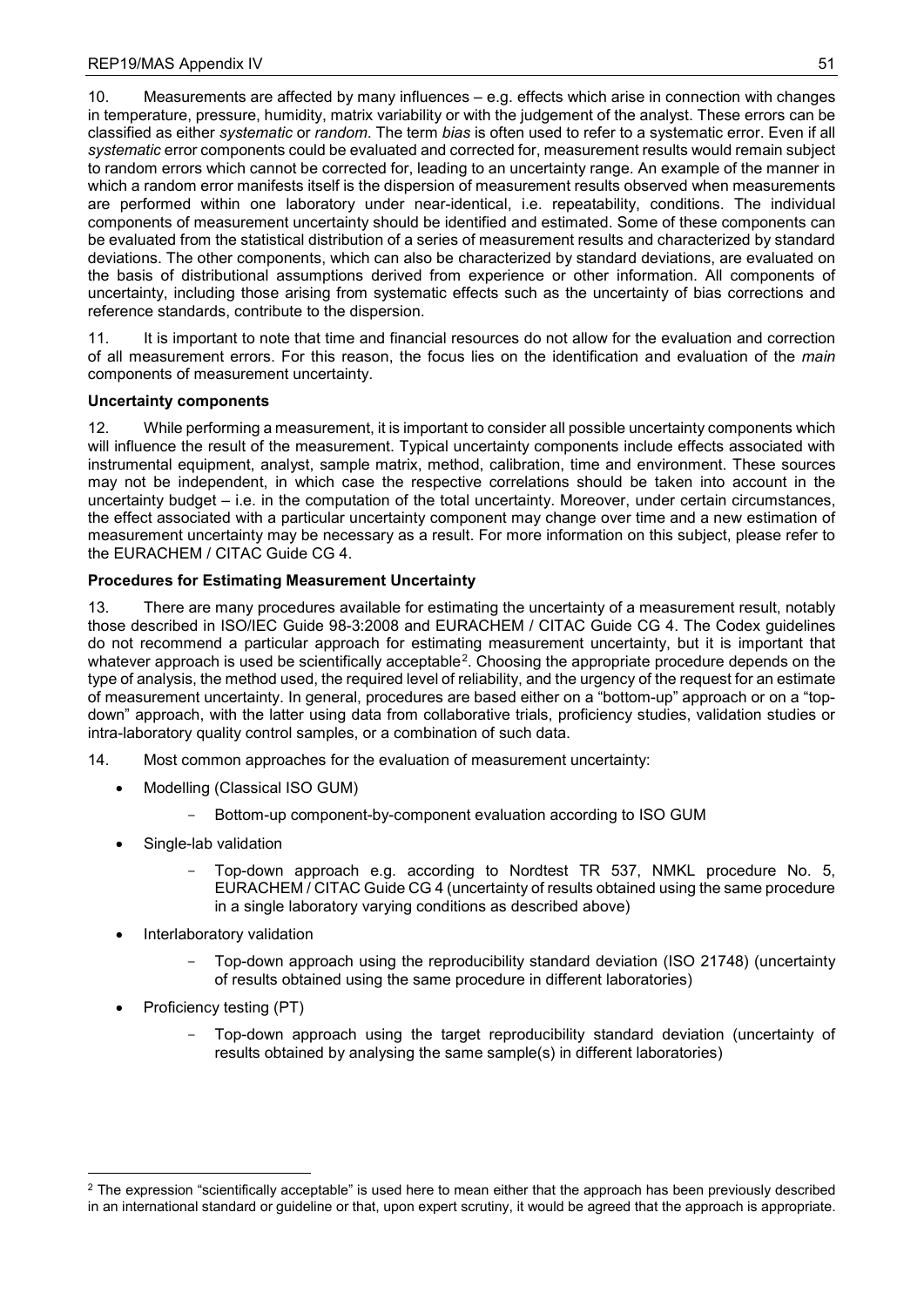10. Measurements are affected by many influences – e.g. effects which arise in connection with changes in temperature, pressure, humidity, matrix variability or with the judgement of the analyst. These errors can be classified as either *systematic* or *random*. The term *bias* is often used to refer to a systematic error. Even if all *systematic* error components could be evaluated and corrected for, measurement results would remain subject to random errors which cannot be corrected for, leading to an uncertainty range. An example of the manner in which a random error manifests itself is the dispersion of measurement results observed when measurements are performed within one laboratory under near-identical, i.e. repeatability, conditions. The individual components of measurement uncertainty should be identified and estimated. Some of these components can be evaluated from the statistical distribution of a series of measurement results and characterized by standard deviations. The other components, which can also be characterized by standard deviations, are evaluated on the basis of distributional assumptions derived from experience or other information. All components of uncertainty, including those arising from systematic effects such as the uncertainty of bias corrections and reference standards, contribute to the dispersion.

11. It is important to note that time and financial resources do not allow for the evaluation and correction of all measurement errors. For this reason, the focus lies on the identification and evaluation of the *main* components of measurement uncertainty.

**Uncertainty components**

12. While performing a measurement, it is important to consider all possible uncertainty components which will influence the result of the measurement. Typical uncertainty components include effects associated with instrumental equipment, analyst, sample matrix, method, calibration, time and environment. These sources may not be independent, in which case the respective correlations should be taken into account in the uncertainty budget – i.e. in the computation of the total uncertainty. Moreover, under certain circumstances, the effect associated with a particular uncertainty component may change over time and a new estimation of measurement uncertainty may be necessary as a result. For more information on this subject, please refer to the EURACHEM / CITAC Guide CG 4.

**Procedures for Estimating Measurement Uncertainty**

13. There are many procedures available for estimating the uncertainty of a measurement result, notably those described in ISO/IEC Guide 98-3:2008 and EURACHEM / CITAC Guide CG 4. The Codex guidelines do not recommend a particular approach for estimating measurement uncertainty, but it is important that whatever approach is used be scientifically acceptable[2]. Choosing the appropriate procedure depends on the type of analysis, the method used, the required level of reliability, and the urgency of the request for an estimate of measurement uncertainty. In general, procedures are based either on a "bottom-up" approach or on a "top-down" approach, with the latter using data from collaborative trials, proficiency studies, validation studies or intra-laboratory quality control samples, or a combination of such data.

14. Most common approaches for the evaluation of measurement uncertainty:

- Modelling (Classical ISO GUM)
  - Bottom-up component-by-component evaluation according to ISO GUM
- Single-lab validation
  - Top-down approach e.g. according to Nordtest TR 537, NMKL procedure No. 5, EURACHEM / CITAC Guide CG 4 (uncertainty of results obtained using the same procedure in a single laboratory varying conditions as described above)
- Interlaboratory validation
  - Top-down approach using the reproducibility standard deviation (ISO 21748) (uncertainty of results obtained using the same procedure in different laboratories)
- Proficiency testing (PT)
  - Top-down approach using the target reproducibility standard deviation (uncertainty of results obtained by analysing the same sample(s) in different laboratories)

[2] The expression "scientifically acceptable" is used here to mean either that the approach has been previously described in an international standard or guideline or that, upon expert scrutiny, it would be agreed that the approach is appropriate.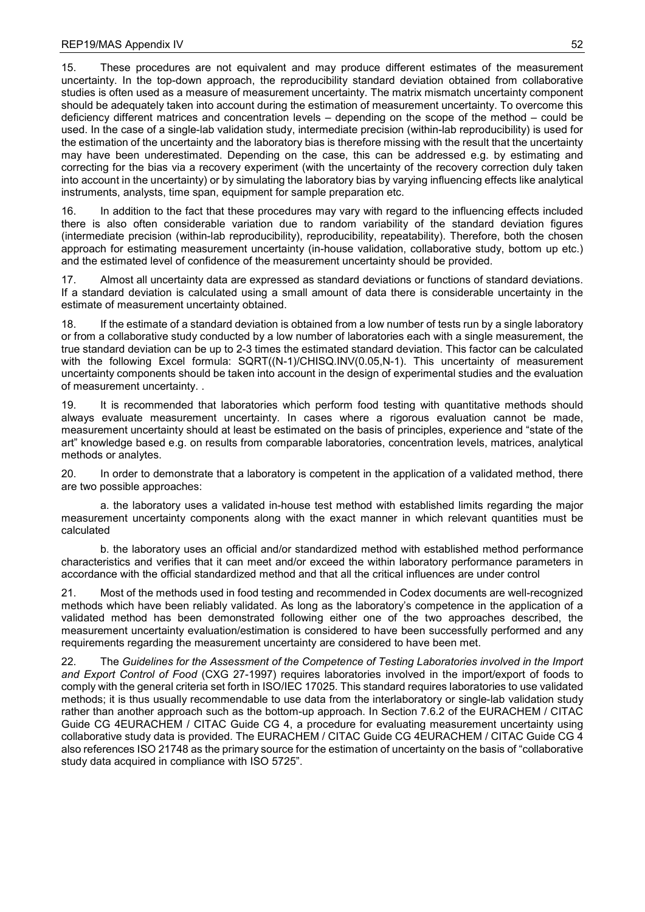15. These procedures are not equivalent and may produce different estimates of the measurement uncertainty. In the top-down approach, the reproducibility standard deviation obtained from collaborative studies is often used as a measure of measurement uncertainty. The matrix mismatch uncertainty component should be adequately taken into account during the estimation of measurement uncertainty. To overcome this deficiency different matrices and concentration levels – depending on the scope of the method – could be used. In the case of a single-lab validation study, intermediate precision (within-lab reproducibility) is used for the estimation of the uncertainty and the laboratory bias is therefore missing with the result that the uncertainty may have been underestimated. Depending on the case, this can be addressed e.g. by estimating and correcting for the bias via a recovery experiment (with the uncertainty of the recovery correction duly taken into account in the uncertainty) or by simulating the laboratory bias by varying influencing effects like analytical instruments, analysts, time span, equipment for sample preparation etc.

16. In addition to the fact that these procedures may vary with regard to the influencing effects included there is also often considerable variation due to random variability of the standard deviation figures (intermediate precision (within-lab reproducibility), reproducibility, repeatability). Therefore, both the chosen approach for estimating measurement uncertainty (in-house validation, collaborative study, bottom up etc.) and the estimated level of confidence of the measurement uncertainty should be provided.

17. Almost all uncertainty data are expressed as standard deviations or functions of standard deviations. If a standard deviation is calculated using a small amount of data there is considerable uncertainty in the estimate of measurement uncertainty obtained.

18. If the estimate of a standard deviation is obtained from a low number of tests run by a single laboratory or from a collaborative study conducted by a low number of laboratories each with a single measurement, the true standard deviation can be up to 2-3 times the estimated standard deviation. This factor can be calculated with the following Excel formula: SQRT((N-1)/CHISQ.INV(0.05,N-1). This uncertainty of measurement uncertainty components should be taken into account in the design of experimental studies and the evaluation of measurement uncertainty. .

19. It is recommended that laboratories which perform food testing with quantitative methods should always evaluate measurement uncertainty. In cases where a rigorous evaluation cannot be made, measurement uncertainty should at least be estimated on the basis of principles, experience and "state of the art" knowledge based e.g. on results from comparable laboratories, concentration levels, matrices, analytical methods or analytes.

20. In order to demonstrate that a laboratory is competent in the application of a validated method, there are two possible approaches:

a. the laboratory uses a validated in-house test method with established limits regarding the major measurement uncertainty components along with the exact manner in which relevant quantities must be calculated

b. the laboratory uses an official and/or standardized method with established method performance characteristics and verifies that it can meet and/or exceed the within laboratory performance parameters in accordance with the official standardized method and that all the critical influences are under control

21. Most of the methods used in food testing and recommended in Codex documents are well-recognized methods which have been reliably validated. As long as the laboratory's competence in the application of a validated method has been demonstrated following either one of the two approaches described, the measurement uncertainty evaluation/estimation is considered to have been successfully performed and any requirements regarding the measurement uncertainty are considered to have been met.

22. The *Guidelines for the Assessment of the Competence of Testing Laboratories involved in the Import and Export Control of Food* (CXG 27-1997) requires laboratories involved in the import/export of foods to comply with the general criteria set forth in ISO/IEC 17025. This standard requires laboratories to use validated methods; it is thus usually recommendable to use data from the interlaboratory or single-lab validation study rather than another approach such as the bottom-up approach. In Section 7.6.2 of the EURACHEM / CITAC Guide CG 4EURACHEM / CITAC Guide CG 4, a procedure for evaluating measurement uncertainty using collaborative study data is provided. The EURACHEM / CITAC Guide CG 4EURACHEM / CITAC Guide CG 4 also references ISO 21748 as the primary source for the estimation of uncertainty on the basis of "collaborative study data acquired in compliance with ISO 5725".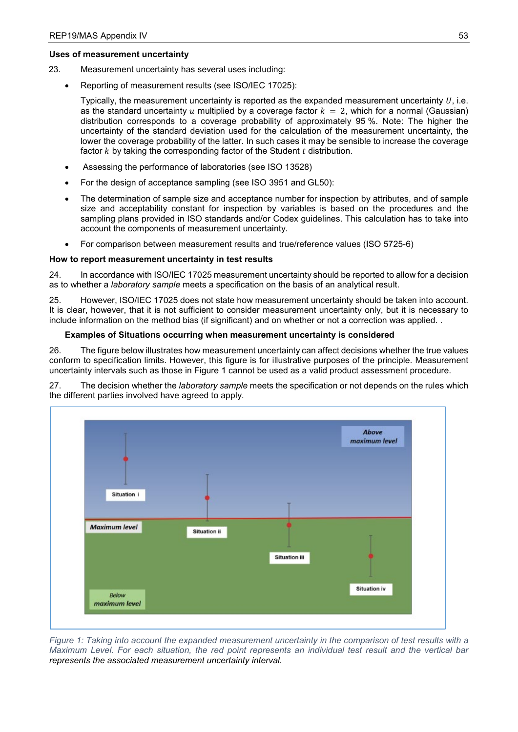**Uses of measurement uncertainty**

23. Measurement uncertainty has several uses including:

- Reporting of measurement results (see ISO/IEC 17025):

  Typically, the measurement uncertainty is reported as the expanded measurement uncertainty $U$, i.e. as the standard uncertainty $u$ multiplied by a coverage factor $k = 2$, which for a normal (Gaussian) distribution corresponds to a coverage probability of approximately 95 %. Note: The higher the uncertainty of the standard deviation used for the calculation of the measurement uncertainty, the lower the coverage probability of the latter. In such cases it may be sensible to increase the coverage factor $k$ by taking the corresponding factor of the Student $t$ distribution.

- Assessing the performance of laboratories (see ISO 13528)
- For the design of acceptance sampling (see ISO 3951 and GL50):
- The determination of sample size and acceptance number for inspection by attributes, and of sample size and acceptability constant for inspection by variables is based on the procedures and the sampling plans provided in ISO standards and/or Codex guidelines. This calculation has to take into account the components of measurement uncertainty.
- For comparison between measurement results and true/reference values (ISO 5725-6)

**How to report measurement uncertainty in test results**

24. In accordance with ISO/IEC 17025 measurement uncertainty should be reported to allow for a decision as to whether a *laboratory sample* meets a specification on the basis of an analytical result.

25. However, ISO/IEC 17025 does not state how measurement uncertainty should be taken into account. It is clear, however, that it is not sufficient to consider measurement uncertainty only, but it is necessary to include information on the method bias (if significant) and on whether or not a correction was applied. .

**Examples of Situations occurring when measurement uncertainty is considered**

26. The figure below illustrates how measurement uncertainty can affect decisions whether the true values conform to specification limits. However, this figure is for illustrative purposes of the principle. Measurement uncertainty intervals such as those in Figure 1 cannot be used as a valid product assessment procedure.

27. The decision whether the *laboratory sample* meets the specification or not depends on the rules which the different parties involved have agreed to apply.

*Figure 1: Taking into account the expanded measurement uncertainty in the comparison of test results with a Maximum Level. For each situation, the red point represents an individual test result and the vertical bar represents the associated measurement uncertainty interval.*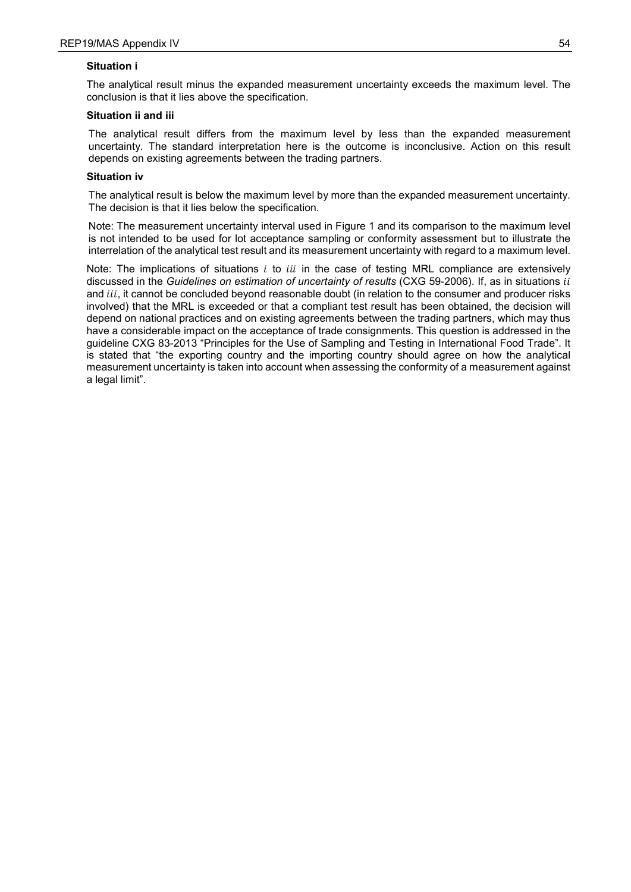**Situation i**

The analytical result minus the expanded measurement uncertainty exceeds the maximum level. The conclusion is that it lies above the specification.

**Situation ii and iii**

The analytical result differs from the maximum level by less than the expanded measurement uncertainty. The standard interpretation here is the outcome is inconclusive. Action on this result depends on existing agreements between the trading partners.

**Situation iv**

The analytical result is below the maximum level by more than the expanded measurement uncertainty. The decision is that it lies below the specification.

Note: The measurement uncertainty interval used in Figure 1 and its comparison to the maximum level is not intended to be used for lot acceptance sampling or conformity assessment but to illustrate the interrelation of the analytical test result and its measurement uncertainty with regard to a maximum level.

Note: The implications of situations $i$ to $iii$ in the case of testing MRL compliance are extensively discussed in the *Guidelines on estimation of uncertainty of results* (CXG 59-2006). If, as in situations $ii$ and $iii$, it cannot be concluded beyond reasonable doubt (in relation to the consumer and producer risks involved) that the MRL is exceeded or that a compliant test result has been obtained, the decision will depend on national practices and on existing agreements between the trading partners, which may thus have a considerable impact on the acceptance of trade consignments. This question is addressed in the guideline CXG 83-2013 "Principles for the Use of Sampling and Testing in International Food Trade". It is stated that "the exporting country and the importing country should agree on how the analytical measurement uncertainty is taken into account when assessing the conformity of a measurement against a legal limit".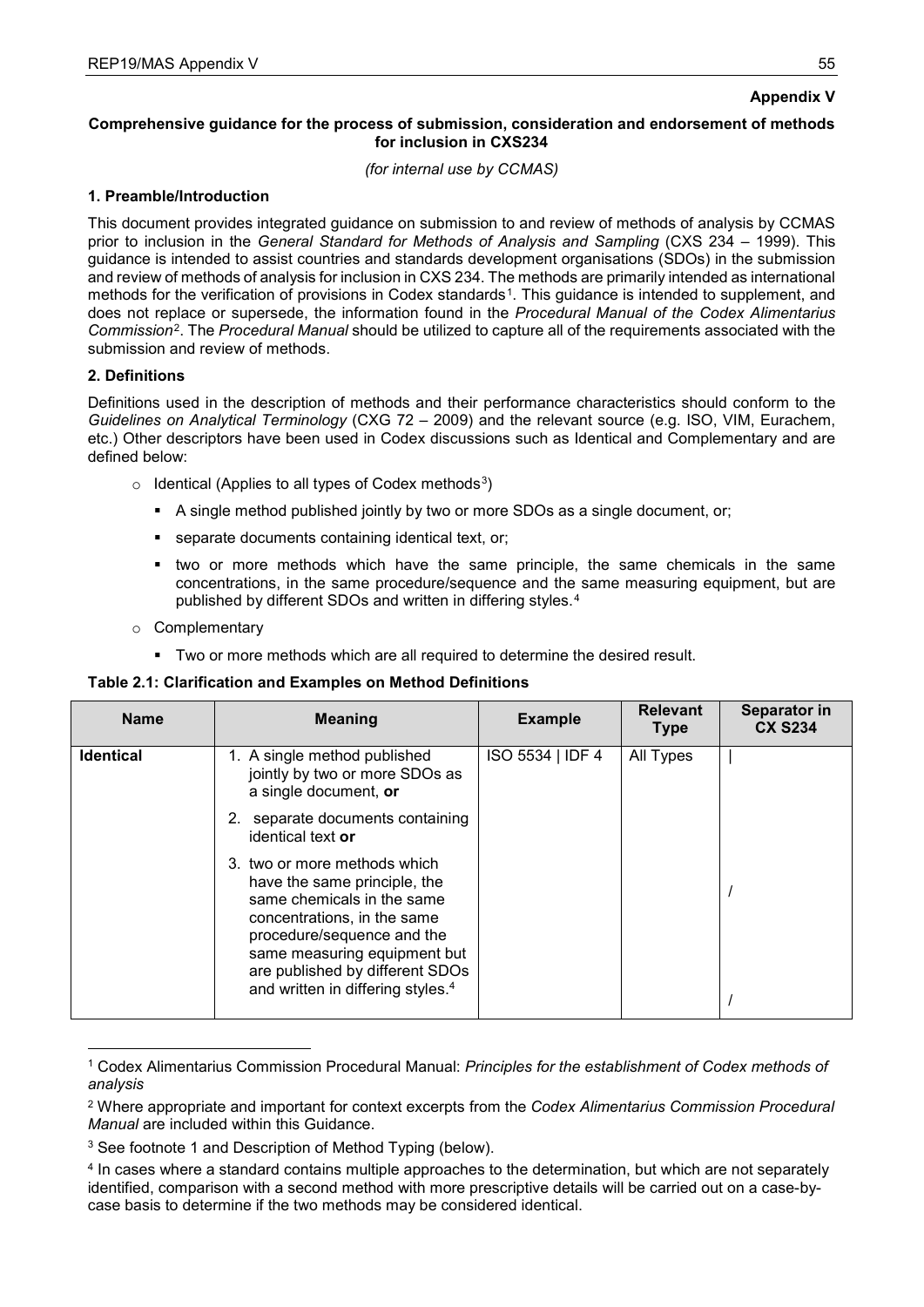**Appendix V**

**Comprehensive guidance for the process of submission, consideration and endorsement of methods for inclusion in CXS234**

*(for internal use by CCMAS)*

**1. Preamble/Introduction**

This document provides integrated guidance on submission to and review of methods of analysis by CCMAS prior to inclusion in the *General Standard for Methods of Analysis and Sampling* (CXS 234 – 1999). This guidance is intended to assist countries and standards development organisations (SDOs) in the submission and review of methods of analysis for inclusion in CXS 234. The methods are primarily intended as international methods for the verification of provisions in Codex standards[1]. This guidance is intended to supplement, and does not replace or supersede, the information found in the *Procedural Manual of the Codex Alimentarius Commission*[2]. The *Procedural Manual* should be utilized to capture all of the requirements associated with the submission and review of methods.

**2. Definitions**

Definitions used in the description of methods and their performance characteristics should conform to the *Guidelines on Analytical Terminology* (CXG 72 – 2009) and the relevant source (e.g. ISO, VIM, Eurachem, etc.) Other descriptors have been used in Codex discussions such as Identical and Complementary and are defined below:

- Identical (Applies to all types of Codex methods[3])
  - A single method published jointly by two or more SDOs as a single document, or;
  - separate documents containing identical text, or;
  - two or more methods which have the same principle, the same chemicals in the same concentrations, in the same procedure/sequence and the same measuring equipment, but are published by different SDOs and written in differing styles.[4]
- Complementary
  - Two or more methods which are all required to determine the desired result.

**Table 2.1: Clarification and Examples on Method Definitions**

| Name | Meaning | Example | Relevant Type | Separator in CX S234 |
|---|---|---|---|---|
| **Identical** | 1. A single method published jointly by two or more SDOs as a single document, **or** | ISO 5534 \| IDF 4 | All Types | \| |
| | 2. separate documents containing identical text **or** | | | / |
| | 3. two or more methods which have the same principle, the same chemicals in the same concentrations, in the same procedure/sequence and the same measuring equipment but are published by different SDOs and written in differing styles.[4] | | | / |

[1] Codex Alimentarius Commission Procedural Manual: *Principles for the establishment of Codex methods of analysis*

[2] Where appropriate and important for context excerpts from the *Codex Alimentarius Commission Procedural Manual* are included within this Guidance.

[3] See footnote 1 and Description of Method Typing (below).

[4] In cases where a standard contains multiple approaches to the determination, but which are not separately identified, comparison with a second method with more prescriptive details will be carried out on a case-by-case basis to determine if the two methods may be considered identical.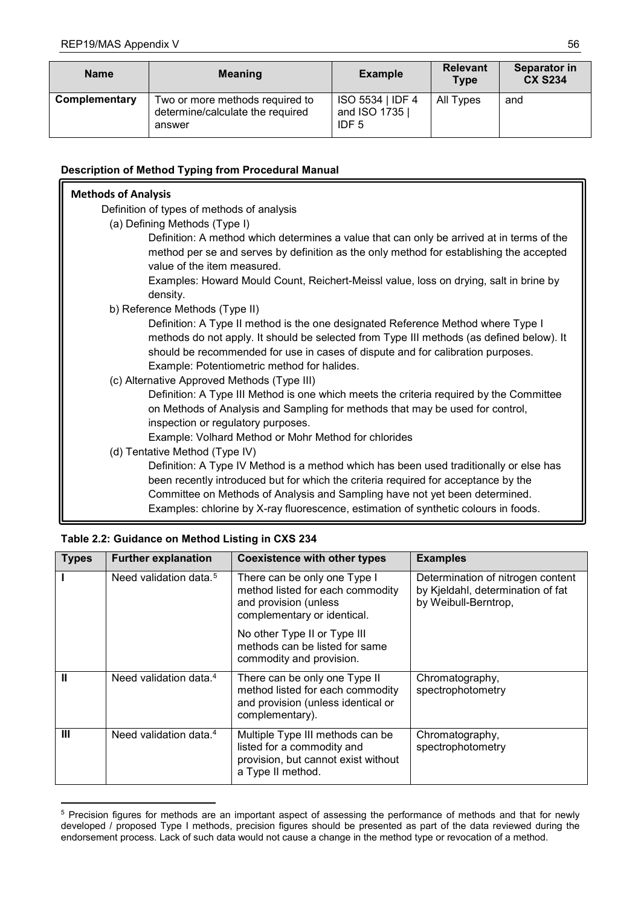| Name | Meaning | Example | Relevant Type | Separator in CX S234 |
|---|---|---|---|---|
| **Complementary** | Two or more methods required to determine/calculate the required answer | ISO 5534 \| IDF 4 and ISO 1735 \| IDF 5 | All Types | and |

**Description of Method Typing from Procedural Manual**

**Methods of Analysis**

Definition of types of methods of analysis

(a) Defining Methods (Type I)

Definition: A method which determines a value that can only be arrived at in terms of the method per se and serves by definition as the only method for establishing the accepted value of the item measured.

Examples: Howard Mould Count, Reichert-Meissl value, loss on drying, salt in brine by density.

b) Reference Methods (Type II)

Definition: A Type II method is the one designated Reference Method where Type I methods do not apply. It should be selected from Type III methods (as defined below). It should be recommended for use in cases of dispute and for calibration purposes.

Example: Potentiometric method for halides.

(c) Alternative Approved Methods (Type III)

Definition: A Type III Method is one which meets the criteria required by the Committee on Methods of Analysis and Sampling for methods that may be used for control, inspection or regulatory purposes.

Example: Volhard Method or Mohr Method for chlorides

(d) Tentative Method (Type IV)

Definition: A Type IV Method is a method which has been used traditionally or else has been recently introduced but for which the criteria required for acceptance by the Committee on Methods of Analysis and Sampling have not yet been determined.

Examples: chlorine by X-ray fluorescence, estimation of synthetic colours in foods.

**Table 2.2: Guidance on Method Listing in CXS 234**

| Types | Further explanation | Coexistence with other types | Examples |
|---|---|---|---|
| **I** | Need validation data.[5] | There can be only one Type I method listed for each commodity and provision (unless complementary or identical. No other Type II or Type III methods can be listed for same commodity and provision. | Determination of nitrogen content by Kjeldahl, determination of fat by Weibull-Berntrop, |
| **II** | Need validation data.[4] | There can be only one Type II method listed for each commodity and provision (unless identical or complementary). | Chromatography, spectrophotometry |
| **III** | Need validation data.[4] | Multiple Type III methods can be listed for a commodity and provision, but cannot exist without a Type II method. | Chromatography, spectrophotometry |

[5] Precision figures for methods are an important aspect of assessing the performance of methods and that for newly developed / proposed Type I methods, precision figures should be presented as part of the data reviewed during the endorsement process. Lack of such data would not cause a change in the method type or revocation of a method.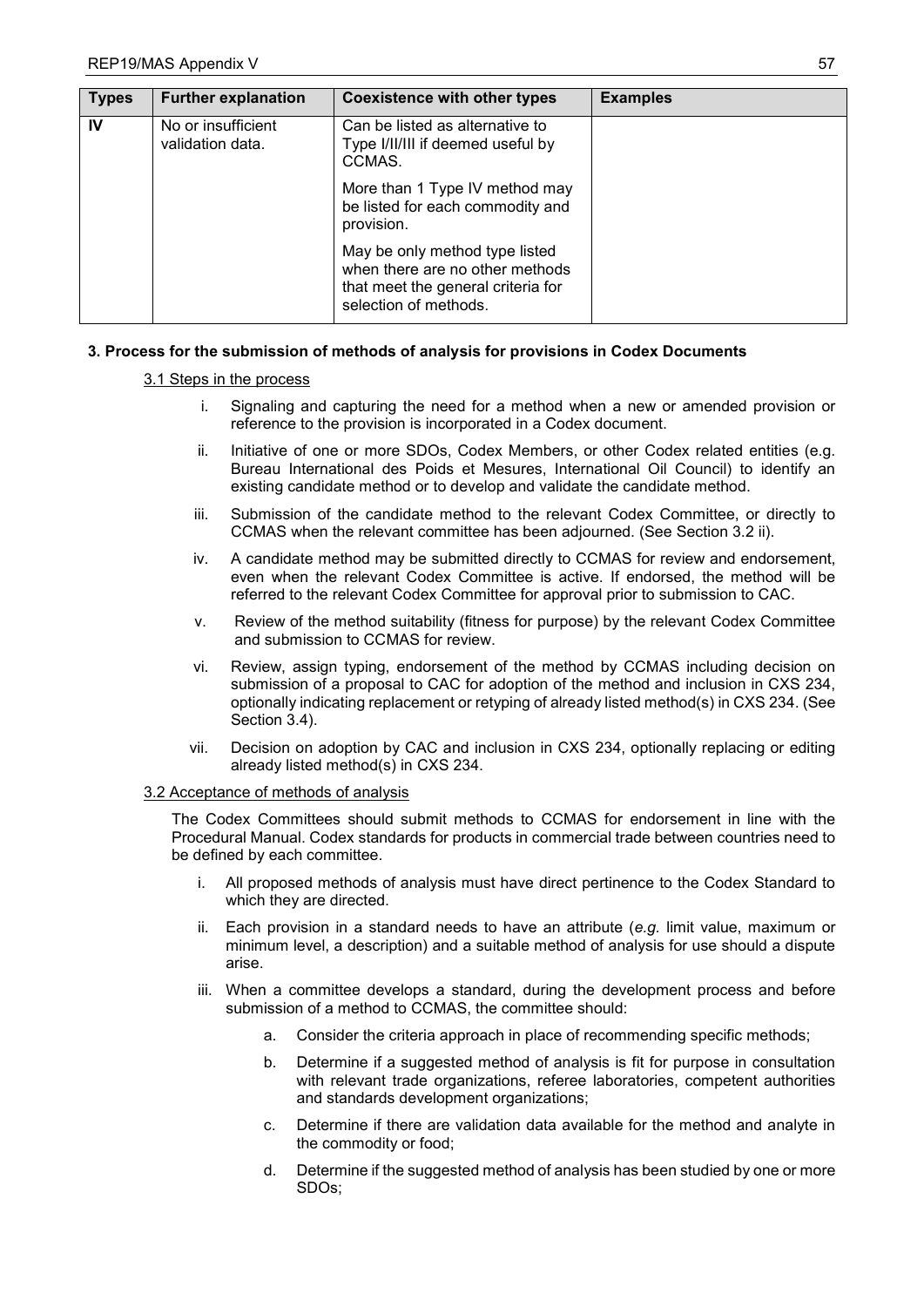| Types | Further explanation | Coexistence with other types | Examples |
|---|---|---|---|
| IV | No or insufficient validation data. | Can be listed as alternative to Type I/II/III if deemed useful by CCMAS.<br><br>More than 1 Type IV method may be listed for each commodity and provision.<br><br>May be only method type listed when there are no other methods that meet the general criteria for selection of methods. | |

**3. Process for the submission of methods of analysis for provisions in Codex Documents**

3.1 Steps in the process

i. Signaling and capturing the need for a method when a new or amended provision or reference to the provision is incorporated in a Codex document.

ii. Initiative of one or more SDOs, Codex Members, or other Codex related entities (e.g. Bureau International des Poids et Mesures, International Oil Council) to identify an existing candidate method or to develop and validate the candidate method.

iii. Submission of the candidate method to the relevant Codex Committee, or directly to CCMAS when the relevant committee has been adjourned. (See Section 3.2 ii).

iv. A candidate method may be submitted directly to CCMAS for review and endorsement, even when the relevant Codex Committee is active. If endorsed, the method will be referred to the relevant Codex Committee for approval prior to submission to CAC.

v. Review of the method suitability (fitness for purpose) by the relevant Codex Committee and submission to CCMAS for review.

vi. Review, assign typing, endorsement of the method by CCMAS including decision on submission of a proposal to CAC for adoption of the method and inclusion in CXS 234, optionally indicating replacement or retyping of already listed method(s) in CXS 234. (See Section 3.4).

vii. Decision on adoption by CAC and inclusion in CXS 234, optionally replacing or editing already listed method(s) in CXS 234.

3.2 Acceptance of methods of analysis

The Codex Committees should submit methods to CCMAS for endorsement in line with the Procedural Manual. Codex standards for products in commercial trade between countries need to be defined by each committee.

i. All proposed methods of analysis must have direct pertinence to the Codex Standard to which they are directed.

ii. Each provision in a standard needs to have an attribute (*e.g.* limit value, maximum or minimum level, a description) and a suitable method of analysis for use should a dispute arise.

iii. When a committee develops a standard, during the development process and before submission of a method to CCMAS, the committee should:

   a. Consider the criteria approach in place of recommending specific methods;

   b. Determine if a suggested method of analysis is fit for purpose in consultation with relevant trade organizations, referee laboratories, competent authorities and standards development organizations;

   c. Determine if there are validation data available for the method and analyte in the commodity or food;

   d. Determine if the suggested method of analysis has been studied by one or more SDOs;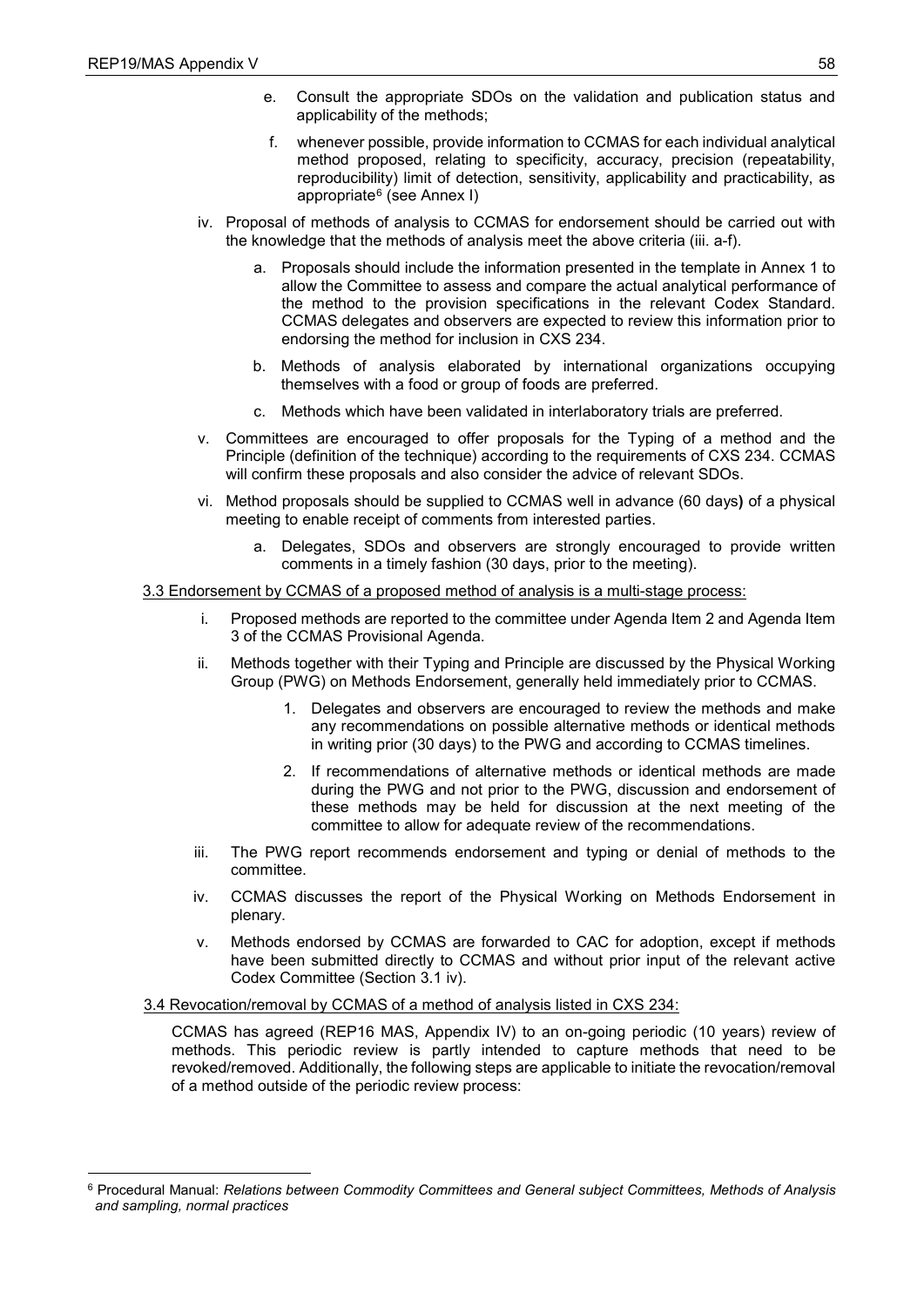e. Consult the appropriate SDOs on the validation and publication status and applicability of the methods;

   f. whenever possible, provide information to CCMAS for each individual analytical method proposed, relating to specificity, accuracy, precision (repeatability, reproducibility) limit of detection, sensitivity, applicability and practicability, as appropriate[6] (see Annex I)

iv. Proposal of methods of analysis to CCMAS for endorsement should be carried out with the knowledge that the methods of analysis meet the above criteria (iii. a-f).

   a. Proposals should include the information presented in the template in Annex 1 to allow the Committee to assess and compare the actual analytical performance of the method to the provision specifications in the relevant Codex Standard. CCMAS delegates and observers are expected to review this information prior to endorsing the method for inclusion in CXS 234.

   b. Methods of analysis elaborated by international organizations occupying themselves with a food or group of foods are preferred.

   c. Methods which have been validated in interlaboratory trials are preferred.

v. Committees are encouraged to offer proposals for the Typing of a method and the Principle (definition of the technique) according to the requirements of CXS 234. CCMAS will confirm these proposals and also consider the advice of relevant SDOs.

vi. Method proposals should be supplied to CCMAS well in advance (60 days**)** of a physical meeting to enable receipt of comments from interested parties.

   a. Delegates, SDOs and observers are strongly encouraged to provide written comments in a timely fashion (30 days, prior to the meeting).

<u>3.3 Endorsement by CCMAS of a proposed method of analysis is a multi-stage process:</u>

i. Proposed methods are reported to the committee under Agenda Item 2 and Agenda Item 3 of the CCMAS Provisional Agenda.

ii. Methods together with their Typing and Principle are discussed by the Physical Working Group (PWG) on Methods Endorsement, generally held immediately prior to CCMAS.

   1. Delegates and observers are encouraged to review the methods and make any recommendations on possible alternative methods or identical methods in writing prior (30 days) to the PWG and according to CCMAS timelines.

   2. If recommendations of alternative methods or identical methods are made during the PWG and not prior to the PWG, discussion and endorsement of these methods may be held for discussion at the next meeting of the committee to allow for adequate review of the recommendations.

iii. The PWG report recommends endorsement and typing or denial of methods to the committee.

iv. CCMAS discusses the report of the Physical Working on Methods Endorsement in plenary.

v. Methods endorsed by CCMAS are forwarded to CAC for adoption, except if methods have been submitted directly to CCMAS and without prior input of the relevant active Codex Committee (Section 3.1 iv).

<u>3.4 Revocation/removal by CCMAS of a method of analysis listed in CXS 234:</u>

CCMAS has agreed (REP16 MAS, Appendix IV) to an on-going periodic (10 years) review of methods. This periodic review is partly intended to capture methods that need to be revoked/removed. Additionally, the following steps are applicable to initiate the revocation/removal of a method outside of the periodic review process:

---

[6] Procedural Manual: *Relations between Commodity Committees and General subject Committees, Methods of Analysis and sampling, normal practices*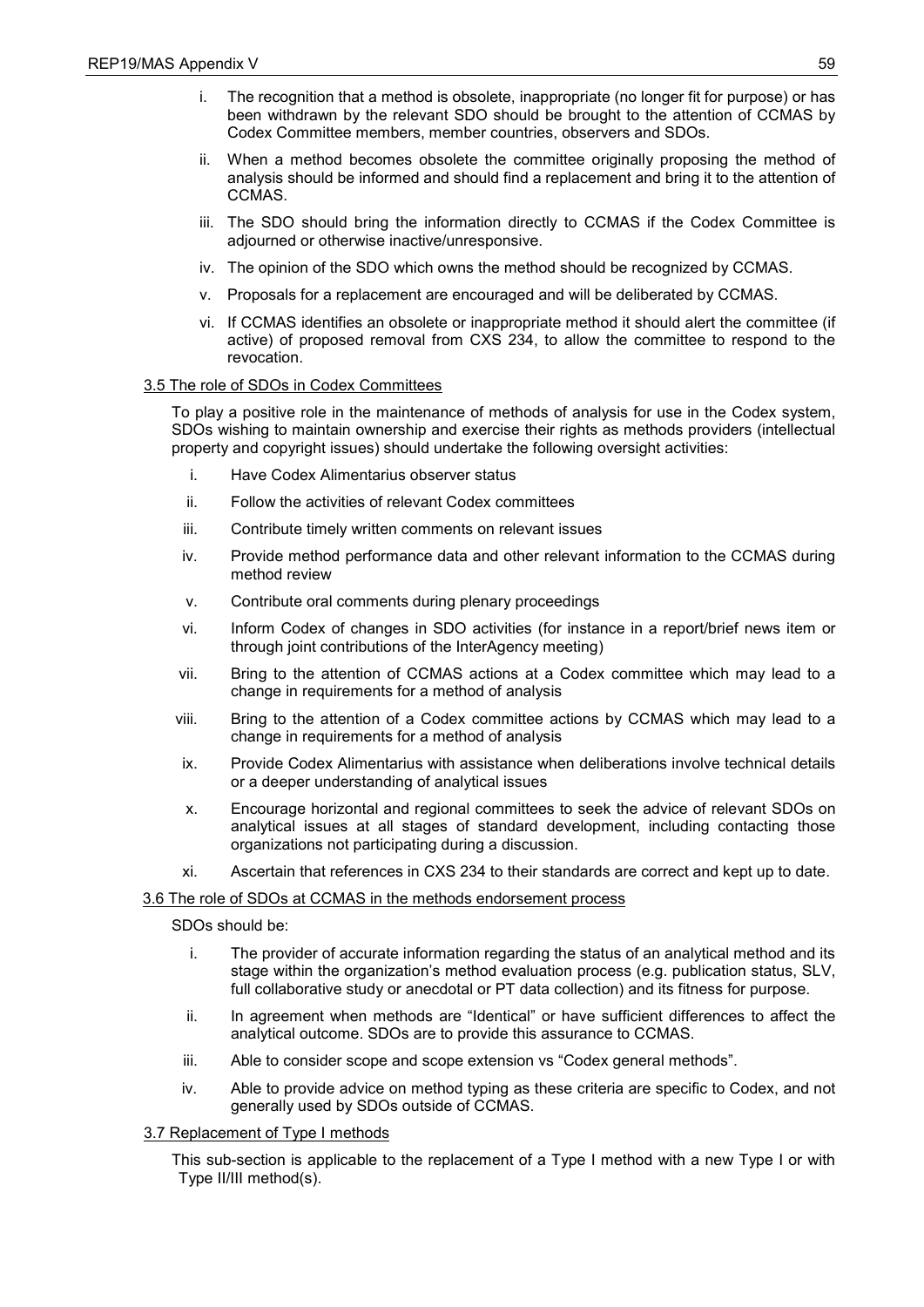i. The recognition that a method is obsolete, inappropriate (no longer fit for purpose) or has been withdrawn by the relevant SDO should be brought to the attention of CCMAS by Codex Committee members, member countries, observers and SDOs.

ii. When a method becomes obsolete the committee originally proposing the method of analysis should be informed and should find a replacement and bring it to the attention of CCMAS.

iii. The SDO should bring the information directly to CCMAS if the Codex Committee is adjourned or otherwise inactive/unresponsive.

iv. The opinion of the SDO which owns the method should be recognized by CCMAS.

v. Proposals for a replacement are encouraged and will be deliberated by CCMAS.

vi. If CCMAS identifies an obsolete or inappropriate method it should alert the committee (if active) of proposed removal from CXS 234, to allow the committee to respond to the revocation.

3.5 The role of SDOs in Codex Committees

To play a positive role in the maintenance of methods of analysis for use in the Codex system, SDOs wishing to maintain ownership and exercise their rights as methods providers (intellectual property and copyright issues) should undertake the following oversight activities:

i. Have Codex Alimentarius observer status

ii. Follow the activities of relevant Codex committees

iii. Contribute timely written comments on relevant issues

iv. Provide method performance data and other relevant information to the CCMAS during method review

v. Contribute oral comments during plenary proceedings

vi. Inform Codex of changes in SDO activities (for instance in a report/brief news item or through joint contributions of the InterAgency meeting)

vii. Bring to the attention of CCMAS actions at a Codex committee which may lead to a change in requirements for a method of analysis

viii. Bring to the attention of a Codex committee actions by CCMAS which may lead to a change in requirements for a method of analysis

ix. Provide Codex Alimentarius with assistance when deliberations involve technical details or a deeper understanding of analytical issues

x. Encourage horizontal and regional committees to seek the advice of relevant SDOs on analytical issues at all stages of standard development, including contacting those organizations not participating during a discussion.

xi. Ascertain that references in CXS 234 to their standards are correct and kept up to date.

3.6 The role of SDOs at CCMAS in the methods endorsement process

SDOs should be:

i. The provider of accurate information regarding the status of an analytical method and its stage within the organization's method evaluation process (e.g. publication status, SLV, full collaborative study or anecdotal or PT data collection) and its fitness for purpose.

ii. In agreement when methods are "Identical" or have sufficient differences to affect the analytical outcome. SDOs are to provide this assurance to CCMAS.

iii. Able to consider scope and scope extension vs "Codex general methods".

iv. Able to provide advice on method typing as these criteria are specific to Codex, and not generally used by SDOs outside of CCMAS.

3.7 Replacement of Type I methods

This sub-section is applicable to the replacement of a Type I method with a new Type I or with Type II/III method(s).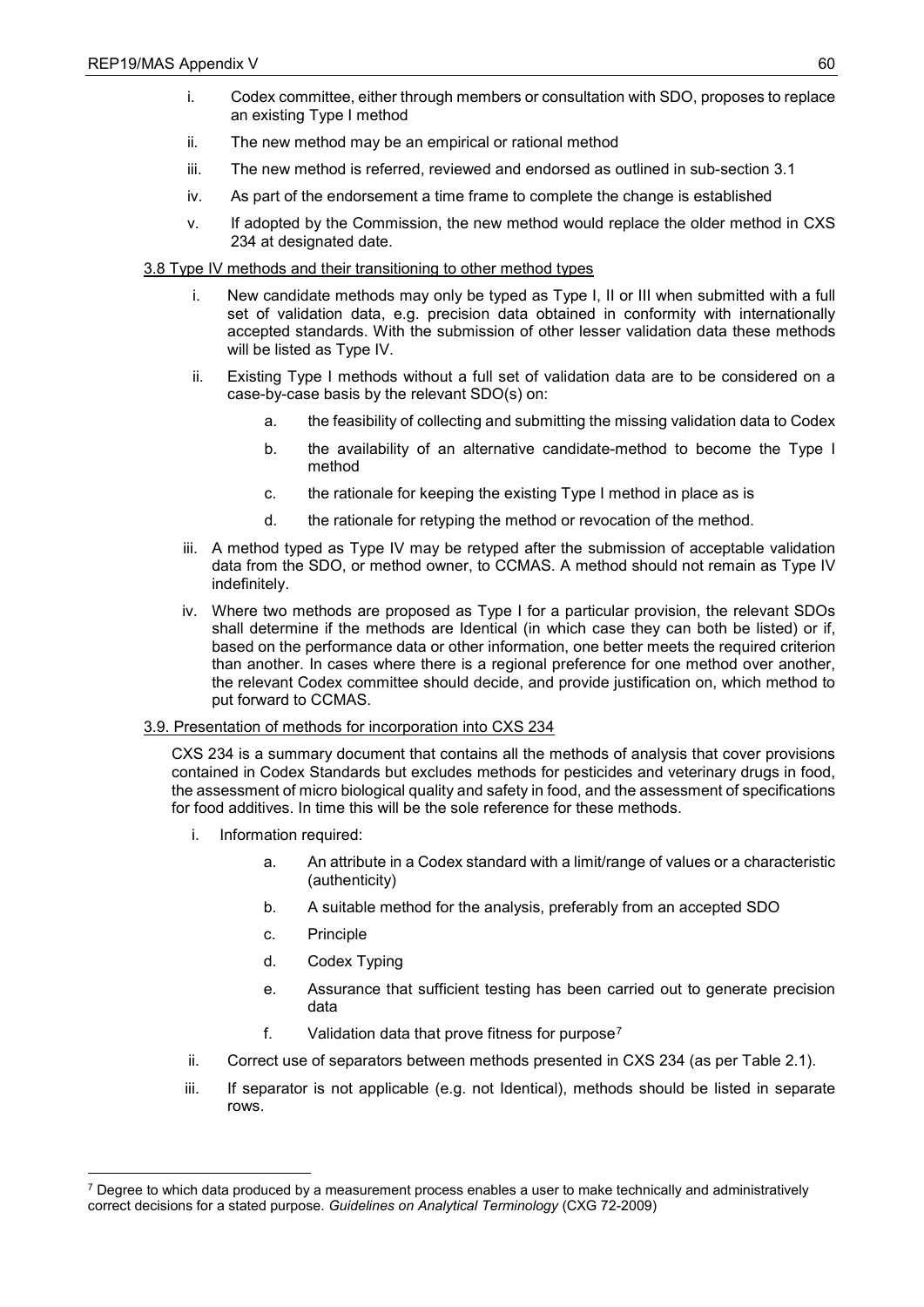i. Codex committee, either through members or consultation with SDO, proposes to replace an existing Type I method

ii. The new method may be an empirical or rational method

iii. The new method is referred, reviewed and endorsed as outlined in sub-section 3.1

iv. As part of the endorsement a time frame to complete the change is established

v. If adopted by the Commission, the new method would replace the older method in CXS 234 at designated date.

3.8 Type IV methods and their transitioning to other method types

i. New candidate methods may only be typed as Type I, II or III when submitted with a full set of validation data, e.g. precision data obtained in conformity with internationally accepted standards. With the submission of other lesser validation data these methods will be listed as Type IV.

ii. Existing Type I methods without a full set of validation data are to be considered on a case-by-case basis by the relevant SDO(s) on:

   a. the feasibility of collecting and submitting the missing validation data to Codex

   b. the availability of an alternative candidate-method to become the Type I method

   c. the rationale for keeping the existing Type I method in place as is

   d. the rationale for retyping the method or revocation of the method.

iii. A method typed as Type IV may be retyped after the submission of acceptable validation data from the SDO, or method owner, to CCMAS. A method should not remain as Type IV indefinitely.

iv. Where two methods are proposed as Type I for a particular provision, the relevant SDOs shall determine if the methods are Identical (in which case they can both be listed) or if, based on the performance data or other information, one better meets the required criterion than another. In cases where there is a regional preference for one method over another, the relevant Codex committee should decide, and provide justification on, which method to put forward to CCMAS.

3.9. Presentation of methods for incorporation into CXS 234

CXS 234 is a summary document that contains all the methods of analysis that cover provisions contained in Codex Standards but excludes methods for pesticides and veterinary drugs in food, the assessment of micro biological quality and safety in food, and the assessment of specifications for food additives. In time this will be the sole reference for these methods.

i. Information required:

   a. An attribute in a Codex standard with a limit/range of values or a characteristic (authenticity)

   b. A suitable method for the analysis, preferably from an accepted SDO

   c. Principle

   d. Codex Typing

   e. Assurance that sufficient testing has been carried out to generate precision data

   f. Validation data that prove fitness for purpose[7]

ii. Correct use of separators between methods presented in CXS 234 (as per Table 2.1).

iii. If separator is not applicable (e.g. not Identical), methods should be listed in separate rows.

[7] Degree to which data produced by a measurement process enables a user to make technically and administratively correct decisions for a stated purpose. *Guidelines on Analytical Terminology* (CXG 72-2009)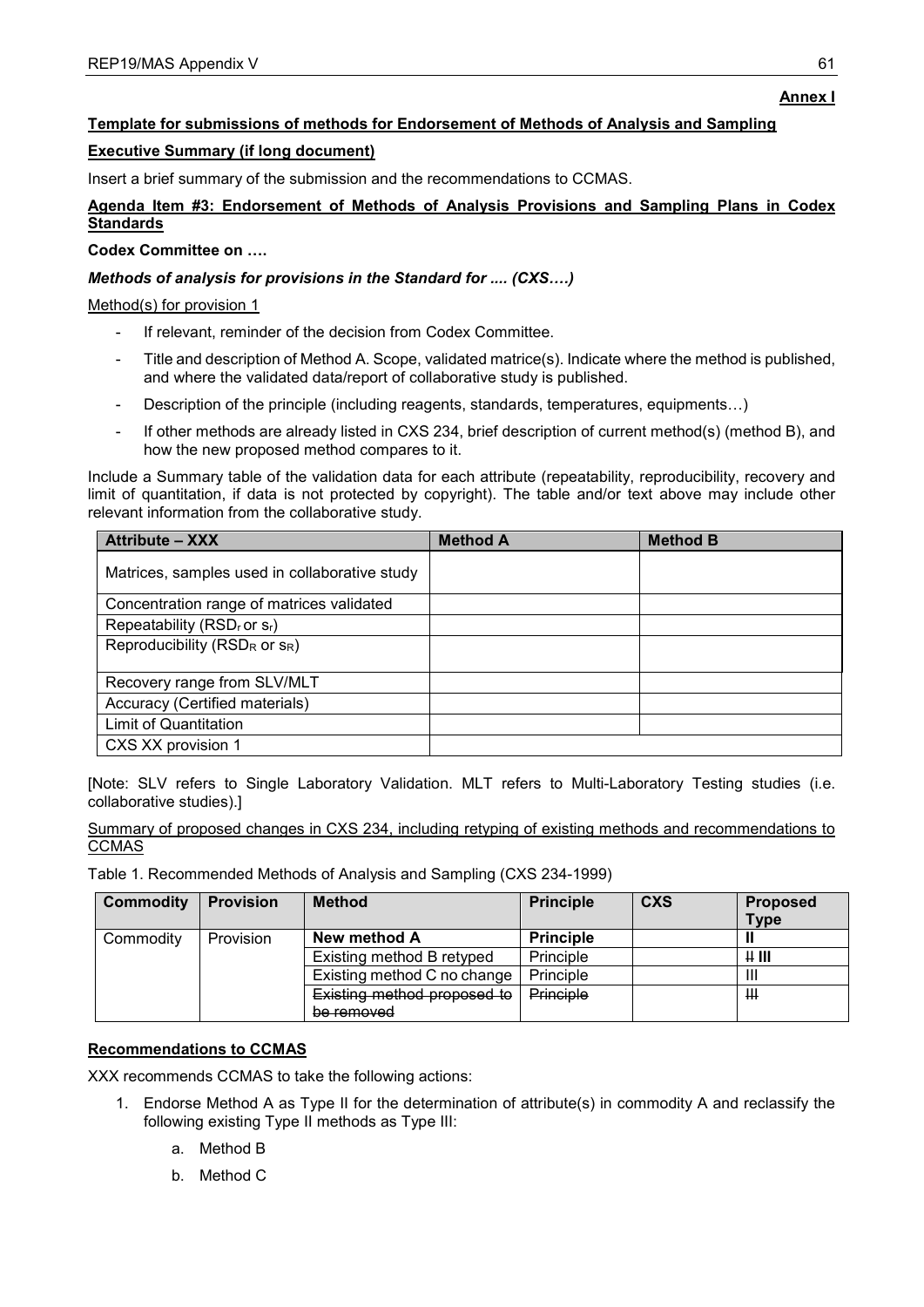**Annex I**

**Template for submissions of methods for Endorsement of Methods of Analysis and Sampling**

**Executive Summary (if long document)**

Insert a brief summary of the submission and the recommendations to CCMAS.

**Agenda Item #3: Endorsement of Methods of Analysis Provisions and Sampling Plans in Codex Standards**

**Codex Committee on ….**

***Methods of analysis for provisions in the Standard for .... (CXS….)***

Method(s) for provision 1

- If relevant, reminder of the decision from Codex Committee.
- Title and description of Method A. Scope, validated matrice(s). Indicate where the method is published, and where the validated data/report of collaborative study is published.
- Description of the principle (including reagents, standards, temperatures, equipments…)
- If other methods are already listed in CXS 234, brief description of current method(s) (method B), and how the new proposed method compares to it.

Include a Summary table of the validation data for each attribute (repeatability, reproducibility, recovery and limit of quantitation, if data is not protected by copyright). The table and/or text above may include other relevant information from the collaborative study.

| Attribute – XXX | Method A | Method B |
|---|---|---|
| Matrices, samples used in collaborative study | | |
| Concentration range of matrices validated | | |
| Repeatability ($RSD_r$ or $s_r$) | | |
| Reproducibility ($RSD_R$ or $s_R$) | | |
| Recovery range from SLV/MLT | | |
| Accuracy (Certified materials) | | |
| Limit of Quantitation | | |
| CXS XX provision 1 | | |

[Note: SLV refers to Single Laboratory Validation. MLT refers to Multi-Laboratory Testing studies (i.e. collaborative studies).]

Summary of proposed changes in CXS 234, including retyping of existing methods and recommendations to CCMAS

Table 1. Recommended Methods of Analysis and Sampling (CXS 234-1999)

| Commodity | Provision | Method | Principle | CXS | Proposed Type |
|---|---|---|---|---|---|
| Commodity | Provision | **New method A** | **Principle** | | **II** |
| | | Existing method B retyped | Principle | | ~~II~~ **III** |
| | | Existing method C no change | Principle | | III |
| | | ~~Existing method proposed to be removed~~ | ~~Principle~~ | | ~~III~~ |

**Recommendations to CCMAS**

XXX recommends CCMAS to take the following actions:

1. Endorse Method A as Type II for the determination of attribute(s) in commodity A and reclassify the following existing Type II methods as Type III:
   a. Method B
   b. Method C